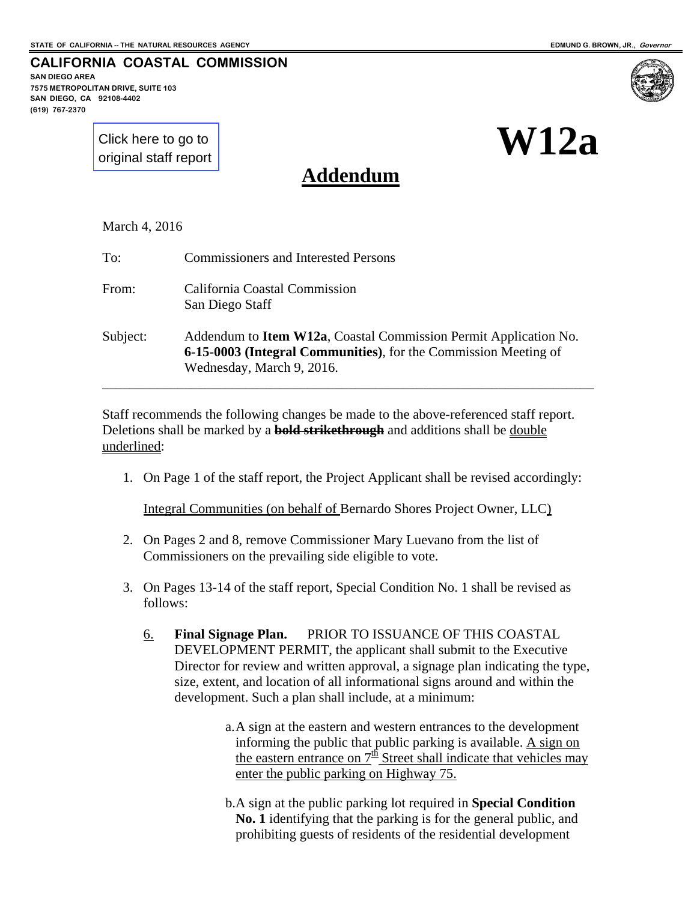STATE OF CALIFORNIA -- THE NATURAL RESOURCES AGENCY

EDMUND G. BROWN, JR., *Governor*

**CALIFORNIA COASTAL COMMISSION**
**SAN DIEGO AREA**
**7575 METROPOLITAN DRIVE, SUITE 103**
**SAN DIEGO, CA 92108-4402**
**(619) 767-2370**

Click here to go to original staff report

# W12a

## Addendum

March 4, 2016

To: Commissioners and Interested Persons

From: California Coastal Commission
San Diego Staff

Subject: Addendum to **Item W12a**, Coastal Commission Permit Application No. **6-15-0003 (Integral Communities)**, for the Commission Meeting of Wednesday, March 9, 2016.

---

Staff recommends the following changes be made to the above-referenced staff report. Deletions shall be marked by a ~~**bold strikethrough**~~ and additions shall be double underlined:

1. On Page 1 of the staff report, the Project Applicant shall be revised accordingly:

   Integral Communities (on behalf of Bernardo Shores Project Owner, LLC)

2. On Pages 2 and 8, remove Commissioner Mary Luevano from the list of Commissioners on the prevailing side eligible to vote.

3. On Pages 13-14 of the staff report, Special Condition No. 1 shall be revised as follows:

   6. **Final Signage Plan.** PRIOR TO ISSUANCE OF THIS COASTAL DEVELOPMENT PERMIT, the applicant shall submit to the Executive Director for review and written approval, a signage plan indicating the type, size, extent, and location of all informational signs around and within the development. Such a plan shall include, at a minimum:

      a. A sign at the eastern and western entrances to the development informing the public that public parking is available. A sign on the eastern entrance on 7th Street shall indicate that vehicles may enter the public parking on Highway 75.

      b. A sign at the public parking lot required in **Special Condition No. 1** identifying that the parking is for the general public, and prohibiting guests of residents of the residential development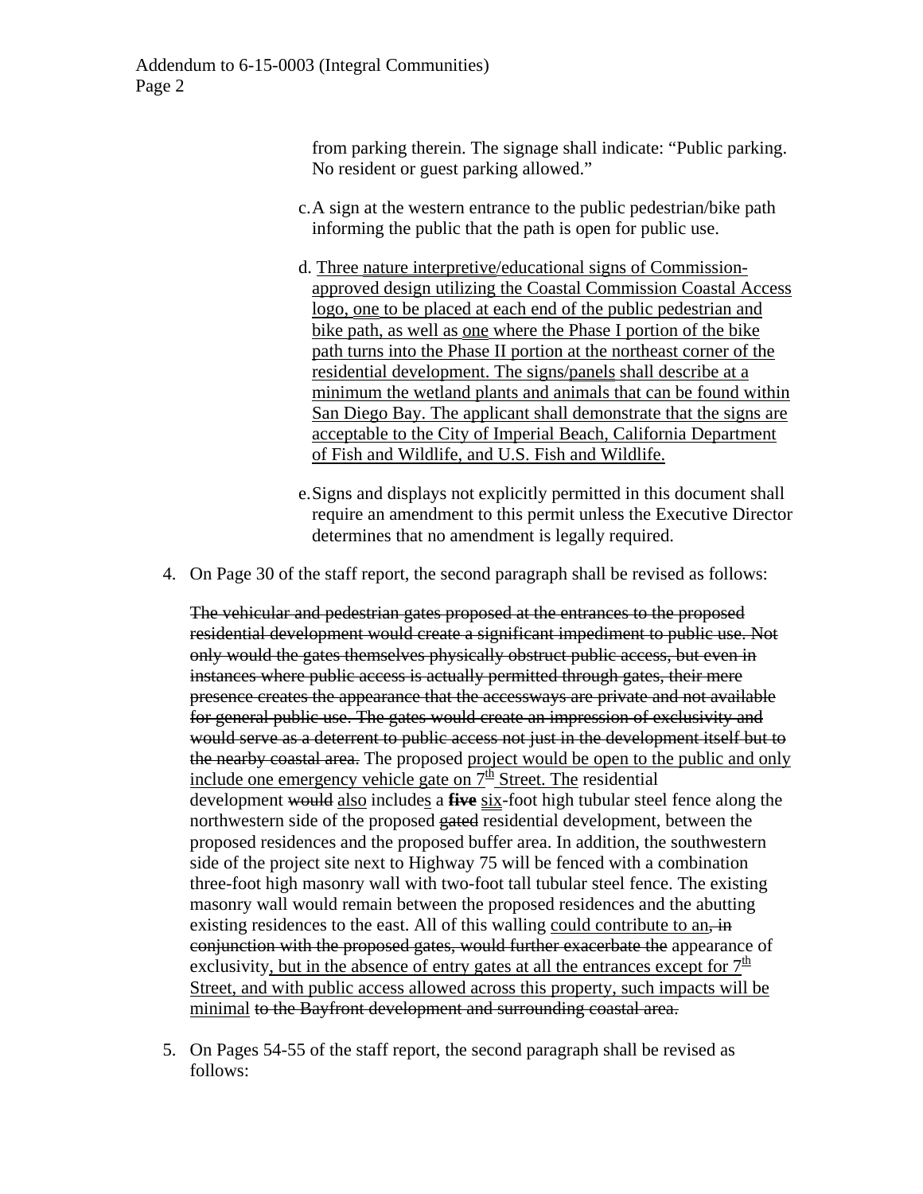from parking therein. The signage shall indicate: "Public parking. No resident or guest parking allowed."

c. A sign at the western entrance to the public pedestrian/bike path informing the public that the path is open for public use.

d. <u>Three nature interpretive/educational signs of Commission-approved design utilizing the Coastal Commission Coastal Access logo, one to be placed at each end of the public pedestrian and bike path, as well as one where the Phase I portion of the bike path turns into the Phase II portion at the northeast corner of the residential development. The signs/panels shall describe at a minimum the wetland plants and animals that can be found within San Diego Bay. The applicant shall demonstrate that the signs are acceptable to the City of Imperial Beach, California Department of Fish and Wildlife, and U.S. Fish and Wildlife.</u>

e. Signs and displays not explicitly permitted in this document shall require an amendment to this permit unless the Executive Director determines that no amendment is legally required.

4. On Page 30 of the staff report, the second paragraph shall be revised as follows:

~~The vehicular and pedestrian gates proposed at the entrances to the proposed residential development would create a significant impediment to public use. Not only would the gates themselves physically obstruct public access, but even in instances where public access is actually permitted through gates, their mere presence creates the appearance that the accessways are private and not available for general public use. The gates would create an impression of exclusivity and would serve as a deterrent to public access not just in the development itself but to the nearby coastal area.~~ The proposed <u>project would be open to the public and only include one emergency vehicle gate on 7th Street. The</u> residential development ~~would~~ <u>also</u> include<u>s</u> a ~~**five**~~ <u>six</u>-foot high tubular steel fence along the northwestern side of the proposed ~~gated~~ residential development, between the proposed residences and the proposed buffer area. In addition, the southwestern side of the project site next to Highway 75 will be fenced with a combination three-foot high masonry wall with two-foot tall tubular steel fence. The existing masonry wall would remain between the proposed residences and the abutting existing residences to the east. All of this walling <u>could contribute to an</u>~~, in conjunction with the proposed gates, would further exacerbate the~~ appearance of exclusivity<u>, but in the absence of entry gates at all the entrances except for 7th Street, and with public access allowed across this property, such impacts will be minimal</u> ~~to the Bayfront development and surrounding coastal area.~~

5. On Pages 54-55 of the staff report, the second paragraph shall be revised as follows: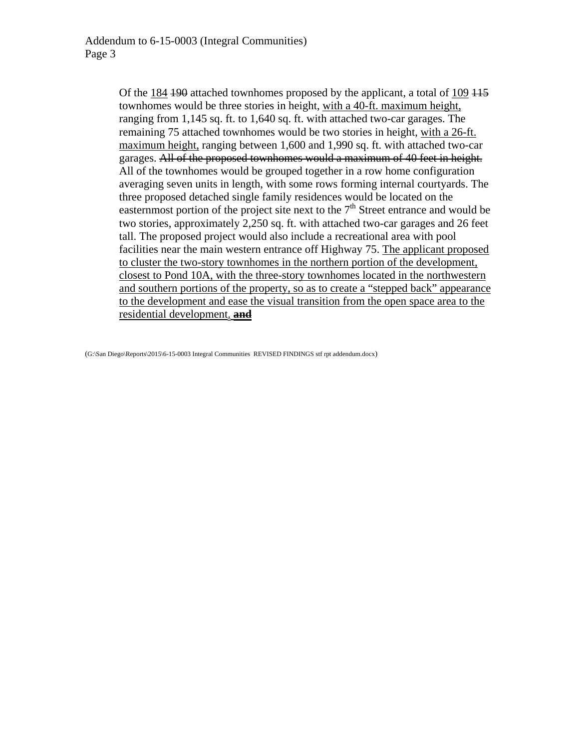Of the <u>184</u> ~~190~~ attached townhomes proposed by the applicant, a total of <u>109</u> ~~115~~ townhomes would be three stories in height, <u>with a 40-ft. maximum height,</u> ranging from 1,145 sq. ft. to 1,640 sq. ft. with attached two-car garages. The remaining 75 attached townhomes would be two stories in height, <u>with a 26-ft. maximum height,</u> ranging between 1,600 and 1,990 sq. ft. with attached two-car garages. ~~All of the proposed townhomes would a maximum of 40 feet in height.~~ All of the townhomes would be grouped together in a row home configuration averaging seven units in length, with some rows forming internal courtyards. The three proposed detached single family residences would be located on the easternmost portion of the project site next to the 7th Street entrance and would be two stories, approximately 2,250 sq. ft. with attached two-car garages and 26 feet tall. The proposed project would also include a recreational area with pool facilities near the main western entrance off Highway 75. <u>The applicant proposed to cluster the two-story townhomes in the northern portion of the development, closest to Pond 10A, with the three-story townhomes located in the northwestern and southern portions of the property, so as to create a "stepped back" appearance to the development and ease the visual transition from the open space area to the residential development.</u> ~~**and**~~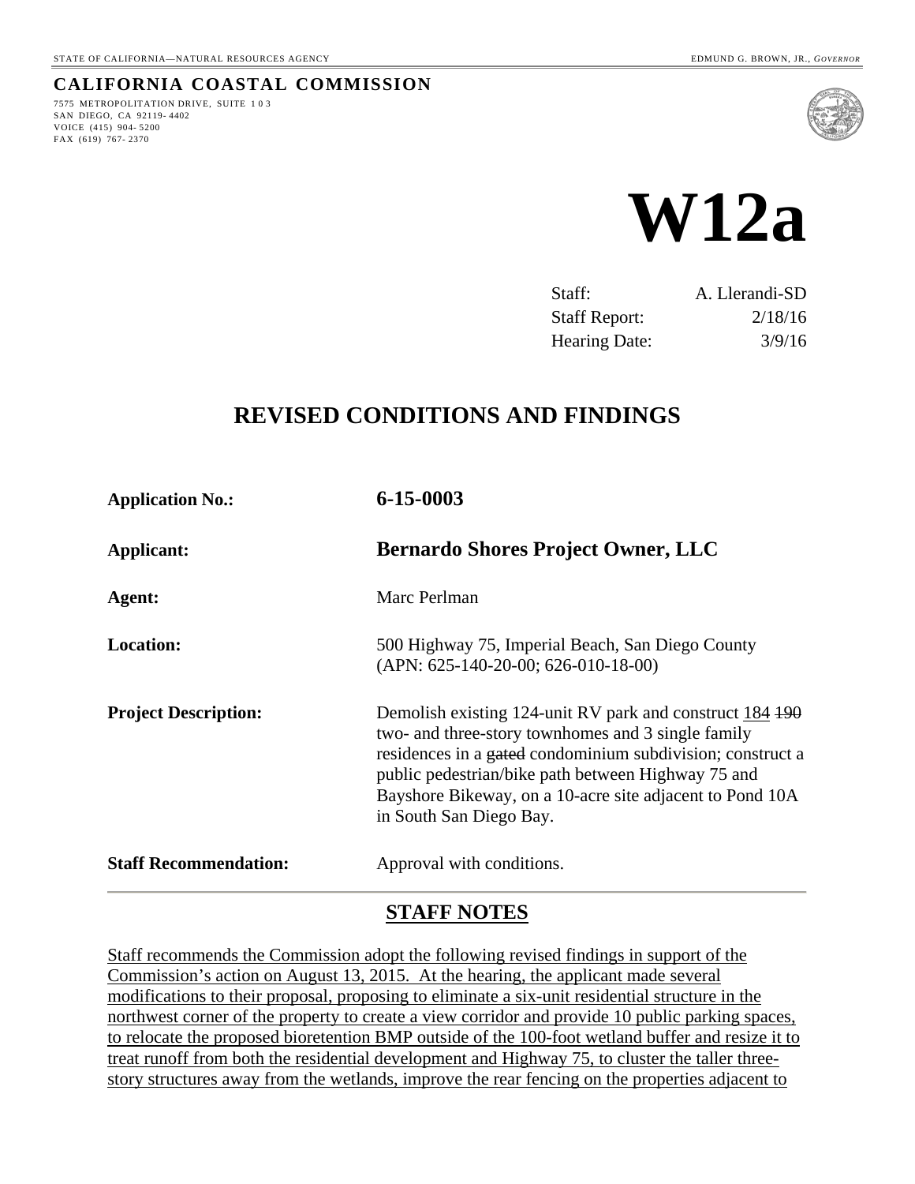STATE OF CALIFORNIA—NATURAL RESOURCES AGENCY

EDMUND G. BROWN, JR., *GOVERNOR*

**CALIFORNIA COASTAL COMMISSION**

7575 METROPOLITAN DRIVE, SUITE 103
SAN DIEGO, CA 92119-4402
VOICE (415) 904-5200
FAX (619) 767-2370

# W12a

| | |
|---|---|
| Staff: | A. Llerandi-SD |
| Staff Report: | 2/18/16 |
| Hearing Date: | 3/9/16 |

## REVISED CONDITIONS AND FINDINGS

| | |
|---|---|
| **Application No.:** | **6-15-0003** |
| **Applicant:** | **Bernardo Shores Project Owner, LLC** |
| **Agent:** | Marc Perlman |
| **Location:** | 500 Highway 75, Imperial Beach, San Diego County (APN: 625-140-20-00; 626-010-18-00) |
| **Project Description:** | Demolish existing 124-unit RV park and construct <u>184</u> ~~190~~ two- and three-story townhomes and 3 single family residences in a ~~gated~~ condominium subdivision; construct a public pedestrian/bike path between Highway 75 and Bayshore Bikeway, on a 10-acre site adjacent to Pond 10A in South San Diego Bay. |
| **Staff Recommendation:** | Approval with conditions. |

## STAFF NOTES

<u>Staff recommends the Commission adopt the following revised findings in support of the Commission's action on August 13, 2015. At the hearing, the applicant made several modifications to their proposal, proposing to eliminate a six-unit residential structure in the northwest corner of the property to create a view corridor and provide 10 public parking spaces, to relocate the proposed bioretention BMP outside of the 100-foot wetland buffer and resize it to treat runoff from both the residential development and Highway 75, to cluster the taller three-story structures away from the wetlands, improve the rear fencing on the properties adjacent to</u>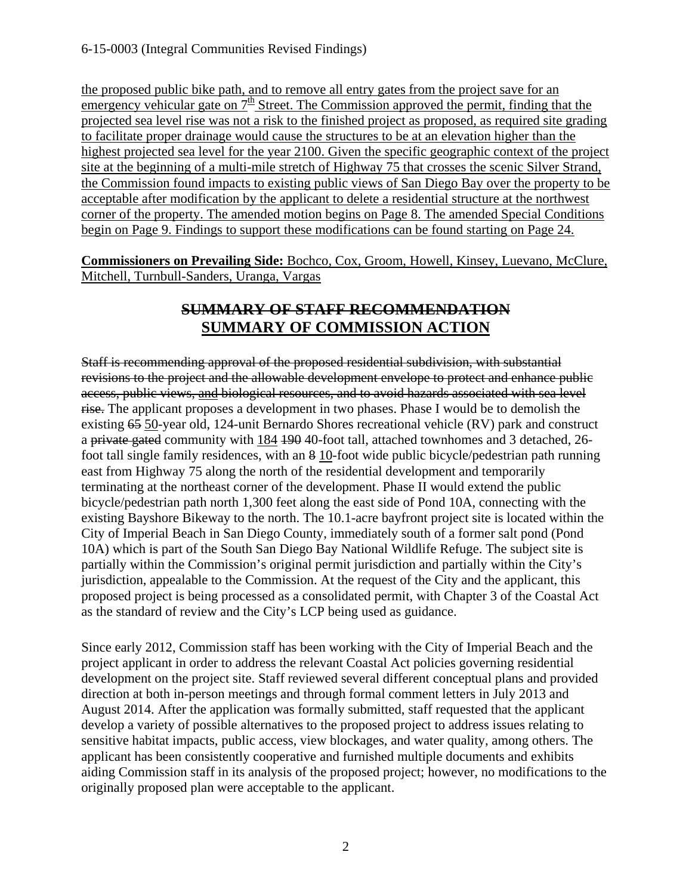the proposed public bike path, and to remove all entry gates from the project save for an emergency vehicular gate on 7th Street. The Commission approved the permit, finding that the projected sea level rise was not a risk to the finished project as proposed, as required site grading to facilitate proper drainage would cause the structures to be at an elevation higher than the highest projected sea level for the year 2100. Given the specific geographic context of the project site at the beginning of a multi-mile stretch of Highway 75 that crosses the scenic Silver Strand, the Commission found impacts to existing public views of San Diego Bay over the property to be acceptable after modification by the applicant to delete a residential structure at the northwest corner of the property. The amended motion begins on Page 8. The amended Special Conditions begin on Page 9. Findings to support these modifications can be found starting on Page 24.

**Commissioners on Prevailing Side:** Bochco, Cox, Groom, Howell, Kinsey, Luevano, McClure, Mitchell, Turnbull-Sanders, Uranga, Vargas

## ~~SUMMARY OF STAFF RECOMMENDATION~~
## SUMMARY OF COMMISSION ACTION

~~Staff is recommending approval of the proposed residential subdivision, with substantial revisions to the project and the allowable development envelope to protect and enhance public access, public views, and biological resources, and to avoid hazards associated with sea level rise.~~ The applicant proposes a development in two phases. Phase I would be to demolish the existing ~~65~~ 50-year old, 124-unit Bernardo Shores recreational vehicle (RV) park and construct a ~~private gated~~ community with 184 ~~190~~ 40-foot tall, attached townhomes and 3 detached, 26-foot tall single family residences, with an ~~8~~ 10-foot wide public bicycle/pedestrian path running east from Highway 75 along the north of the residential development and temporarily terminating at the northeast corner of the development. Phase II would extend the public bicycle/pedestrian path north 1,300 feet along the east side of Pond 10A, connecting with the existing Bayshore Bikeway to the north. The 10.1-acre bayfront project site is located within the City of Imperial Beach in San Diego County, immediately south of a former salt pond (Pond 10A) which is part of the South San Diego Bay National Wildlife Refuge. The subject site is partially within the Commission's original permit jurisdiction and partially within the City's jurisdiction, appealable to the Commission. At the request of the City and the applicant, this proposed project is being processed as a consolidated permit, with Chapter 3 of the Coastal Act as the standard of review and the City's LCP being used as guidance.

Since early 2012, Commission staff has been working with the City of Imperial Beach and the project applicant in order to address the relevant Coastal Act policies governing residential development on the project site. Staff reviewed several different conceptual plans and provided direction at both in-person meetings and through formal comment letters in July 2013 and August 2014. After the application was formally submitted, staff requested that the applicant develop a variety of possible alternatives to the proposed project to address issues relating to sensitive habitat impacts, public access, view blockages, and water quality, among others. The applicant has been consistently cooperative and furnished multiple documents and exhibits aiding Commission staff in its analysis of the proposed project; however, no modifications to the originally proposed plan were acceptable to the applicant.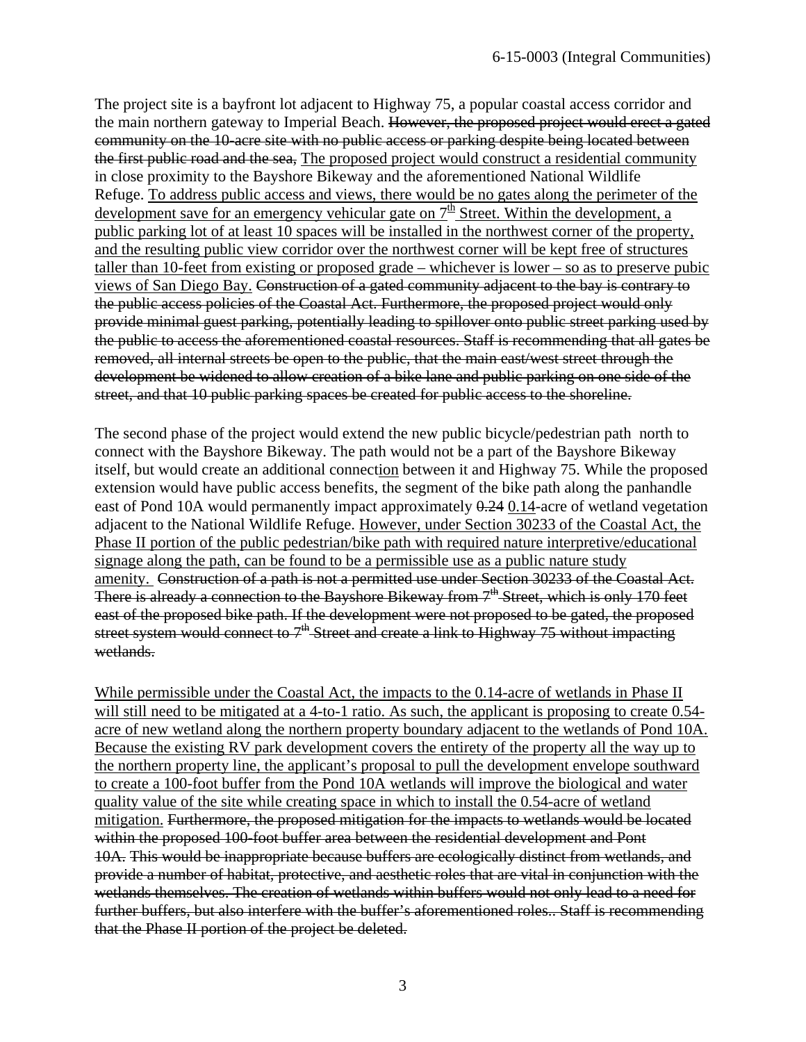The project site is a bayfront lot adjacent to Highway 75, a popular coastal access corridor and the main northern gateway to Imperial Beach. ~~However, the proposed project would erect a gated community on the 10-acre site with no public access or parking despite being located between the first public road and the sea,~~ <u>The proposed project would construct a residential community</u> in close proximity to the Bayshore Bikeway and the aforementioned National Wildlife Refuge. <u>To address public access and views, there would be no gates along the perimeter of the development save for an emergency vehicular gate on 7th Street. Within the development, a public parking lot of at least 10 spaces will be installed in the northwest corner of the property, and the resulting public view corridor over the northwest corner will be kept free of structures taller than 10-feet from existing or proposed grade – whichever is lower – so as to preserve pubic views of San Diego Bay.</u> ~~Construction of a gated community adjacent to the bay is contrary to the public access policies of the Coastal Act. Furthermore, the proposed project would only provide minimal guest parking, potentially leading to spillover onto public street parking used by the public to access the aforementioned coastal resources. Staff is recommending that all gates be removed, all internal streets be open to the public, that the main east/west street through the development be widened to allow creation of a bike lane and public parking on one side of the street, and that 10 public parking spaces be created for public access to the shoreline.~~

The second phase of the project would extend the new public bicycle/pedestrian path north to connect with the Bayshore Bikeway. The path would not be a part of the Bayshore Bikeway itself, but would create an additional connect<u>ion</u> between it and Highway 75. While the proposed extension would have public access benefits, the segment of the bike path along the panhandle east of Pond 10A would permanently impact approximately ~~0.24~~ <u>0.14</u>-acre of wetland vegetation adjacent to the National Wildlife Refuge. <u>However, under Section 30233 of the Coastal Act, the Phase II portion of the public pedestrian/bike path with required nature interpretive/educational signage along the path, can be found to be a permissible use as a public nature study amenity.</u> ~~Construction of a path is not a permitted use under Section 30233 of the Coastal Act. There is already a connection to the Bayshore Bikeway from 7th Street, which is only 170 feet east of the proposed bike path. If the development were not proposed to be gated, the proposed street system would connect to 7th Street and create a link to Highway 75 without impacting wetlands.~~

<u>While permissible under the Coastal Act, the impacts to the 0.14-acre of wetlands in Phase II will still need to be mitigated at a 4-to-1 ratio. As such, the applicant is proposing to create 0.54-acre of new wetland along the northern property boundary adjacent to the wetlands of Pond 10A. Because the existing RV park development covers the entirety of the property all the way up to the northern property line, the applicant's proposal to pull the development envelope southward to create a 100-foot buffer from the Pond 10A wetlands will improve the biological and water quality value of the site while creating space in which to install the 0.54-acre of wetland mitigation.</u> ~~Furthermore, the proposed mitigation for the impacts to wetlands would be located within the proposed 100-foot buffer area between the residential development and Pont 10A. This would be inappropriate because buffers are ecologically distinct from wetlands, and provide a number of habitat, protective, and aesthetic roles that are vital in conjunction with the wetlands themselves. The creation of wetlands within buffers would not only lead to a need for further buffers, but also interfere with the buffer's aforementioned roles.. Staff is recommending that the Phase II portion of the project be deleted.~~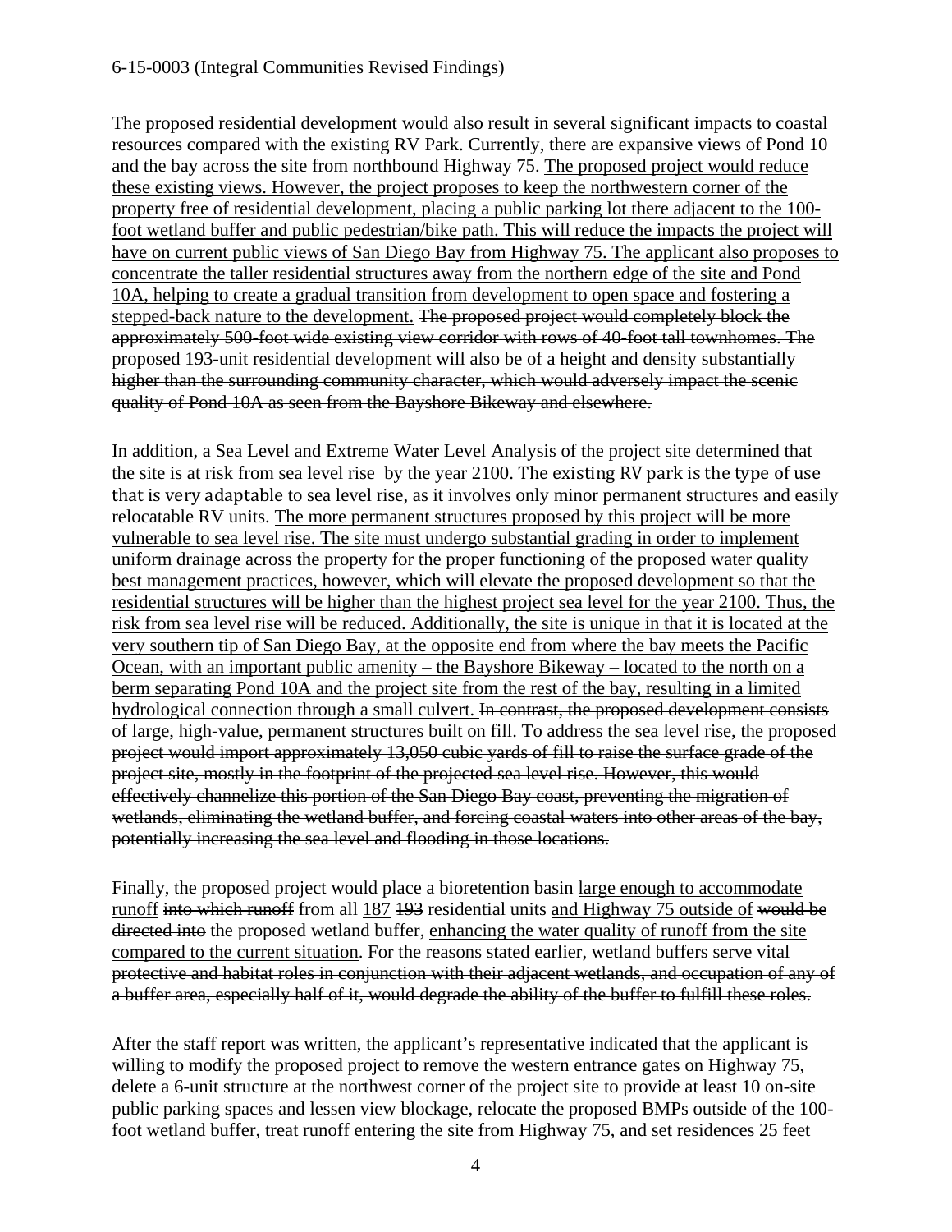The proposed residential development would also result in several significant impacts to coastal resources compared with the existing RV Park. Currently, there are expansive views of Pond 10 and the bay across the site from northbound Highway 75. <u>The proposed project would reduce these existing views. However, the project proposes to keep the northwestern corner of the property free of residential development, placing a public parking lot there adjacent to the 100-foot wetland buffer and public pedestrian/bike path. This will reduce the impacts the project will have on current public views of San Diego Bay from Highway 75. The applicant also proposes to concentrate the taller residential structures away from the northern edge of the site and Pond 10A, helping to create a gradual transition from development to open space and fostering a stepped-back nature to the development.</u> ~~The proposed project would completely block the approximately 500-foot wide existing view corridor with rows of 40-foot tall townhomes. The proposed 193-unit residential development will also be of a height and density substantially higher than the surrounding community character, which would adversely impact the scenic quality of Pond 10A as seen from the Bayshore Bikeway and elsewhere.~~

In addition, a Sea Level and Extreme Water Level Analysis of the project site determined that the site is at risk from sea level rise by the year 2100. The existing RV park is the type of use that is very adaptable to sea level rise, as it involves only minor permanent structures and easily relocatable RV units. <u>The more permanent structures proposed by this project will be more vulnerable to sea level rise. The site must undergo substantial grading in order to implement uniform drainage across the property for the proper functioning of the proposed water quality best management practices, however, which will elevate the proposed development so that the residential structures will be higher than the highest project sea level for the year 2100. Thus, the risk from sea level rise will be reduced. Additionally, the site is unique in that it is located at the very southern tip of San Diego Bay, at the opposite end from where the bay meets the Pacific Ocean, with an important public amenity – the Bayshore Bikeway – located to the north on a berm separating Pond 10A and the project site from the rest of the bay, resulting in a limited hydrological connection through a small culvert.</u> ~~In contrast, the proposed development consists of large, high-value, permanent structures built on fill. To address the sea level rise, the proposed project would import approximately 13,050 cubic yards of fill to raise the surface grade of the project site, mostly in the footprint of the projected sea level rise. However, this would effectively channelize this portion of the San Diego Bay coast, preventing the migration of wetlands, eliminating the wetland buffer, and forcing coastal waters into other areas of the bay, potentially increasing the sea level and flooding in those locations.~~

Finally, the proposed project would place a bioretention basin <u>large enough to accommodate runoff</u> ~~into which runoff~~ from all <u>187</u> ~~193~~ residential units <u>and Highway 75 outside of</u> ~~would be directed into~~ the proposed wetland buffer, <u>enhancing the water quality of runoff from the site compared to the current situation</u>. ~~For the reasons stated earlier, wetland buffers serve vital protective and habitat roles in conjunction with their adjacent wetlands, and occupation of any of a buffer area, especially half of it, would degrade the ability of the buffer to fulfill these roles.~~

After the staff report was written, the applicant's representative indicated that the applicant is willing to modify the proposed project to remove the western entrance gates on Highway 75, delete a 6-unit structure at the northwest corner of the project site to provide at least 10 on-site public parking spaces and lessen view blockage, relocate the proposed BMPs outside of the 100-foot wetland buffer, treat runoff entering the site from Highway 75, and set residences 25 feet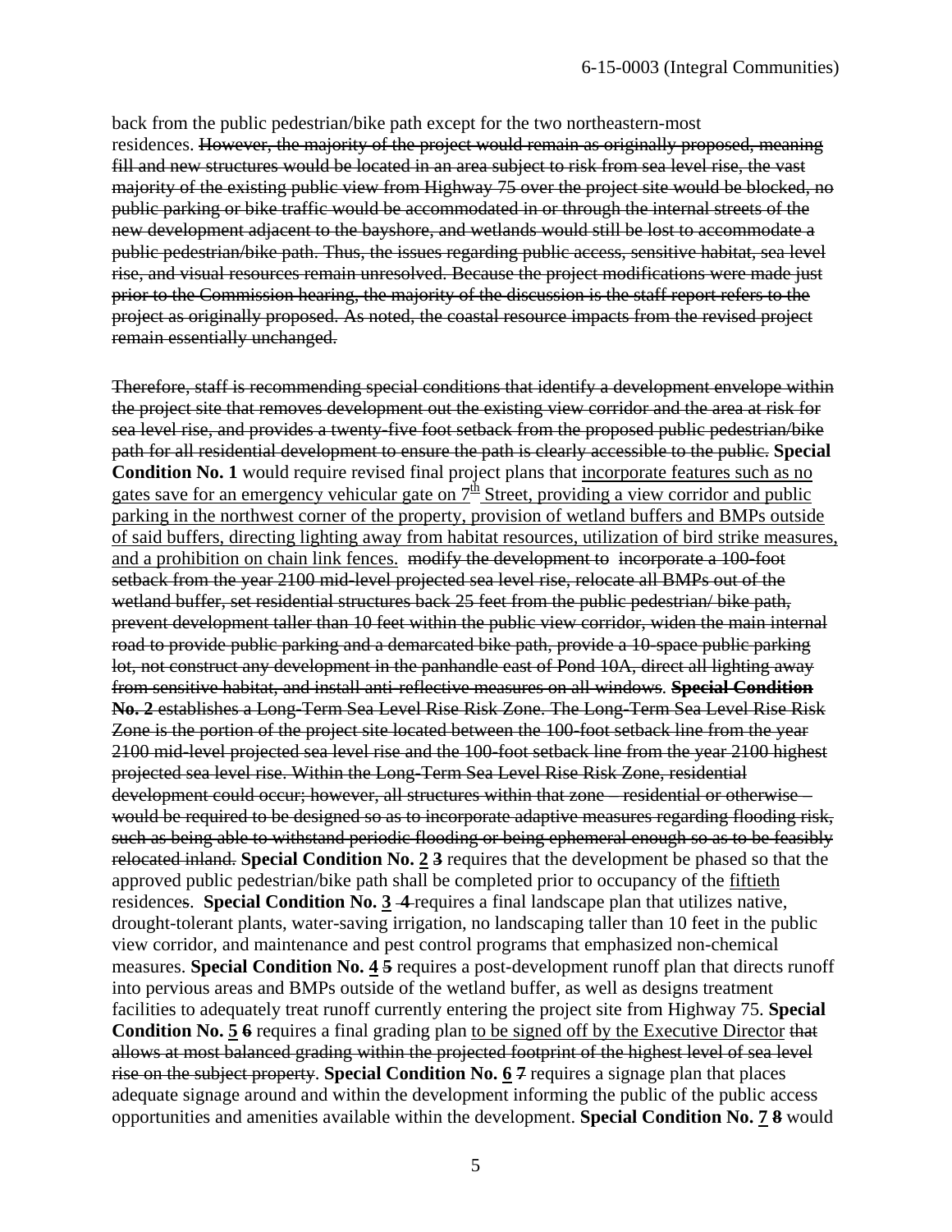back from the public pedestrian/bike path except for the two northeastern-most residences. ~~However, the majority of the project would remain as originally proposed, meaning fill and new structures would be located in an area subject to risk from sea level rise, the vast majority of the existing public view from Highway 75 over the project site would be blocked, no public parking or bike traffic would be accommodated in or through the internal streets of the new development adjacent to the bayshore, and wetlands would still be lost to accommodate a public pedestrian/bike path. Thus, the issues regarding public access, sensitive habitat, sea level rise, and visual resources remain unresolved. Because the project modifications were made just prior to the Commission hearing, the majority of the discussion is the staff report refers to the project as originally proposed. As noted, the coastal resource impacts from the revised project remain essentially unchanged.~~

~~Therefore, staff is recommending special conditions that identify a development envelope within the project site that removes development out the existing view corridor and the area at risk for sea level rise, and provides a twenty-five foot setback from the proposed public pedestrian/bike path for all residential development to ensure the path is clearly accessible to the public.~~ **Special Condition No. 1** would require revised final project plans that <u>incorporate features such as no gates save for an emergency vehicular gate on 7th Street, providing a view corridor and public parking in the northwest corner of the property, provision of wetland buffers and BMPs outside of said buffers, directing lighting away from habitat resources, utilization of bird strike measures, and a prohibition on chain link fences.</u> ~~modify the development to incorporate a 100-foot setback from the year 2100 mid-level projected sea level rise, relocate all BMPs out of the wetland buffer, set residential structures back 25 feet from the public pedestrian/ bike path, prevent development taller than 10 feet within the public view corridor, widen the main internal road to provide public parking and a demarcated bike path, provide a 10-space public parking lot, not construct any development in the panhandle east of Pond 10A, direct all lighting away from sensitive habitat, and install anti-reflective measures on all windows.~~ ~~**Special Condition No. 2** establishes a Long-Term Sea Level Rise Risk Zone. The Long-Term Sea Level Rise Risk Zone is the portion of the project site located between the 100-foot setback line from the year 2100 mid-level projected sea level rise and the 100-foot setback line from the year 2100 highest projected sea level rise. Within the Long-Term Sea Level Rise Risk Zone, residential development could occur; however, all structures within that zone – residential or otherwise – would be required to be designed so as to incorporate adaptive measures regarding flooding risk, such as being able to withstand periodic flooding or being ephemeral enough so as to be feasibly relocated inland.~~ **Special Condition No. <u>2</u> ~~3~~** requires that the development be phased so that the approved public pedestrian/bike path shall be completed prior to occupancy of the <u>fiftieth</u> residences. **Special Condition No. <u>3</u> ~~4~~** requires a final landscape plan that utilizes native, drought-tolerant plants, water-saving irrigation, no landscaping taller than 10 feet in the public view corridor, and maintenance and pest control programs that emphasized non-chemical measures. **Special Condition No. <u>4</u> ~~5~~** requires a post-development runoff plan that directs runoff into pervious areas and BMPs outside of the wetland buffer, as well as designs treatment facilities to adequately treat runoff currently entering the project site from Highway 75. **Special Condition No. <u>5</u> ~~6~~** requires a final grading plan <u>to be signed off by the Executive Director</u> ~~that allows at most balanced grading within the projected footprint of the highest level of sea level rise on the subject property~~. **Special Condition No. <u>6</u> ~~7~~** requires a signage plan that places adequate signage around and within the development informing the public of the public access opportunities and amenities available within the development. **Special Condition No. <u>7</u> ~~8~~** would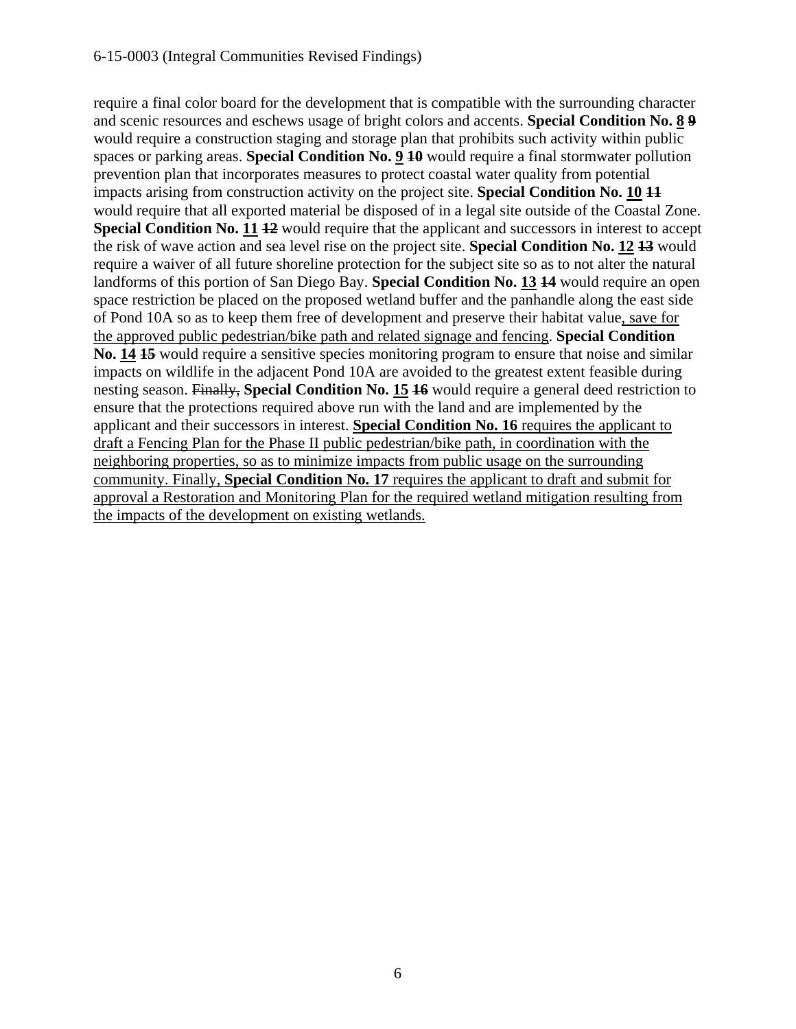require a final color board for the development that is compatible with the surrounding character and scenic resources and eschews usage of bright colors and accents. **Special Condition No. <u>8</u> ~~9~~** would require a construction staging and storage plan that prohibits such activity within public spaces or parking areas. **Special Condition No. <u>9</u> ~~10~~** would require a final stormwater pollution prevention plan that incorporates measures to protect coastal water quality from potential impacts arising from construction activity on the project site. **Special Condition No. <u>10</u> ~~11~~** would require that all exported material be disposed of in a legal site outside of the Coastal Zone. **Special Condition No. <u>11</u> ~~12~~** would require that the applicant and successors in interest to accept the risk of wave action and sea level rise on the project site. **Special Condition No. <u>12</u> ~~13~~** would require a waiver of all future shoreline protection for the subject site so as to not alter the natural landforms of this portion of San Diego Bay. **Special Condition No. <u>13</u> ~~14~~** would require an open space restriction be placed on the proposed wetland buffer and the panhandle along the east side of Pond 10A so as to keep them free of development and preserve their habitat value<u>, save for the approved public pedestrian/bike path and related signage and fencing</u>. **Special Condition No. <u>14</u> ~~15~~** would require a sensitive species monitoring program to ensure that noise and similar impacts on wildlife in the adjacent Pond 10A are avoided to the greatest extent feasible during nesting season. ~~Finally,~~ **Special Condition No. <u>15</u> ~~16~~** would require a general deed restriction to ensure that the protections required above run with the land and are implemented by the applicant and their successors in interest. <u>**Special Condition No. 16** requires the applicant to draft a Fencing Plan for the Phase II public pedestrian/bike path, in coordination with the neighboring properties, so as to minimize impacts from public usage on the surrounding community. Finally, **Special Condition No. 17** requires the applicant to draft and submit for approval a Restoration and Monitoring Plan for the required wetland mitigation resulting from the impacts of the development on existing wetlands.</u>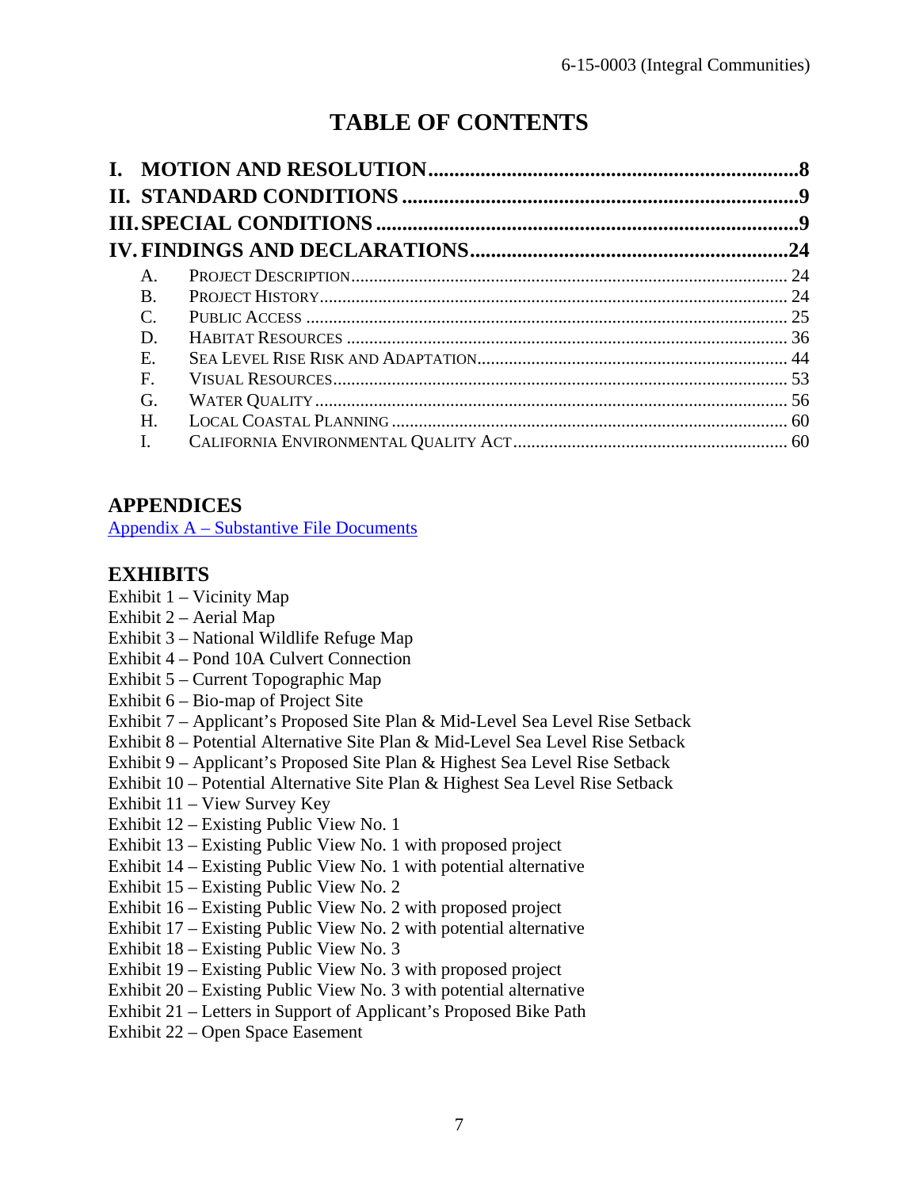# TABLE OF CONTENTS

**I. MOTION AND RESOLUTION** .......................................................................8
**II. STANDARD CONDITIONS** .............................................................................9
**III. SPECIAL CONDITIONS** .................................................................................9
**IV. FINDINGS AND DECLARATIONS** .............................................................24

- A. PROJECT DESCRIPTION ........................................................................................ 24
- B. PROJECT HISTORY ................................................................................................. 24
- C. PUBLIC ACCESS ..................................................................................................... 25
- D. HABITAT RESOURCES ........................................................................................... 36
- E. SEA LEVEL RISE RISK AND ADAPTATION ................................................................... 44
- F. VISUAL RESOURCES ............................................................................................... 53
- G. WATER QUALITY ..................................................................................................... 56
- H. LOCAL COASTAL PLANNING ...................................................................................... 60
- I. CALIFORNIA ENVIRONMENTAL QUALITY ACT ............................................................. 60

## APPENDICES

Appendix A – Substantive File Documents

## EXHIBITS

Exhibit 1 – Vicinity Map
Exhibit 2 – Aerial Map
Exhibit 3 – National Wildlife Refuge Map
Exhibit 4 – Pond 10A Culvert Connection
Exhibit 5 – Current Topographic Map
Exhibit 6 – Bio-map of Project Site
Exhibit 7 – Applicant's Proposed Site Plan & Mid-Level Sea Level Rise Setback
Exhibit 8 – Potential Alternative Site Plan & Mid-Level Sea Level Rise Setback
Exhibit 9 – Applicant's Proposed Site Plan & Highest Sea Level Rise Setback
Exhibit 10 – Potential Alternative Site Plan & Highest Sea Level Rise Setback
Exhibit 11 – View Survey Key
Exhibit 12 – Existing Public View No. 1
Exhibit 13 – Existing Public View No. 1 with proposed project
Exhibit 14 – Existing Public View No. 1 with potential alternative
Exhibit 15 – Existing Public View No. 2
Exhibit 16 – Existing Public View No. 2 with proposed project
Exhibit 17 – Existing Public View No. 2 with potential alternative
Exhibit 18 – Existing Public View No. 3
Exhibit 19 – Existing Public View No. 3 with proposed project
Exhibit 20 – Existing Public View No. 3 with potential alternative
Exhibit 21 – Letters in Support of Applicant's Proposed Bike Path
Exhibit 22 – Open Space Easement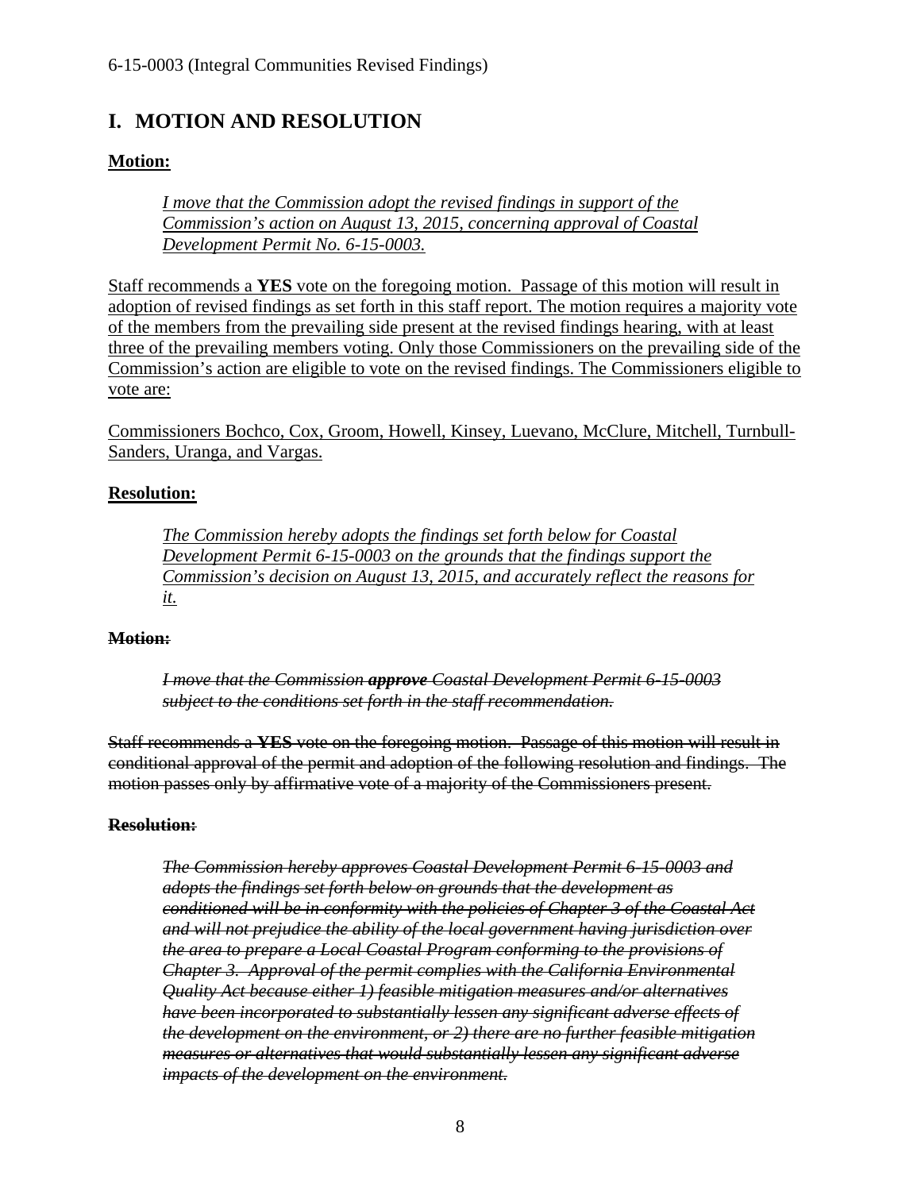# I. MOTION AND RESOLUTION

**<u>Motion:</u>**

> <u>*I move that the Commission adopt the revised findings in support of the Commission's action on August 13, 2015, concerning approval of Coastal Development Permit No. 6-15-0003.*</u>

<u>Staff recommends a **YES** vote on the foregoing motion. Passage of this motion will result in adoption of revised findings as set forth in this staff report. The motion requires a majority vote of the members from the prevailing side present at the revised findings hearing, with at least three of the prevailing members voting. Only those Commissioners on the prevailing side of the Commission's action are eligible to vote on the revised findings. The Commissioners eligible to vote are:</u>

<u>Commissioners Bochco, Cox, Groom, Howell, Kinsey, Luevano, McClure, Mitchell, Turnbull-Sanders, Uranga, and Vargas.</u>

**<u>Resolution:</u>**

> <u>*The Commission hereby adopts the findings set forth below for Coastal Development Permit 6-15-0003 on the grounds that the findings support the Commission's decision on August 13, 2015, and accurately reflect the reasons for it.*</u>

~~**Motion:**~~

> ~~*I move that the Commission **approve** Coastal Development Permit 6-15-0003 subject to the conditions set forth in the staff recommendation.*~~

~~Staff recommends a **YES** vote on the foregoing motion. Passage of this motion will result in conditional approval of the permit and adoption of the following resolution and findings. The motion passes only by affirmative vote of a majority of the Commissioners present.~~

~~**Resolution:**~~

> ~~*The Commission hereby approves Coastal Development Permit 6-15-0003 and adopts the findings set forth below on grounds that the development as conditioned will be in conformity with the policies of Chapter 3 of the Coastal Act and will not prejudice the ability of the local government having jurisdiction over the area to prepare a Local Coastal Program conforming to the provisions of Chapter 3. Approval of the permit complies with the California Environmental Quality Act because either 1) feasible mitigation measures and/or alternatives have been incorporated to substantially lessen any significant adverse effects of the development on the environment, or 2) there are no further feasible mitigation measures or alternatives that would substantially lessen any significant adverse impacts of the development on the environment.*~~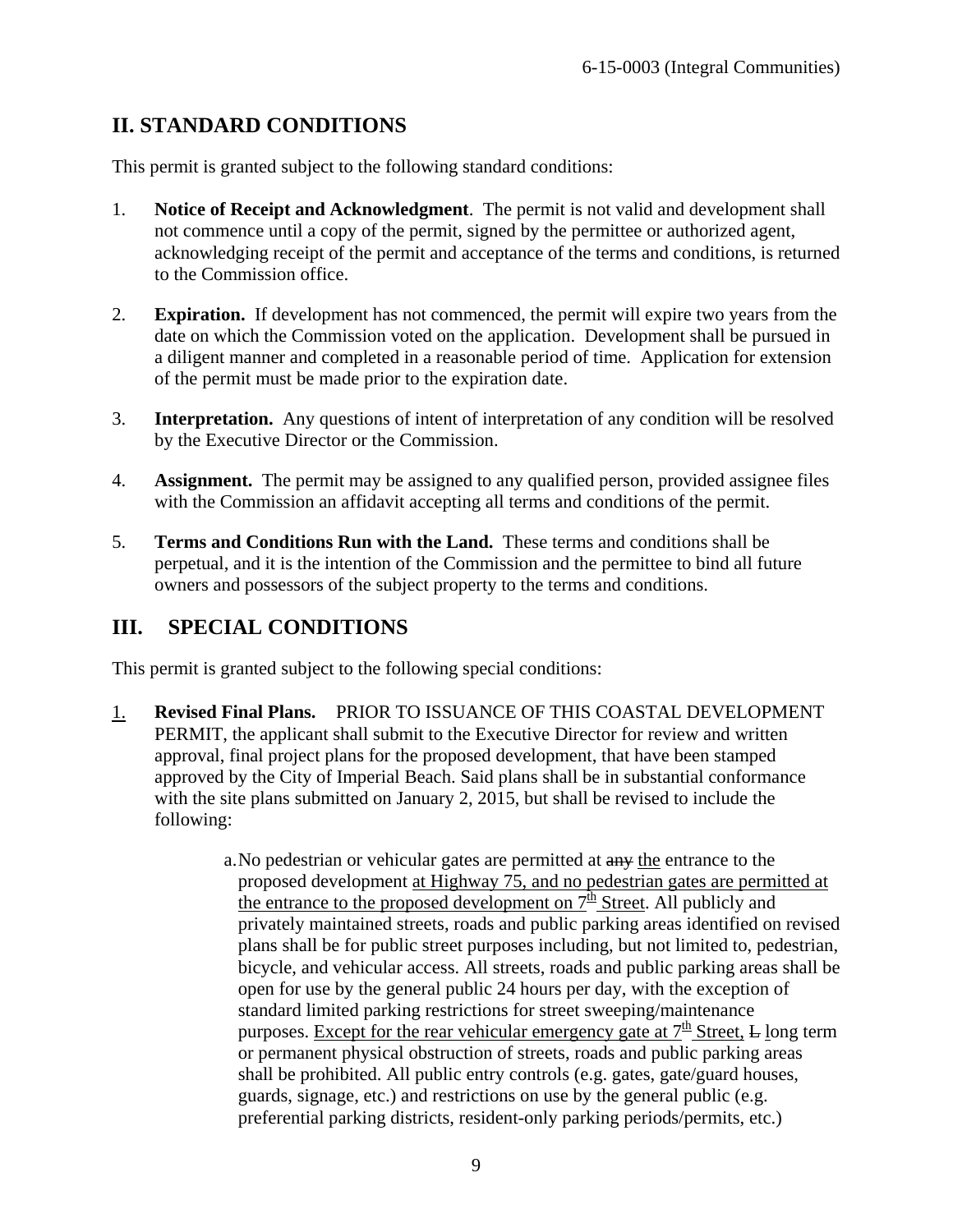## II. STANDARD CONDITIONS

This permit is granted subject to the following standard conditions:

1. **Notice of Receipt and Acknowledgment**. The permit is not valid and development shall not commence until a copy of the permit, signed by the permittee or authorized agent, acknowledging receipt of the permit and acceptance of the terms and conditions, is returned to the Commission office.

2. **Expiration.** If development has not commenced, the permit will expire two years from the date on which the Commission voted on the application. Development shall be pursued in a diligent manner and completed in a reasonable period of time. Application for extension of the permit must be made prior to the expiration date.

3. **Interpretation.** Any questions of intent of interpretation of any condition will be resolved by the Executive Director or the Commission.

4. **Assignment.** The permit may be assigned to any qualified person, provided assignee files with the Commission an affidavit accepting all terms and conditions of the permit.

5. **Terms and Conditions Run with the Land.** These terms and conditions shall be perpetual, and it is the intention of the Commission and the permittee to bind all future owners and possessors of the subject property to the terms and conditions.

## III. SPECIAL CONDITIONS

This permit is granted subject to the following special conditions:

1. **Revised Final Plans.** PRIOR TO ISSUANCE OF THIS COASTAL DEVELOPMENT PERMIT, the applicant shall submit to the Executive Director for review and written approval, final project plans for the proposed development, that have been stamped approved by the City of Imperial Beach. Said plans shall be in substantial conformance with the site plans submitted on January 2, 2015, but shall be revised to include the following:

   a. No pedestrian or vehicular gates are permitted at ~~any~~ the entrance to the proposed development at Highway 75, and no pedestrian gates are permitted at the entrance to the proposed development on 7th Street. All publicly and privately maintained streets, roads and public parking areas identified on revised plans shall be for public street purposes including, but not limited to, pedestrian, bicycle, and vehicular access. All streets, roads and public parking areas shall be open for use by the general public 24 hours per day, with the exception of standard limited parking restrictions for street sweeping/maintenance purposes. Except for the rear vehicular emergency gate at 7th Street, ~~L~~ long term or permanent physical obstruction of streets, roads and public parking areas shall be prohibited. All public entry controls (e.g. gates, gate/guard houses, guards, signage, etc.) and restrictions on use by the general public (e.g. preferential parking districts, resident-only parking periods/permits, etc.)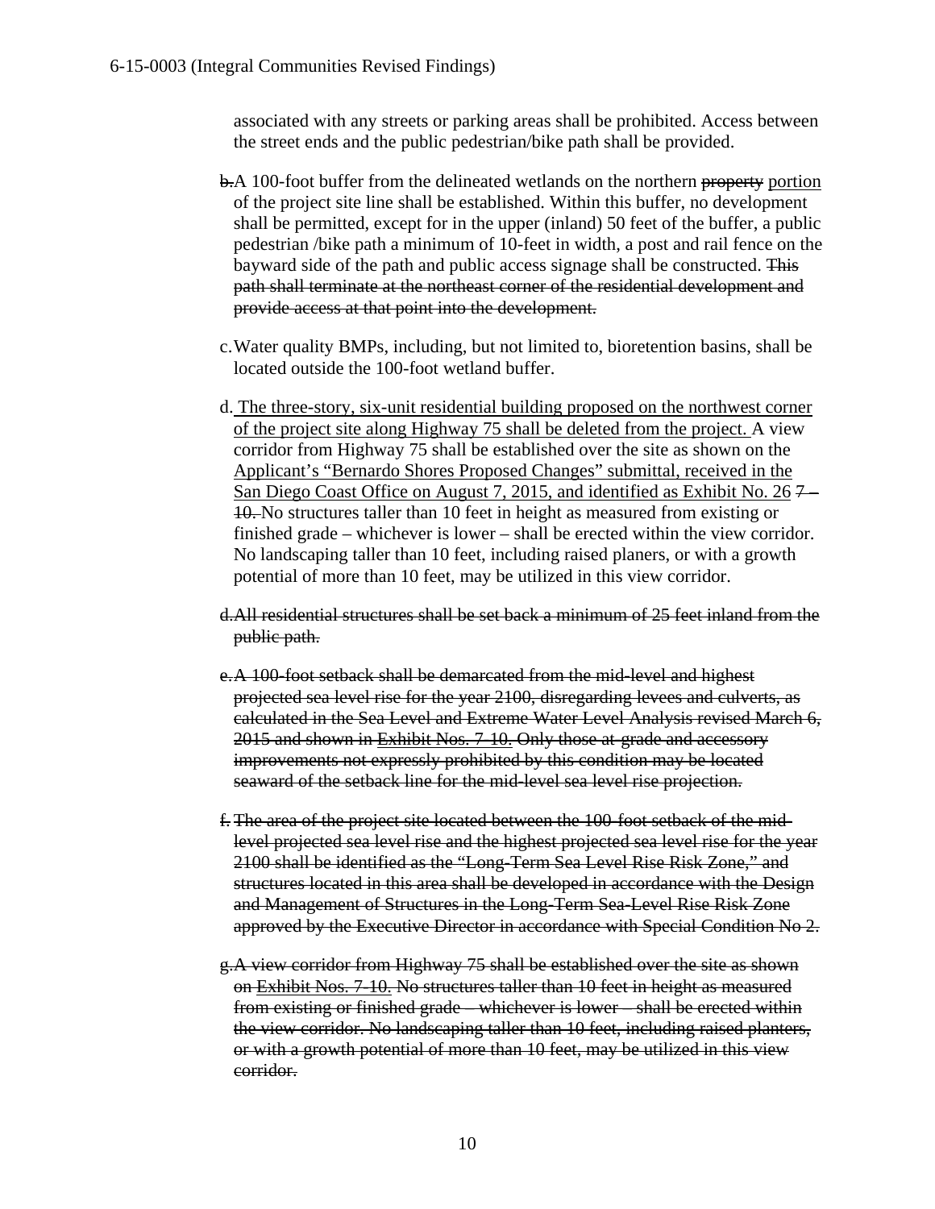associated with any streets or parking areas shall be prohibited. Access between the street ends and the public pedestrian/bike path shall be provided.

~~b.~~A 100-foot buffer from the delineated wetlands on the northern ~~property~~ <u>portion</u> of the project site line shall be established. Within this buffer, no development shall be permitted, except for in the upper (inland) 50 feet of the buffer, a public pedestrian /bike path a minimum of 10-feet in width, a post and rail fence on the bayward side of the path and public access signage shall be constructed. ~~This path shall terminate at the northeast corner of the residential development and provide access at that point into the development.~~

c. Water quality BMPs, including, but not limited to, bioretention basins, shall be located outside the 100-foot wetland buffer.

d. <u>The three-story, six-unit residential building proposed on the northwest corner of the project site along Highway 75 shall be deleted from the project.</u> A view corridor from Highway 75 shall be established over the site as shown on the <u>Applicant's "Bernardo Shores Proposed Changes" submittal, received in the San Diego Coast Office on August 7, 2015, and identified as Exhibit No. 26</u> ~~7 – 10.~~ No structures taller than 10 feet in height as measured from existing or finished grade – whichever is lower – shall be erected within the view corridor. No landscaping taller than 10 feet, including raised planers, or with a growth potential of more than 10 feet, may be utilized in this view corridor.

~~d. All residential structures shall be set back a minimum of 25 feet inland from the public path.~~

~~e. A 100-foot setback shall be demarcated from the mid-level and highest projected sea level rise for the year 2100, disregarding levees and culverts, as calculated in the Sea Level and Extreme Water Level Analysis revised March 6, 2015 and shown in <u>Exhibit Nos. 7-10.</u> Only those at-grade and accessory improvements not expressly prohibited by this condition may be located seaward of the setback line for the mid-level sea level rise projection.~~

~~f. The area of the project site located between the 100-foot setback of the mid-level projected sea level rise and the highest projected sea level rise for the year 2100 shall be identified as the "Long-Term Sea Level Rise Risk Zone," and structures located in this area shall be developed in accordance with the Design and Management of Structures in the Long-Term Sea-Level Rise Risk Zone approved by the Executive Director in accordance with Special Condition No 2.~~

~~g. A view corridor from Highway 75 shall be established over the site as shown on <u>Exhibit Nos. 7-10.</u> No structures taller than 10 feet in height as measured from existing or finished grade – whichever is lower – shall be erected within the view corridor. No landscaping taller than 10 feet, including raised planters, or with a growth potential of more than 10 feet, may be utilized in this view corridor.~~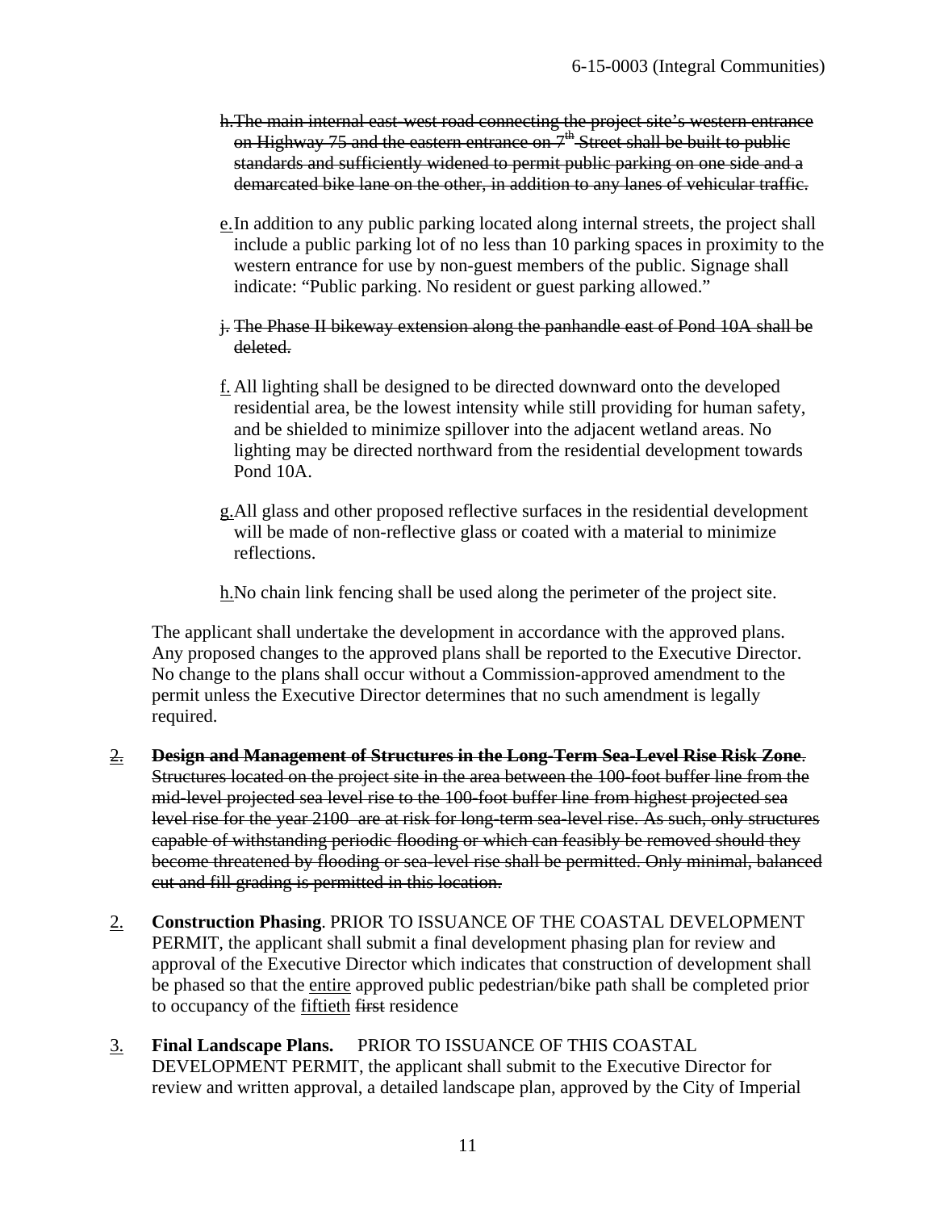~~h.The main internal east-west road connecting the project site's western entrance on Highway 75 and the eastern entrance on 7th Street shall be built to public standards and sufficiently widened to permit public parking on one side and a demarcated bike lane on the other, in addition to any lanes of vehicular traffic.~~

<u>e.</u>In addition to any public parking located along internal streets, the project shall include a public parking lot of no less than 10 parking spaces in proximity to the western entrance for use by non-guest members of the public. Signage shall indicate: "Public parking. No resident or guest parking allowed."

~~j. The Phase II bikeway extension along the panhandle east of Pond 10A shall be deleted.~~

<u>f.</u> All lighting shall be designed to be directed downward onto the developed residential area, be the lowest intensity while still providing for human safety, and be shielded to minimize spillover into the adjacent wetland areas. No lighting may be directed northward from the residential development towards Pond 10A.

<u>g.</u>All glass and other proposed reflective surfaces in the residential development will be made of non-reflective glass or coated with a material to minimize reflections.

<u>h.</u>No chain link fencing shall be used along the perimeter of the project site.

The applicant shall undertake the development in accordance with the approved plans. Any proposed changes to the approved plans shall be reported to the Executive Director. No change to the plans shall occur without a Commission-approved amendment to the permit unless the Executive Director determines that no such amendment is legally required.

2. ~~**Design and Management of Structures in the Long-Term Sea-Level Rise Risk Zone**. Structures located on the project site in the area between the 100-foot buffer line from the mid-level projected sea level rise to the 100-foot buffer line from highest projected sea level rise for the year 2100 are at risk for long-term sea-level rise. As such, only structures capable of withstanding periodic flooding or which can feasibly be removed should they become threatened by flooding or sea-level rise shall be permitted. Only minimal, balanced cut and fill grading is permitted in this location.~~

<u>2.</u> **Construction Phasing**. PRIOR TO ISSUANCE OF THE COASTAL DEVELOPMENT PERMIT, the applicant shall submit a final development phasing plan for review and approval of the Executive Director which indicates that construction of development shall be phased so that the <u>entire</u> approved public pedestrian/bike path shall be completed prior to occupancy of the <u>fiftieth</u> ~~first~~ residence

<u>3.</u> **Final Landscape Plans.** PRIOR TO ISSUANCE OF THIS COASTAL DEVELOPMENT PERMIT, the applicant shall submit to the Executive Director for review and written approval, a detailed landscape plan, approved by the City of Imperial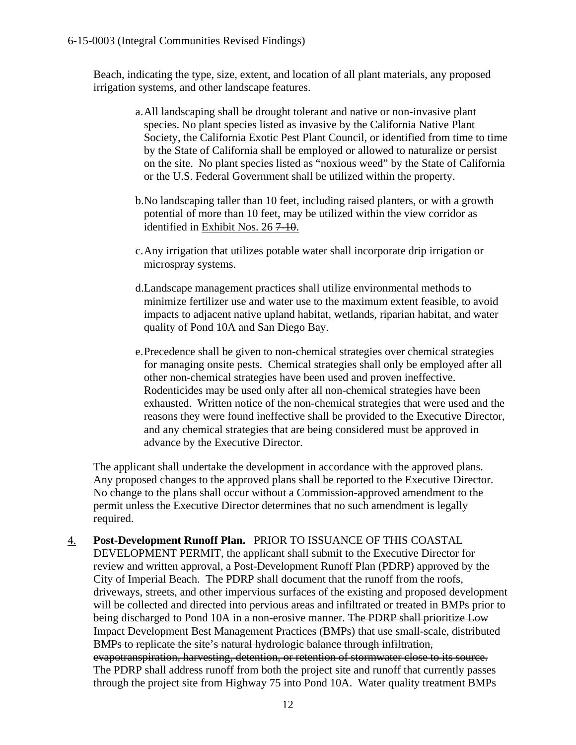Beach, indicating the type, size, extent, and location of all plant materials, any proposed irrigation systems, and other landscape features.

a. All landscaping shall be drought tolerant and native or non-invasive plant species. No plant species listed as invasive by the California Native Plant Society, the California Exotic Pest Plant Council, or identified from time to time by the State of California shall be employed or allowed to naturalize or persist on the site. No plant species listed as "noxious weed" by the State of California or the U.S. Federal Government shall be utilized within the property.

b. No landscaping taller than 10 feet, including raised planters, or with a growth potential of more than 10 feet, may be utilized within the view corridor as identified in <u>Exhibit Nos. 26</u> ~~7-10~~.

c. Any irrigation that utilizes potable water shall incorporate drip irrigation or microspray systems.

d. Landscape management practices shall utilize environmental methods to minimize fertilizer use and water use to the maximum extent feasible, to avoid impacts to adjacent native upland habitat, wetlands, riparian habitat, and water quality of Pond 10A and San Diego Bay.

e. Precedence shall be given to non-chemical strategies over chemical strategies for managing onsite pests. Chemical strategies shall only be employed after all other non-chemical strategies have been used and proven ineffective. Rodenticides may be used only after all non-chemical strategies have been exhausted. Written notice of the non-chemical strategies that were used and the reasons they were found ineffective shall be provided to the Executive Director, and any chemical strategies that are being considered must be approved in advance by the Executive Director.

The applicant shall undertake the development in accordance with the approved plans. Any proposed changes to the approved plans shall be reported to the Executive Director. No change to the plans shall occur without a Commission-approved amendment to the permit unless the Executive Director determines that no such amendment is legally required.

<u>4.</u> **Post-Development Runoff Plan.** PRIOR TO ISSUANCE OF THIS COASTAL DEVELOPMENT PERMIT, the applicant shall submit to the Executive Director for review and written approval, a Post-Development Runoff Plan (PDRP) approved by the City of Imperial Beach. The PDRP shall document that the runoff from the roofs, driveways, streets, and other impervious surfaces of the existing and proposed development will be collected and directed into pervious areas and infiltrated or treated in BMPs prior to being discharged to Pond 10A in a non-erosive manner. ~~The PDRP shall prioritize Low Impact Development Best Management Practices (BMPs) that use small-scale, distributed BMPs to replicate the site's natural hydrologic balance through infiltration, evapotranspiration, harvesting, detention, or retention of stormwater close to its source.~~ The PDRP shall address runoff from both the project site and runoff that currently passes through the project site from Highway 75 into Pond 10A. Water quality treatment BMPs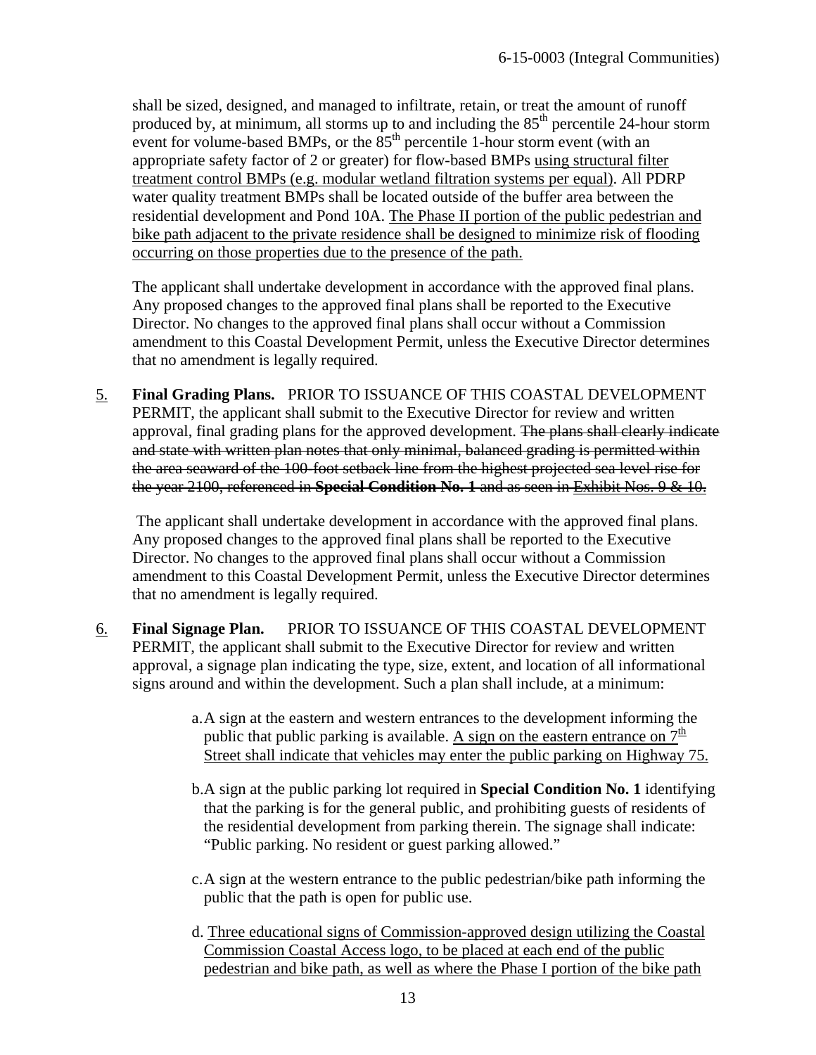shall be sized, designed, and managed to infiltrate, retain, or treat the amount of runoff produced by, at minimum, all storms up to and including the 85th percentile 24-hour storm event for volume-based BMPs, or the 85th percentile 1-hour storm event (with an appropriate safety factor of 2 or greater) for flow-based BMPs <u>using structural filter treatment control BMPs (e.g. modular wetland filtration systems per equal)</u>. All PDRP water quality treatment BMPs shall be located outside of the buffer area between the residential development and Pond 10A. <u>The Phase II portion of the public pedestrian and bike path adjacent to the private residence shall be designed to minimize risk of flooding occurring on those properties due to the presence of the path.</u>

The applicant shall undertake development in accordance with the approved final plans. Any proposed changes to the approved final plans shall be reported to the Executive Director. No changes to the approved final plans shall occur without a Commission amendment to this Coastal Development Permit, unless the Executive Director determines that no amendment is legally required.

<u>5.</u> **Final Grading Plans.** PRIOR TO ISSUANCE OF THIS COASTAL DEVELOPMENT PERMIT, the applicant shall submit to the Executive Director for review and written approval, final grading plans for the approved development. ~~The plans shall clearly indicate and state with written plan notes that only minimal, balanced grading is permitted within the area seaward of the 100-foot setback line from the highest projected sea level rise for the year 2100, referenced in **Special Condition No. 1** and as seen in Exhibit Nos. 9 & 10.~~

The applicant shall undertake development in accordance with the approved final plans. Any proposed changes to the approved final plans shall be reported to the Executive Director. No changes to the approved final plans shall occur without a Commission amendment to this Coastal Development Permit, unless the Executive Director determines that no amendment is legally required.

<u>6.</u> **Final Signage Plan.** PRIOR TO ISSUANCE OF THIS COASTAL DEVELOPMENT PERMIT, the applicant shall submit to the Executive Director for review and written approval, a signage plan indicating the type, size, extent, and location of all informational signs around and within the development. Such a plan shall include, at a minimum:

a. A sign at the eastern and western entrances to the development informing the public that public parking is available. <u>A sign on the eastern entrance on 7th Street shall indicate that vehicles may enter the public parking on Highway 75.</u>

b. A sign at the public parking lot required in **Special Condition No. 1** identifying that the parking is for the general public, and prohibiting guests of residents of the residential development from parking therein. The signage shall indicate: "Public parking. No resident or guest parking allowed."

c. A sign at the western entrance to the public pedestrian/bike path informing the public that the path is open for public use.

d. <u>Three educational signs of Commission-approved design utilizing the Coastal Commission Coastal Access logo, to be placed at each end of the public pedestrian and bike path, as well as where the Phase I portion of the bike path</u>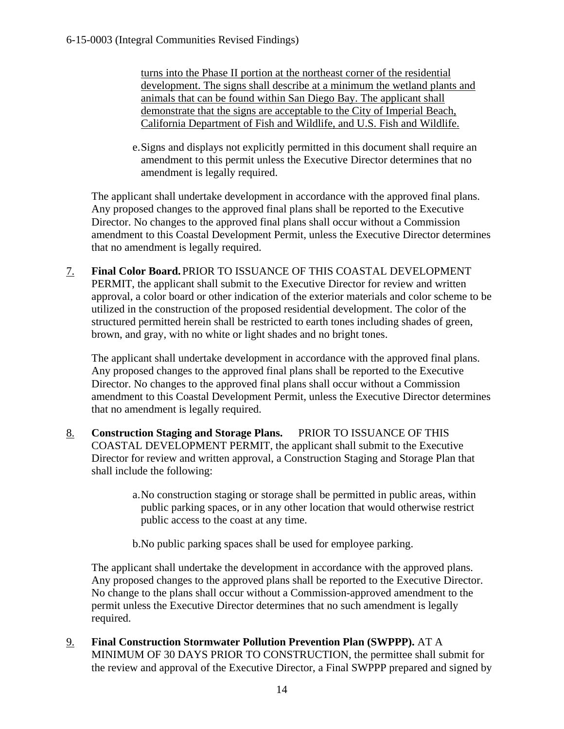turns into the Phase II portion at the northeast corner of the residential development. The signs shall describe at a minimum the wetland plants and animals that can be found within San Diego Bay. The applicant shall demonstrate that the signs are acceptable to the City of Imperial Beach, California Department of Fish and Wildlife, and U.S. Fish and Wildlife.

e. Signs and displays not explicitly permitted in this document shall require an amendment to this permit unless the Executive Director determines that no amendment is legally required.

The applicant shall undertake development in accordance with the approved final plans. Any proposed changes to the approved final plans shall be reported to the Executive Director. No changes to the approved final plans shall occur without a Commission amendment to this Coastal Development Permit, unless the Executive Director determines that no amendment is legally required.

7. **Final Color Board.** PRIOR TO ISSUANCE OF THIS COASTAL DEVELOPMENT PERMIT, the applicant shall submit to the Executive Director for review and written approval, a color board or other indication of the exterior materials and color scheme to be utilized in the construction of the proposed residential development. The color of the structured permitted herein shall be restricted to earth tones including shades of green, brown, and gray, with no white or light shades and no bright tones.

The applicant shall undertake development in accordance with the approved final plans. Any proposed changes to the approved final plans shall be reported to the Executive Director. No changes to the approved final plans shall occur without a Commission amendment to this Coastal Development Permit, unless the Executive Director determines that no amendment is legally required.

8. **Construction Staging and Storage Plans.** PRIOR TO ISSUANCE OF THIS COASTAL DEVELOPMENT PERMIT, the applicant shall submit to the Executive Director for review and written approval, a Construction Staging and Storage Plan that shall include the following:

a. No construction staging or storage shall be permitted in public areas, within public parking spaces, or in any other location that would otherwise restrict public access to the coast at any time.

b. No public parking spaces shall be used for employee parking.

The applicant shall undertake the development in accordance with the approved plans. Any proposed changes to the approved plans shall be reported to the Executive Director. No change to the plans shall occur without a Commission-approved amendment to the permit unless the Executive Director determines that no such amendment is legally required.

9. **Final Construction Stormwater Pollution Prevention Plan (SWPPP).** AT A MINIMUM OF 30 DAYS PRIOR TO CONSTRUCTION, the permittee shall submit for the review and approval of the Executive Director, a Final SWPPP prepared and signed by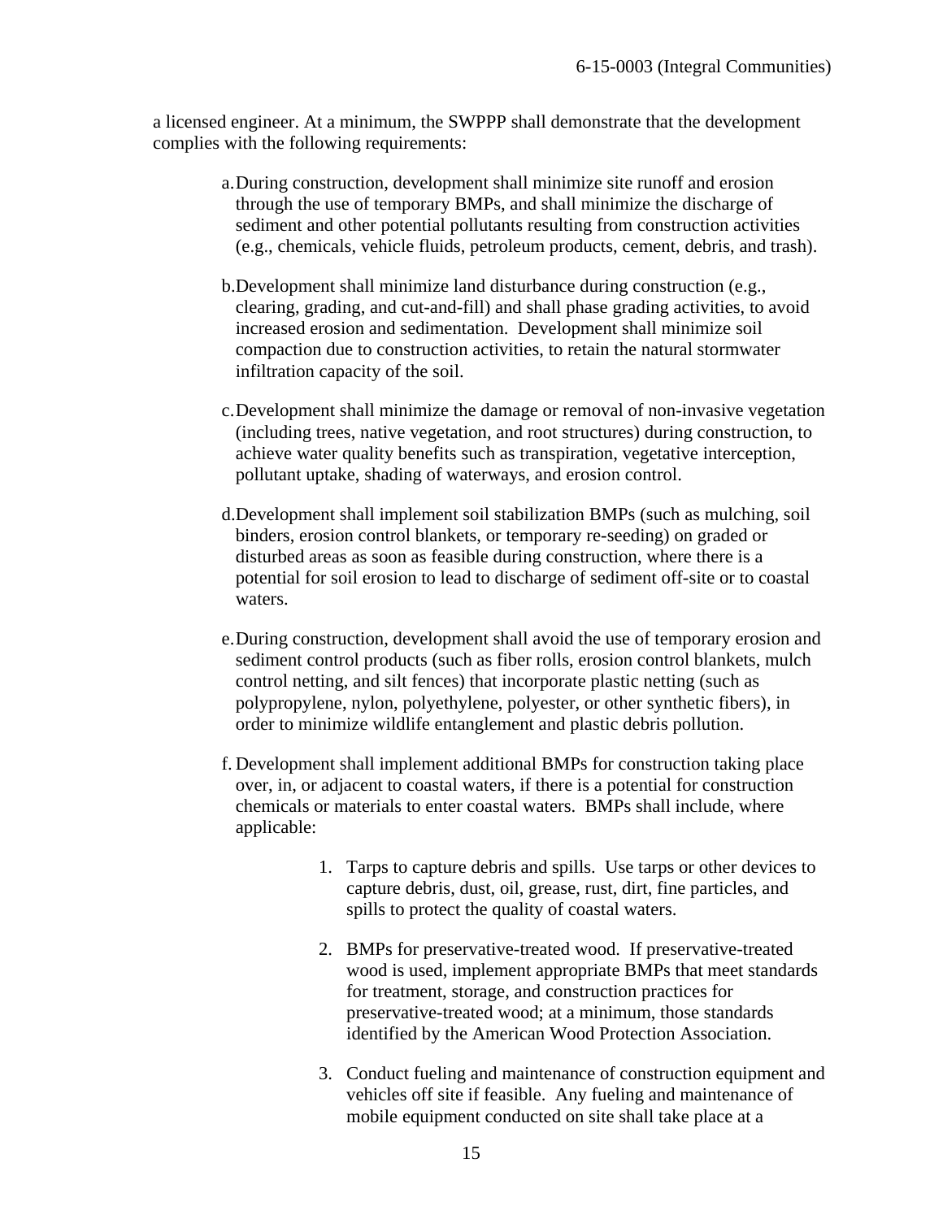a licensed engineer. At a minimum, the SWPPP shall demonstrate that the development complies with the following requirements:

a. During construction, development shall minimize site runoff and erosion through the use of temporary BMPs, and shall minimize the discharge of sediment and other potential pollutants resulting from construction activities (e.g., chemicals, vehicle fluids, petroleum products, cement, debris, and trash).

b. Development shall minimize land disturbance during construction (e.g., clearing, grading, and cut-and-fill) and shall phase grading activities, to avoid increased erosion and sedimentation. Development shall minimize soil compaction due to construction activities, to retain the natural stormwater infiltration capacity of the soil.

c. Development shall minimize the damage or removal of non-invasive vegetation (including trees, native vegetation, and root structures) during construction, to achieve water quality benefits such as transpiration, vegetative interception, pollutant uptake, shading of waterways, and erosion control.

d. Development shall implement soil stabilization BMPs (such as mulching, soil binders, erosion control blankets, or temporary re-seeding) on graded or disturbed areas as soon as feasible during construction, where there is a potential for soil erosion to lead to discharge of sediment off-site or to coastal waters.

e. During construction, development shall avoid the use of temporary erosion and sediment control products (such as fiber rolls, erosion control blankets, mulch control netting, and silt fences) that incorporate plastic netting (such as polypropylene, nylon, polyethylene, polyester, or other synthetic fibers), in order to minimize wildlife entanglement and plastic debris pollution.

f. Development shall implement additional BMPs for construction taking place over, in, or adjacent to coastal waters, if there is a potential for construction chemicals or materials to enter coastal waters. BMPs shall include, where applicable:

   1. Tarps to capture debris and spills. Use tarps or other devices to capture debris, dust, oil, grease, rust, dirt, fine particles, and spills to protect the quality of coastal waters.

   2. BMPs for preservative-treated wood. If preservative-treated wood is used, implement appropriate BMPs that meet standards for treatment, storage, and construction practices for preservative-treated wood; at a minimum, those standards identified by the American Wood Protection Association.

   3. Conduct fueling and maintenance of construction equipment and vehicles off site if feasible. Any fueling and maintenance of mobile equipment conducted on site shall take place at a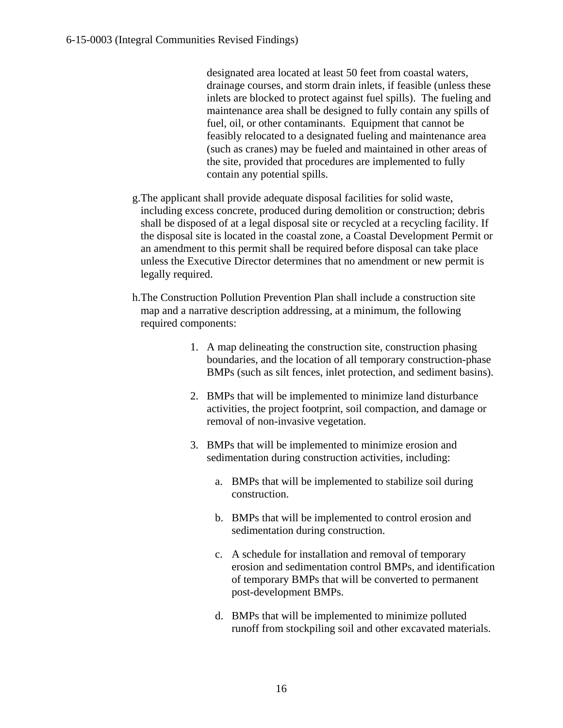designated area located at least 50 feet from coastal waters, drainage courses, and storm drain inlets, if feasible (unless these inlets are blocked to protect against fuel spills). The fueling and maintenance area shall be designed to fully contain any spills of fuel, oil, or other contaminants. Equipment that cannot be feasibly relocated to a designated fueling and maintenance area (such as cranes) may be fueled and maintained in other areas of the site, provided that procedures are implemented to fully contain any potential spills.

g. The applicant shall provide adequate disposal facilities for solid waste, including excess concrete, produced during demolition or construction; debris shall be disposed of at a legal disposal site or recycled at a recycling facility. If the disposal site is located in the coastal zone, a Coastal Development Permit or an amendment to this permit shall be required before disposal can take place unless the Executive Director determines that no amendment or new permit is legally required.

h. The Construction Pollution Prevention Plan shall include a construction site map and a narrative description addressing, at a minimum, the following required components:

1. A map delineating the construction site, construction phasing boundaries, and the location of all temporary construction-phase BMPs (such as silt fences, inlet protection, and sediment basins).

2. BMPs that will be implemented to minimize land disturbance activities, the project footprint, soil compaction, and damage or removal of non-invasive vegetation.

3. BMPs that will be implemented to minimize erosion and sedimentation during construction activities, including:

    a. BMPs that will be implemented to stabilize soil during construction.

    b. BMPs that will be implemented to control erosion and sedimentation during construction.

    c. A schedule for installation and removal of temporary erosion and sedimentation control BMPs, and identification of temporary BMPs that will be converted to permanent post-development BMPs.

    d. BMPs that will be implemented to minimize polluted runoff from stockpiling soil and other excavated materials.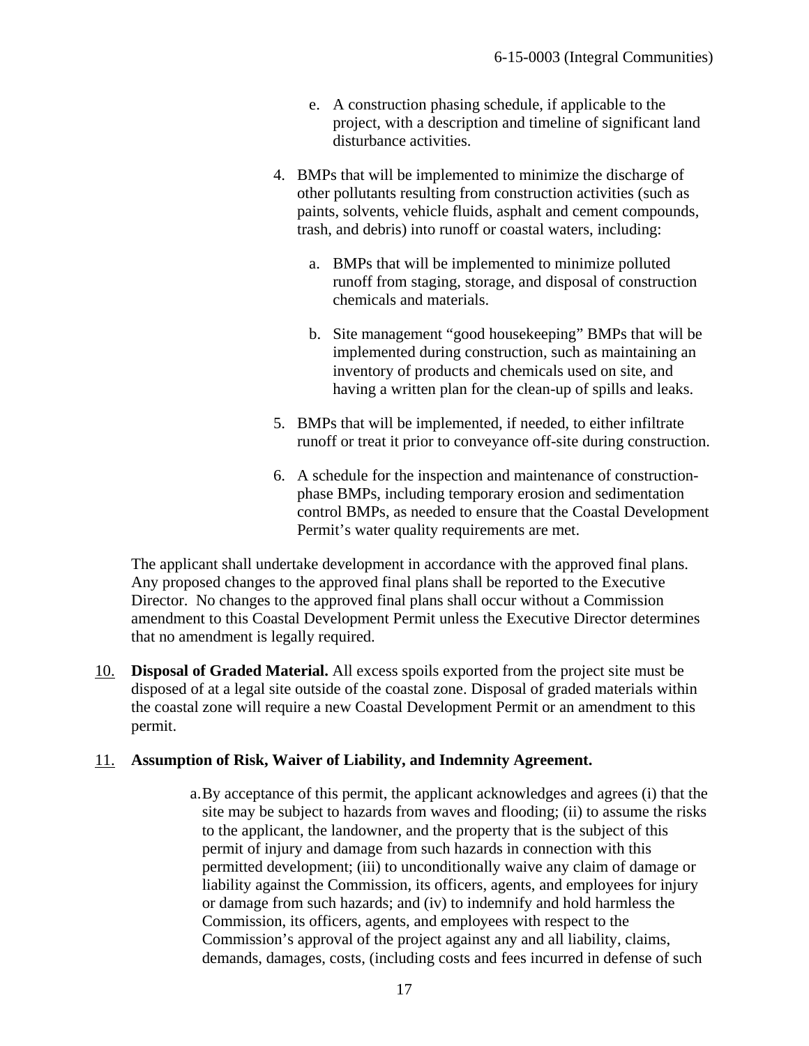e. A construction phasing schedule, if applicable to the project, with a description and timeline of significant land disturbance activities.

4. BMPs that will be implemented to minimize the discharge of other pollutants resulting from construction activities (such as paints, solvents, vehicle fluids, asphalt and cement compounds, trash, and debris) into runoff or coastal waters, including:

   a. BMPs that will be implemented to minimize polluted runoff from staging, storage, and disposal of construction chemicals and materials.

   b. Site management "good housekeeping" BMPs that will be implemented during construction, such as maintaining an inventory of products and chemicals used on site, and having a written plan for the clean-up of spills and leaks.

5. BMPs that will be implemented, if needed, to either infiltrate runoff or treat it prior to conveyance off-site during construction.

6. A schedule for the inspection and maintenance of construction-phase BMPs, including temporary erosion and sedimentation control BMPs, as needed to ensure that the Coastal Development Permit's water quality requirements are met.

The applicant shall undertake development in accordance with the approved final plans. Any proposed changes to the approved final plans shall be reported to the Executive Director. No changes to the approved final plans shall occur without a Commission amendment to this Coastal Development Permit unless the Executive Director determines that no amendment is legally required.

10. **Disposal of Graded Material.** All excess spoils exported from the project site must be disposed of at a legal site outside of the coastal zone. Disposal of graded materials within the coastal zone will require a new Coastal Development Permit or an amendment to this permit.

11. **Assumption of Risk, Waiver of Liability, and Indemnity Agreement.**

    a. By acceptance of this permit, the applicant acknowledges and agrees (i) that the site may be subject to hazards from waves and flooding; (ii) to assume the risks to the applicant, the landowner, and the property that is the subject of this permit of injury and damage from such hazards in connection with this permitted development; (iii) to unconditionally waive any claim of damage or liability against the Commission, its officers, agents, and employees for injury or damage from such hazards; and (iv) to indemnify and hold harmless the Commission, its officers, agents, and employees with respect to the Commission's approval of the project against any and all liability, claims, demands, damages, costs, (including costs and fees incurred in defense of such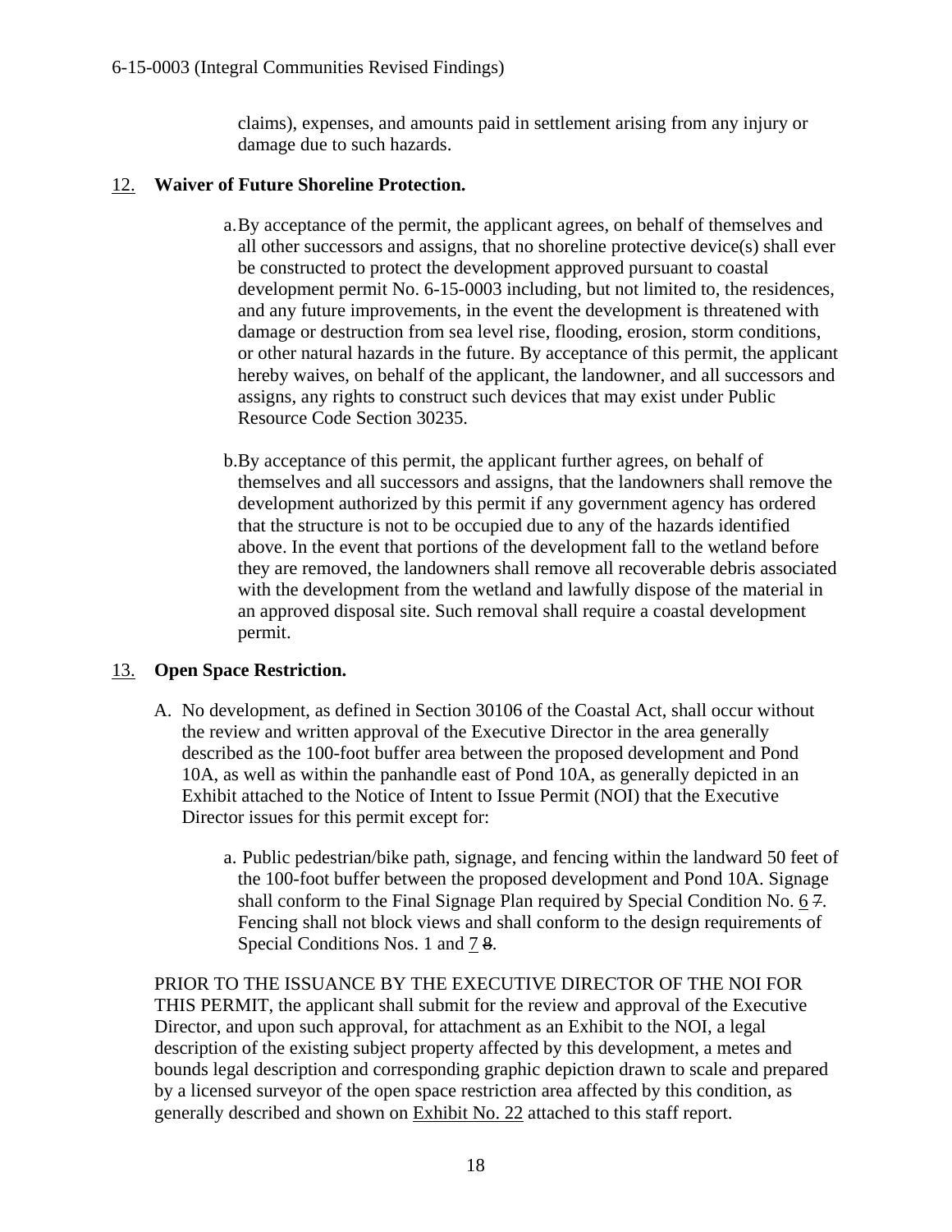claims), expenses, and amounts paid in settlement arising from any injury or damage due to such hazards.

12. **Waiver of Future Shoreline Protection.**

a. By acceptance of the permit, the applicant agrees, on behalf of themselves and all other successors and assigns, that no shoreline protective device(s) shall ever be constructed to protect the development approved pursuant to coastal development permit No. 6-15-0003 including, but not limited to, the residences, and any future improvements, in the event the development is threatened with damage or destruction from sea level rise, flooding, erosion, storm conditions, or other natural hazards in the future. By acceptance of this permit, the applicant hereby waives, on behalf of the applicant, the landowner, and all successors and assigns, any rights to construct such devices that may exist under Public Resource Code Section 30235.

b. By acceptance of this permit, the applicant further agrees, on behalf of themselves and all successors and assigns, that the landowners shall remove the development authorized by this permit if any government agency has ordered that the structure is not to be occupied due to any of the hazards identified above. In the event that portions of the development fall to the wetland before they are removed, the landowners shall remove all recoverable debris associated with the development from the wetland and lawfully dispose of the material in an approved disposal site. Such removal shall require a coastal development permit.

13. **Open Space Restriction.**

A. No development, as defined in Section 30106 of the Coastal Act, shall occur without the review and written approval of the Executive Director in the area generally described as the 100-foot buffer area between the proposed development and Pond 10A, as well as within the panhandle east of Pond 10A, as generally depicted in an Exhibit attached to the Notice of Intent to Issue Permit (NOI) that the Executive Director issues for this permit except for:

a. Public pedestrian/bike path, signage, and fencing within the landward 50 feet of the 100-foot buffer between the proposed development and Pond 10A. Signage shall conform to the Final Signage Plan required by Special Condition No. 6 ~~7~~. Fencing shall not block views and shall conform to the design requirements of Special Conditions Nos. 1 and 7 ~~8~~.

PRIOR TO THE ISSUANCE BY THE EXECUTIVE DIRECTOR OF THE NOI FOR THIS PERMIT, the applicant shall submit for the review and approval of the Executive Director, and upon such approval, for attachment as an Exhibit to the NOI, a legal description of the existing subject property affected by this development, a metes and bounds legal description and corresponding graphic depiction drawn to scale and prepared by a licensed surveyor of the open space restriction area affected by this condition, as generally described and shown on Exhibit No. 22 attached to this staff report.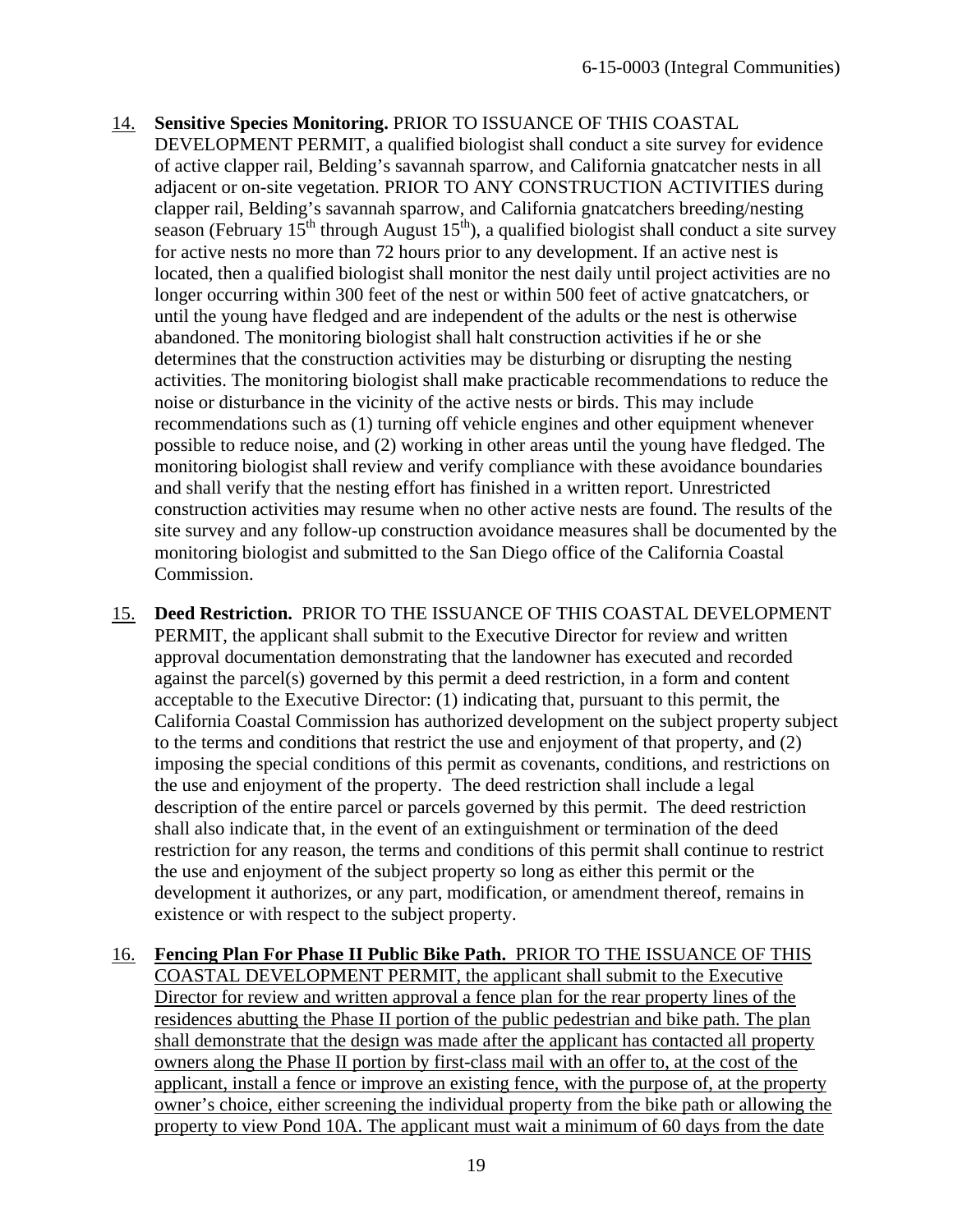14. **Sensitive Species Monitoring.** PRIOR TO ISSUANCE OF THIS COASTAL DEVELOPMENT PERMIT, a qualified biologist shall conduct a site survey for evidence of active clapper rail, Belding's savannah sparrow, and California gnatcatcher nests in all adjacent or on-site vegetation. PRIOR TO ANY CONSTRUCTION ACTIVITIES during clapper rail, Belding's savannah sparrow, and California gnatcatchers breeding/nesting season (February 15th through August 15th), a qualified biologist shall conduct a site survey for active nests no more than 72 hours prior to any development. If an active nest is located, then a qualified biologist shall monitor the nest daily until project activities are no longer occurring within 300 feet of the nest or within 500 feet of active gnatcatchers, or until the young have fledged and are independent of the adults or the nest is otherwise abandoned. The monitoring biologist shall halt construction activities if he or she determines that the construction activities may be disturbing or disrupting the nesting activities. The monitoring biologist shall make practicable recommendations to reduce the noise or disturbance in the vicinity of the active nests or birds. This may include recommendations such as (1) turning off vehicle engines and other equipment whenever possible to reduce noise, and (2) working in other areas until the young have fledged. The monitoring biologist shall review and verify compliance with these avoidance boundaries and shall verify that the nesting effort has finished in a written report. Unrestricted construction activities may resume when no other active nests are found. The results of the site survey and any follow-up construction avoidance measures shall be documented by the monitoring biologist and submitted to the San Diego office of the California Coastal Commission.

15. **Deed Restriction.** PRIOR TO THE ISSUANCE OF THIS COASTAL DEVELOPMENT PERMIT, the applicant shall submit to the Executive Director for review and written approval documentation demonstrating that the landowner has executed and recorded against the parcel(s) governed by this permit a deed restriction, in a form and content acceptable to the Executive Director: (1) indicating that, pursuant to this permit, the California Coastal Commission has authorized development on the subject property subject to the terms and conditions that restrict the use and enjoyment of that property, and (2) imposing the special conditions of this permit as covenants, conditions, and restrictions on the use and enjoyment of the property. The deed restriction shall include a legal description of the entire parcel or parcels governed by this permit. The deed restriction shall also indicate that, in the event of an extinguishment or termination of the deed restriction for any reason, the terms and conditions of this permit shall continue to restrict the use and enjoyment of the subject property so long as either this permit or the development it authorizes, or any part, modification, or amendment thereof, remains in existence or with respect to the subject property.

16. **Fencing Plan For Phase II Public Bike Path.** PRIOR TO THE ISSUANCE OF THIS COASTAL DEVELOPMENT PERMIT, the applicant shall submit to the Executive Director for review and written approval a fence plan for the rear property lines of the residences abutting the Phase II portion of the public pedestrian and bike path. The plan shall demonstrate that the design was made after the applicant has contacted all property owners along the Phase II portion by first-class mail with an offer to, at the cost of the applicant, install a fence or improve an existing fence, with the purpose of, at the property owner's choice, either screening the individual property from the bike path or allowing the property to view Pond 10A. The applicant must wait a minimum of 60 days from the date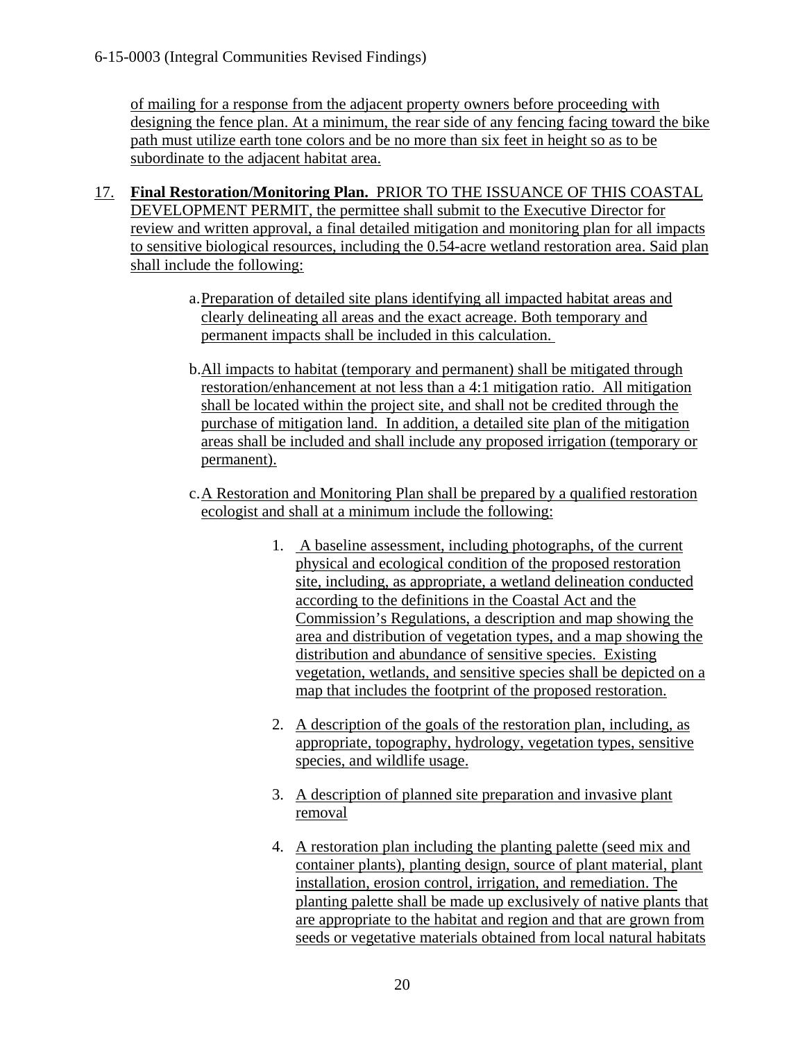of mailing for a response from the adjacent property owners before proceeding with designing the fence plan. At a minimum, the rear side of any fencing facing toward the bike path must utilize earth tone colors and be no more than six feet in height so as to be subordinate to the adjacent habitat area.

17. **Final Restoration/Monitoring Plan.** PRIOR TO THE ISSUANCE OF THIS COASTAL DEVELOPMENT PERMIT, the permittee shall submit to the Executive Director for review and written approval, a final detailed mitigation and monitoring plan for all impacts to sensitive biological resources, including the 0.54-acre wetland restoration area. Said plan shall include the following:

    a. Preparation of detailed site plans identifying all impacted habitat areas and clearly delineating all areas and the exact acreage. Both temporary and permanent impacts shall be included in this calculation.

    b. All impacts to habitat (temporary and permanent) shall be mitigated through restoration/enhancement at not less than a 4:1 mitigation ratio. All mitigation shall be located within the project site, and shall not be credited through the purchase of mitigation land. In addition, a detailed site plan of the mitigation areas shall be included and shall include any proposed irrigation (temporary or permanent).

    c. A Restoration and Monitoring Plan shall be prepared by a qualified restoration ecologist and shall at a minimum include the following:

        1. A baseline assessment, including photographs, of the current physical and ecological condition of the proposed restoration site, including, as appropriate, a wetland delineation conducted according to the definitions in the Coastal Act and the Commission's Regulations, a description and map showing the area and distribution of vegetation types, and a map showing the distribution and abundance of sensitive species. Existing vegetation, wetlands, and sensitive species shall be depicted on a map that includes the footprint of the proposed restoration.

        2. A description of the goals of the restoration plan, including, as appropriate, topography, hydrology, vegetation types, sensitive species, and wildlife usage.

        3. A description of planned site preparation and invasive plant removal

        4. A restoration plan including the planting palette (seed mix and container plants), planting design, source of plant material, plant installation, erosion control, irrigation, and remediation. The planting palette shall be made up exclusively of native plants that are appropriate to the habitat and region and that are grown from seeds or vegetative materials obtained from local natural habitats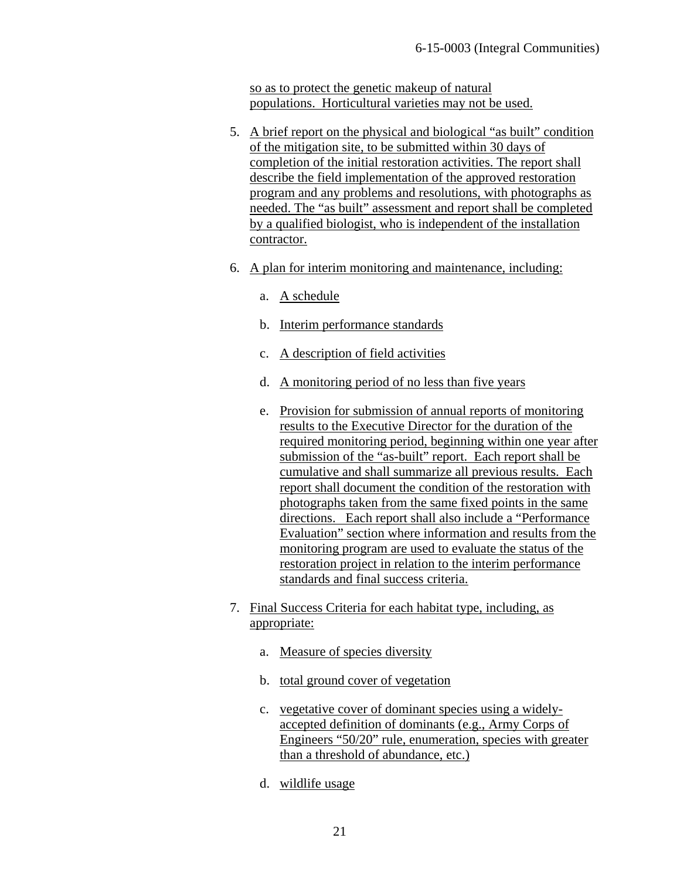so as to protect the genetic makeup of natural populations. Horticultural varieties may not be used.

5. A brief report on the physical and biological "as built" condition of the mitigation site, to be submitted within 30 days of completion of the initial restoration activities. The report shall describe the field implementation of the approved restoration program and any problems and resolutions, with photographs as needed. The "as built" assessment and report shall be completed by a qualified biologist, who is independent of the installation contractor.

6. A plan for interim monitoring and maintenance, including:

   a. A schedule

   b. Interim performance standards

   c. A description of field activities

   d. A monitoring period of no less than five years

   e. Provision for submission of annual reports of monitoring results to the Executive Director for the duration of the required monitoring period, beginning within one year after submission of the "as-built" report. Each report shall be cumulative and shall summarize all previous results. Each report shall document the condition of the restoration with photographs taken from the same fixed points in the same directions. Each report shall also include a "Performance Evaluation" section where information and results from the monitoring program are used to evaluate the status of the restoration project in relation to the interim performance standards and final success criteria.

7. Final Success Criteria for each habitat type, including, as appropriate:

   a. Measure of species diversity

   b. total ground cover of vegetation

   c. vegetative cover of dominant species using a widely-accepted definition of dominants (e.g., Army Corps of Engineers "50/20" rule, enumeration, species with greater than a threshold of abundance, etc.)

   d. wildlife usage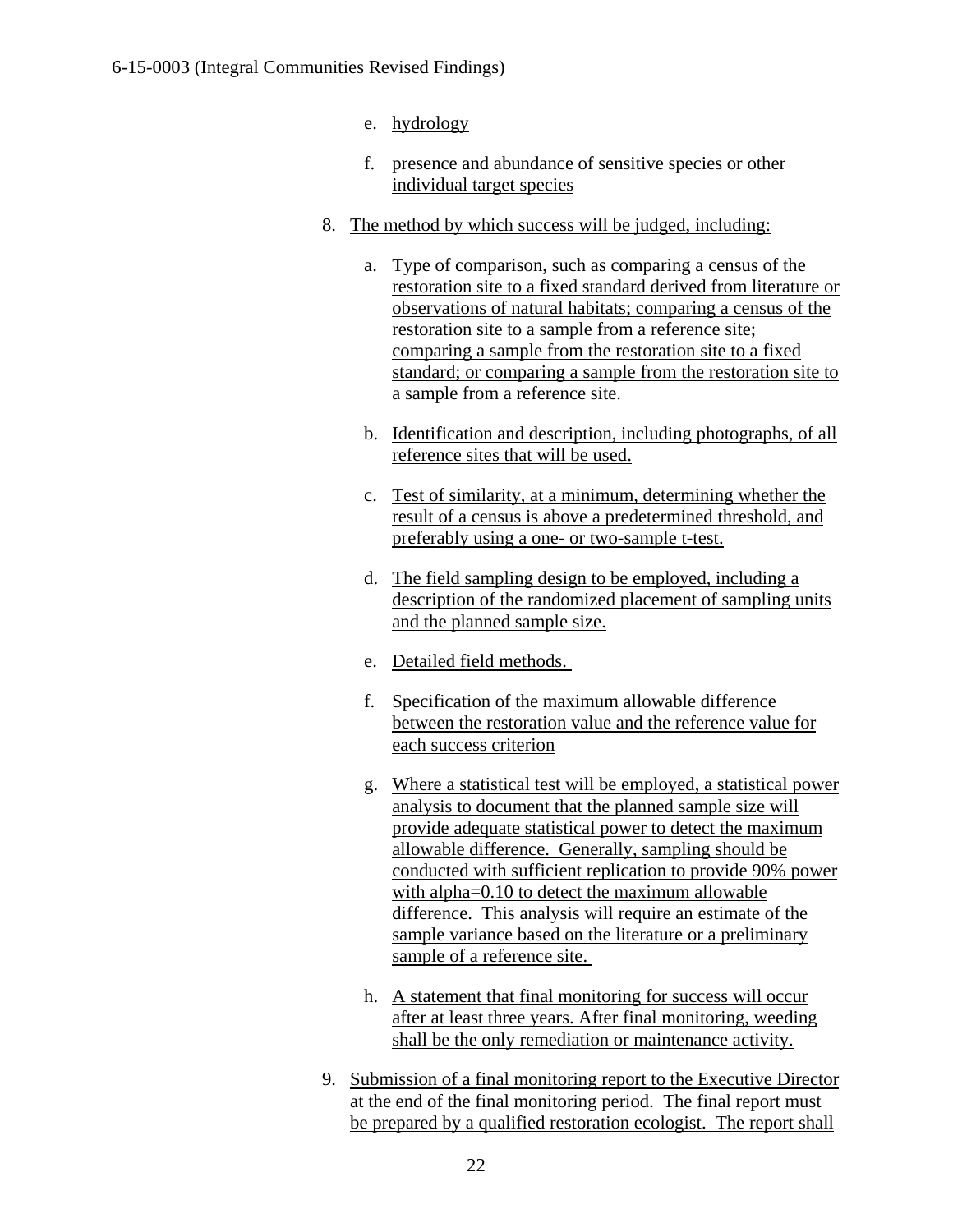e. hydrology

f. presence and abundance of sensitive species or other individual target species

8. The method by which success will be judged, including:

   a. Type of comparison, such as comparing a census of the restoration site to a fixed standard derived from literature or observations of natural habitats; comparing a census of the restoration site to a sample from a reference site; comparing a sample from the restoration site to a fixed standard; or comparing a sample from the restoration site to a sample from a reference site.

   b. Identification and description, including photographs, of all reference sites that will be used.

   c. Test of similarity, at a minimum, determining whether the result of a census is above a predetermined threshold, and preferably using a one- or two-sample t-test.

   d. The field sampling design to be employed, including a description of the randomized placement of sampling units and the planned sample size.

   e. Detailed field methods.

   f. Specification of the maximum allowable difference between the restoration value and the reference value for each success criterion

   g. Where a statistical test will be employed, a statistical power analysis to document that the planned sample size will provide adequate statistical power to detect the maximum allowable difference. Generally, sampling should be conducted with sufficient replication to provide 90% power with alpha=0.10 to detect the maximum allowable difference. This analysis will require an estimate of the sample variance based on the literature or a preliminary sample of a reference site.

   h. A statement that final monitoring for success will occur after at least three years. After final monitoring, weeding shall be the only remediation or maintenance activity.

9. Submission of a final monitoring report to the Executive Director at the end of the final monitoring period. The final report must be prepared by a qualified restoration ecologist. The report shall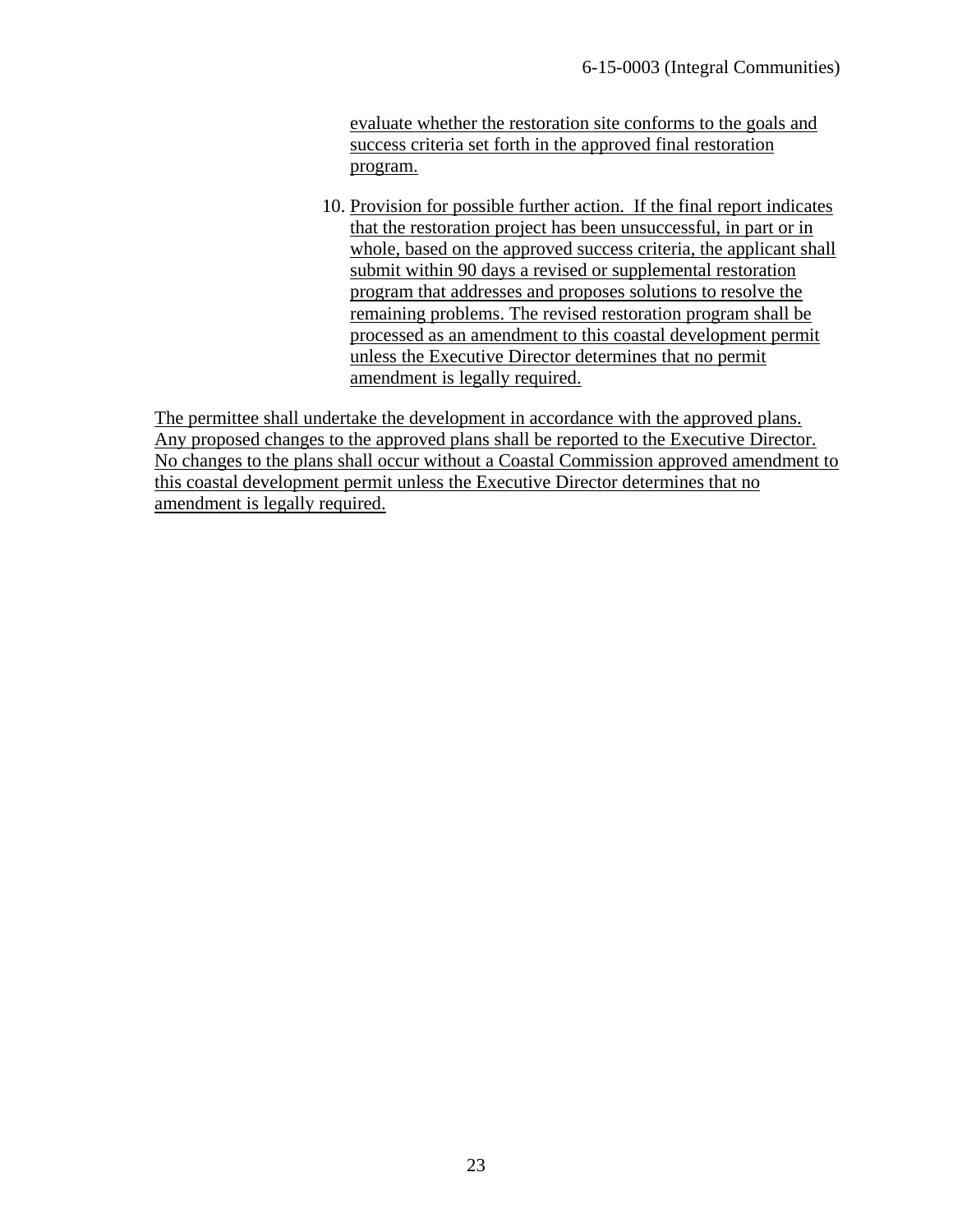evaluate whether the restoration site conforms to the goals and success criteria set forth in the approved final restoration program.

10. Provision for possible further action. If the final report indicates that the restoration project has been unsuccessful, in part or in whole, based on the approved success criteria, the applicant shall submit within 90 days a revised or supplemental restoration program that addresses and proposes solutions to resolve the remaining problems. The revised restoration program shall be processed as an amendment to this coastal development permit unless the Executive Director determines that no permit amendment is legally required.

The permittee shall undertake the development in accordance with the approved plans. Any proposed changes to the approved plans shall be reported to the Executive Director. No changes to the plans shall occur without a Coastal Commission approved amendment to this coastal development permit unless the Executive Director determines that no amendment is legally required.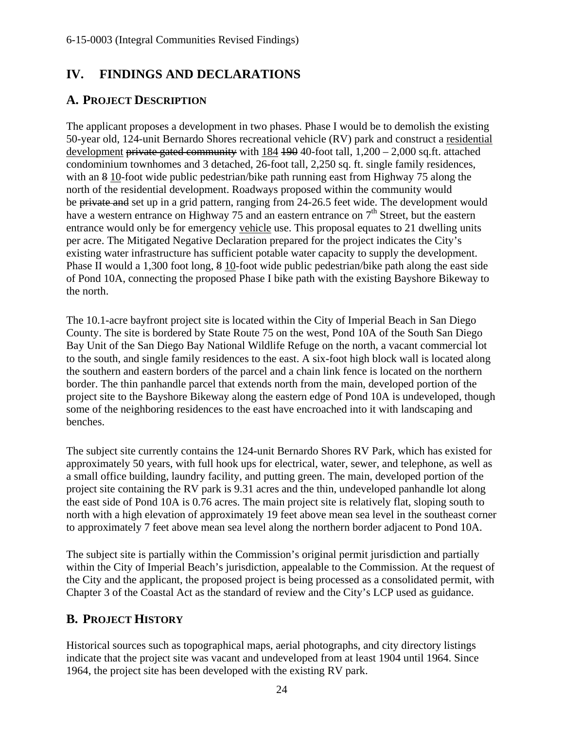# IV. FINDINGS AND DECLARATIONS

## A. PROJECT DESCRIPTION

The applicant proposes a development in two phases. Phase I would be to demolish the existing 50-year old, 124-unit Bernardo Shores recreational vehicle (RV) park and construct a <u>residential development</u> ~~private gated community~~ with <u>184</u> ~~190~~ 40-foot tall, 1,200 – 2,000 sq.ft. attached condominium townhomes and 3 detached, 26-foot tall, 2,250 sq. ft. single family residences, with an ~~8~~ <u>10</u>-foot wide public pedestrian/bike path running east from Highway 75 along the north of the residential development. Roadways proposed within the community would be ~~private and~~ set up in a grid pattern, ranging from 24-26.5 feet wide. The development would have a western entrance on Highway 75 and an eastern entrance on 7th Street, but the eastern entrance would only be for emergency <u>vehicle</u> use. This proposal equates to 21 dwelling units per acre. The Mitigated Negative Declaration prepared for the project indicates the City's existing water infrastructure has sufficient potable water capacity to supply the development. Phase II would a 1,300 foot long, ~~8~~ <u>10</u>-foot wide public pedestrian/bike path along the east side of Pond 10A, connecting the proposed Phase I bike path with the existing Bayshore Bikeway to the north.

The 10.1-acre bayfront project site is located within the City of Imperial Beach in San Diego County. The site is bordered by State Route 75 on the west, Pond 10A of the South San Diego Bay Unit of the San Diego Bay National Wildlife Refuge on the north, a vacant commercial lot to the south, and single family residences to the east. A six-foot high block wall is located along the southern and eastern borders of the parcel and a chain link fence is located on the northern border. The thin panhandle parcel that extends north from the main, developed portion of the project site to the Bayshore Bikeway along the eastern edge of Pond 10A is undeveloped, though some of the neighboring residences to the east have encroached into it with landscaping and benches.

The subject site currently contains the 124-unit Bernardo Shores RV Park, which has existed for approximately 50 years, with full hook ups for electrical, water, sewer, and telephone, as well as a small office building, laundry facility, and putting green. The main, developed portion of the project site containing the RV park is 9.31 acres and the thin, undeveloped panhandle lot along the east side of Pond 10A is 0.76 acres. The main project site is relatively flat, sloping south to north with a high elevation of approximately 19 feet above mean sea level in the southeast corner to approximately 7 feet above mean sea level along the northern border adjacent to Pond 10A.

The subject site is partially within the Commission's original permit jurisdiction and partially within the City of Imperial Beach's jurisdiction, appealable to the Commission. At the request of the City and the applicant, the proposed project is being processed as a consolidated permit, with Chapter 3 of the Coastal Act as the standard of review and the City's LCP used as guidance.

## B. PROJECT HISTORY

Historical sources such as topographical maps, aerial photographs, and city directory listings indicate that the project site was vacant and undeveloped from at least 1904 until 1964. Since 1964, the project site has been developed with the existing RV park.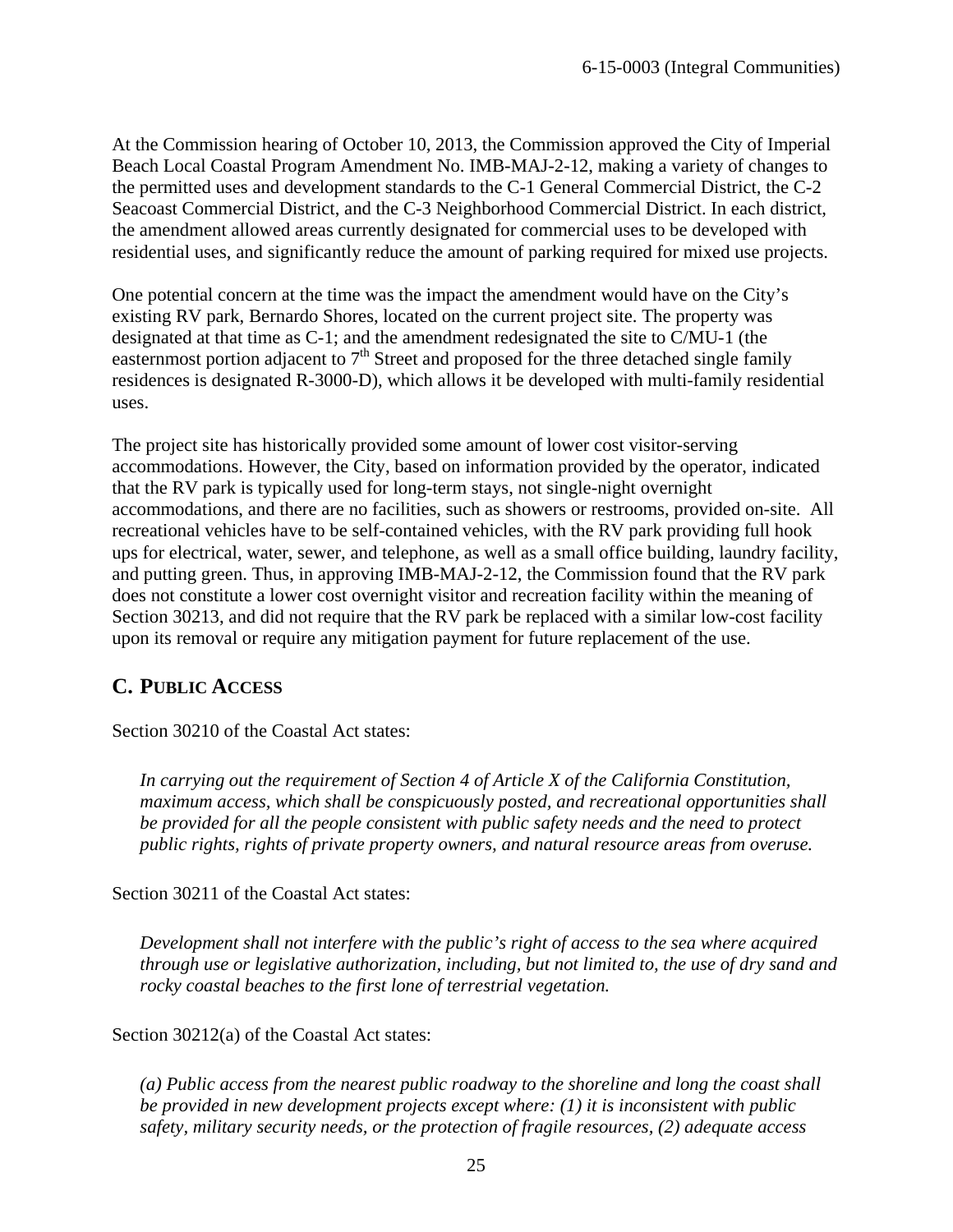At the Commission hearing of October 10, 2013, the Commission approved the City of Imperial Beach Local Coastal Program Amendment No. IMB-MAJ-2-12, making a variety of changes to the permitted uses and development standards to the C-1 General Commercial District, the C-2 Seacoast Commercial District, and the C-3 Neighborhood Commercial District. In each district, the amendment allowed areas currently designated for commercial uses to be developed with residential uses, and significantly reduce the amount of parking required for mixed use projects.

One potential concern at the time was the impact the amendment would have on the City's existing RV park, Bernardo Shores, located on the current project site. The property was designated at that time as C-1; and the amendment redesignated the site to C/MU-1 (the easternmost portion adjacent to 7th Street and proposed for the three detached single family residences is designated R-3000-D), which allows it be developed with multi-family residential uses.

The project site has historically provided some amount of lower cost visitor-serving accommodations. However, the City, based on information provided by the operator, indicated that the RV park is typically used for long-term stays, not single-night overnight accommodations, and there are no facilities, such as showers or restrooms, provided on-site. All recreational vehicles have to be self-contained vehicles, with the RV park providing full hook ups for electrical, water, sewer, and telephone, as well as a small office building, laundry facility, and putting green. Thus, in approving IMB-MAJ-2-12, the Commission found that the RV park does not constitute a lower cost overnight visitor and recreation facility within the meaning of Section 30213, and did not require that the RV park be replaced with a similar low-cost facility upon its removal or require any mitigation payment for future replacement of the use.

## C. Public Access

Section 30210 of the Coastal Act states:

> *In carrying out the requirement of Section 4 of Article X of the California Constitution, maximum access, which shall be conspicuously posted, and recreational opportunities shall be provided for all the people consistent with public safety needs and the need to protect public rights, rights of private property owners, and natural resource areas from overuse.*

Section 30211 of the Coastal Act states:

> *Development shall not interfere with the public's right of access to the sea where acquired through use or legislative authorization, including, but not limited to, the use of dry sand and rocky coastal beaches to the first lone of terrestrial vegetation.*

Section 30212(a) of the Coastal Act states:

> *(a) Public access from the nearest public roadway to the shoreline and long the coast shall be provided in new development projects except where: (1) it is inconsistent with public safety, military security needs, or the protection of fragile resources, (2) adequate access*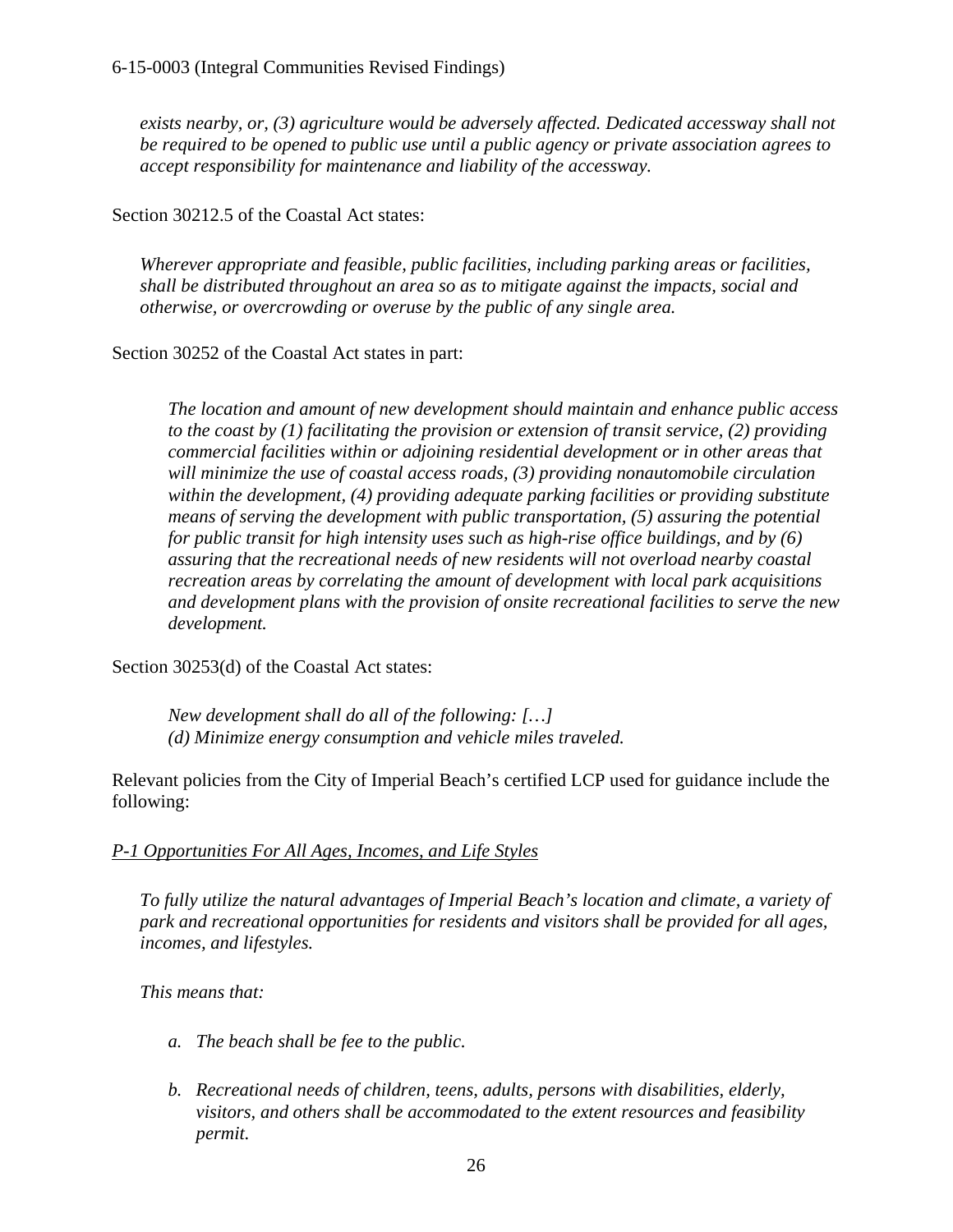*exists nearby, or, (3) agriculture would be adversely affected. Dedicated accessway shall not be required to be opened to public use until a public agency or private association agrees to accept responsibility for maintenance and liability of the accessway.*

Section 30212.5 of the Coastal Act states:

*Wherever appropriate and feasible, public facilities, including parking areas or facilities, shall be distributed throughout an area so as to mitigate against the impacts, social and otherwise, or overcrowding or overuse by the public of any single area.*

Section 30252 of the Coastal Act states in part:

*The location and amount of new development should maintain and enhance public access to the coast by (1) facilitating the provision or extension of transit service, (2) providing commercial facilities within or adjoining residential development or in other areas that will minimize the use of coastal access roads, (3) providing nonautomobile circulation within the development, (4) providing adequate parking facilities or providing substitute means of serving the development with public transportation, (5) assuring the potential for public transit for high intensity uses such as high-rise office buildings, and by (6) assuring that the recreational needs of new residents will not overload nearby coastal recreation areas by correlating the amount of development with local park acquisitions and development plans with the provision of onsite recreational facilities to serve the new development.*

Section 30253(d) of the Coastal Act states:

*New development shall do all of the following: […]*
*(d) Minimize energy consumption and vehicle miles traveled.*

Relevant policies from the City of Imperial Beach's certified LCP used for guidance include the following:

*P-1 Opportunities For All Ages, Incomes, and Life Styles*

*To fully utilize the natural advantages of Imperial Beach's location and climate, a variety of park and recreational opportunities for residents and visitors shall be provided for all ages, incomes, and lifestyles.*

*This means that:*

*a. The beach shall be fee to the public.*

*b. Recreational needs of children, teens, adults, persons with disabilities, elderly, visitors, and others shall be accommodated to the extent resources and feasibility permit.*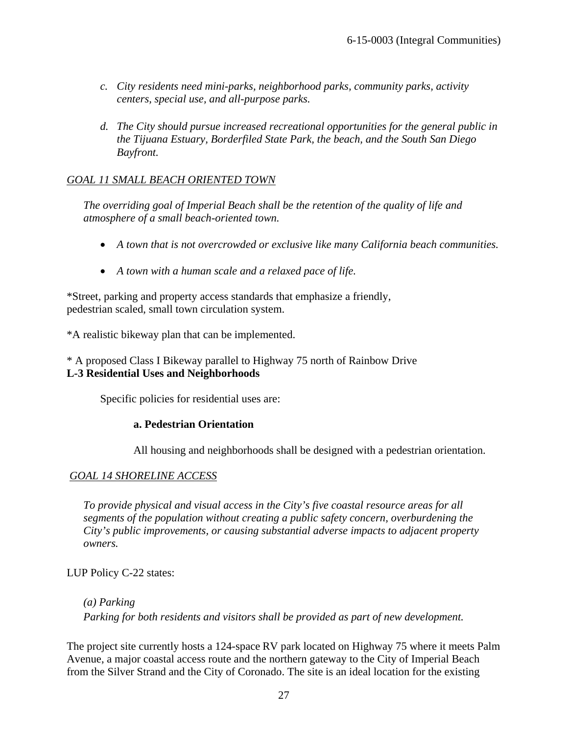c. *City residents need mini-parks, neighborhood parks, community parks, activity centers, special use, and all-purpose parks.*

d. *The City should pursue increased recreational opportunities for the general public in the Tijuana Estuary, Borderfiled State Park, the beach, and the South San Diego Bayfront.*

*GOAL 11 SMALL BEACH ORIENTED TOWN*

*The overriding goal of Imperial Beach shall be the retention of the quality of life and atmosphere of a small beach-oriented town.*

- *A town that is not overcrowded or exclusive like many California beach communities.*
- *A town with a human scale and a relaxed pace of life.*

*Street, parking and property access standards that emphasize a friendly, pedestrian scaled, small town circulation system.

*A realistic bikeway plan that can be implemented.

* A proposed Class I Bikeway parallel to Highway 75 north of Rainbow Drive

**L-3 Residential Uses and Neighborhoods**

Specific policies for residential uses are:

**a. Pedestrian Orientation**

All housing and neighborhoods shall be designed with a pedestrian orientation.

*GOAL 14 SHORELINE ACCESS*

*To provide physical and visual access in the City's five coastal resource areas for all segments of the population without creating a public safety concern, overburdening the City's public improvements, or causing substantial adverse impacts to adjacent property owners.*

LUP Policy C-22 states:

*(a) Parking*
*Parking for both residents and visitors shall be provided as part of new development.*

The project site currently hosts a 124-space RV park located on Highway 75 where it meets Palm Avenue, a major coastal access route and the northern gateway to the City of Imperial Beach from the Silver Strand and the City of Coronado. The site is an ideal location for the existing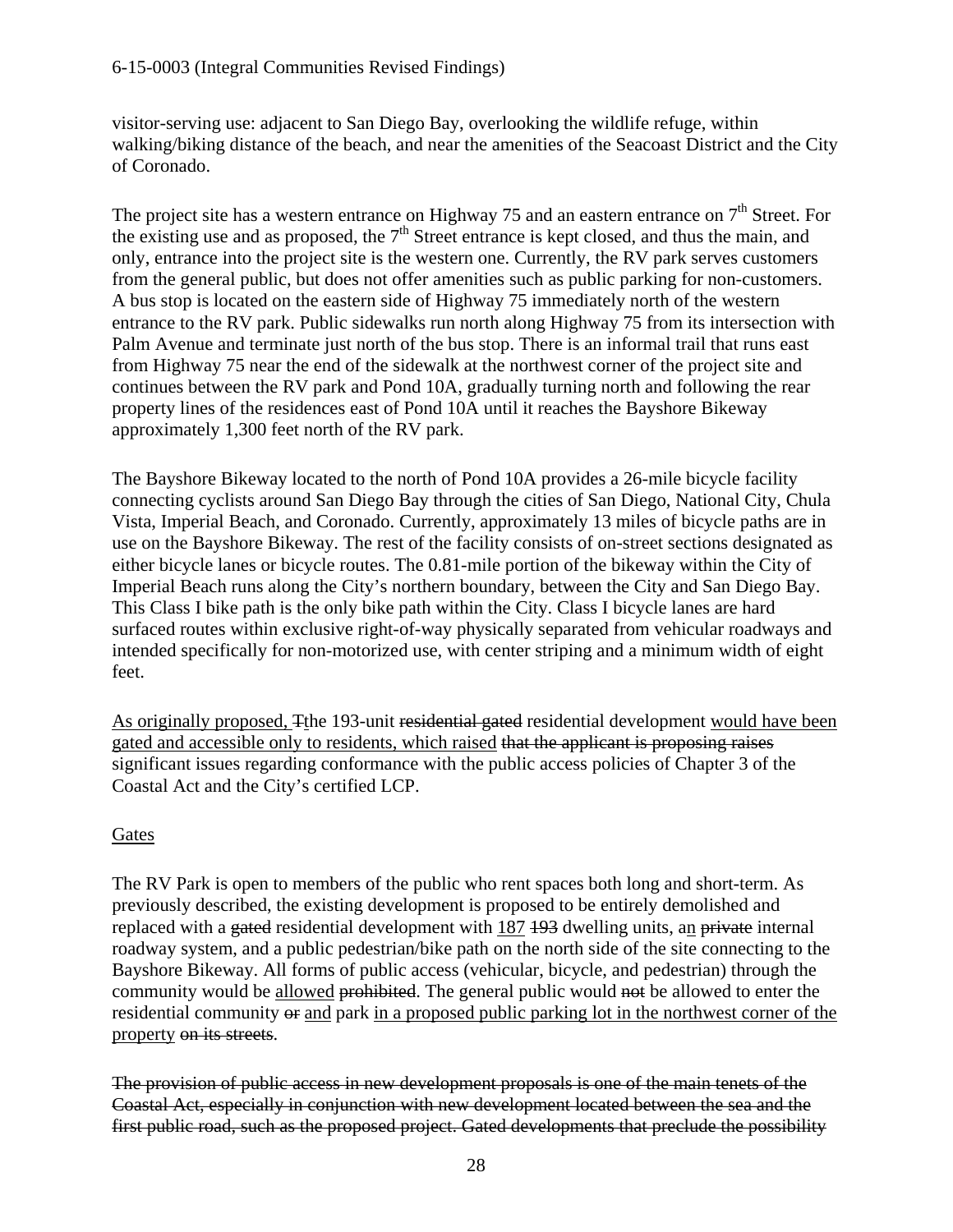visitor-serving use: adjacent to San Diego Bay, overlooking the wildlife refuge, within walking/biking distance of the beach, and near the amenities of the Seacoast District and the City of Coronado.

The project site has a western entrance on Highway 75 and an eastern entrance on 7th Street. For the existing use and as proposed, the 7th Street entrance is kept closed, and thus the main, and only, entrance into the project site is the western one. Currently, the RV park serves customers from the general public, but does not offer amenities such as public parking for non-customers. A bus stop is located on the eastern side of Highway 75 immediately north of the western entrance to the RV park. Public sidewalks run north along Highway 75 from its intersection with Palm Avenue and terminate just north of the bus stop. There is an informal trail that runs east from Highway 75 near the end of the sidewalk at the northwest corner of the project site and continues between the RV park and Pond 10A, gradually turning north and following the rear property lines of the residences east of Pond 10A until it reaches the Bayshore Bikeway approximately 1,300 feet north of the RV park.

The Bayshore Bikeway located to the north of Pond 10A provides a 26-mile bicycle facility connecting cyclists around San Diego Bay through the cities of San Diego, National City, Chula Vista, Imperial Beach, and Coronado. Currently, approximately 13 miles of bicycle paths are in use on the Bayshore Bikeway. The rest of the facility consists of on-street sections designated as either bicycle lanes or bicycle routes. The 0.81-mile portion of the bikeway within the City of Imperial Beach runs along the City's northern boundary, between the City and San Diego Bay. This Class I bike path is the only bike path within the City. Class I bicycle lanes are hard surfaced routes within exclusive right-of-way physically separated from vehicular roadways and intended specifically for non-motorized use, with center striping and a minimum width of eight feet.

<u>As originally proposed,</u> ~~T~~<u>t</u>he 193-unit ~~residential gated~~ residential development <u>would have been gated and accessible only to residents, which raised</u> ~~that the applicant is proposing raises~~ significant issues regarding conformance with the public access policies of Chapter 3 of the Coastal Act and the City's certified LCP.

<u>Gates</u>

The RV Park is open to members of the public who rent spaces both long and short-term. As previously described, the existing development is proposed to be entirely demolished and replaced with a ~~gated~~ residential development with <u>187</u> ~~193~~ dwelling units, a<u>n</u> ~~private~~ internal roadway system, and a public pedestrian/bike path on the north side of the site connecting to the Bayshore Bikeway. All forms of public access (vehicular, bicycle, and pedestrian) through the community would be <u>allowed</u> ~~prohibited~~. The general public would ~~not~~ be allowed to enter the residential community ~~or~~ <u>and</u> park <u>in a proposed public parking lot in the northwest corner of the property</u> ~~on its streets~~.

~~The provision of public access in new development proposals is one of the main tenets of the Coastal Act, especially in conjunction with new development located between the sea and the first public road, such as the proposed project. Gated developments that preclude the possibility~~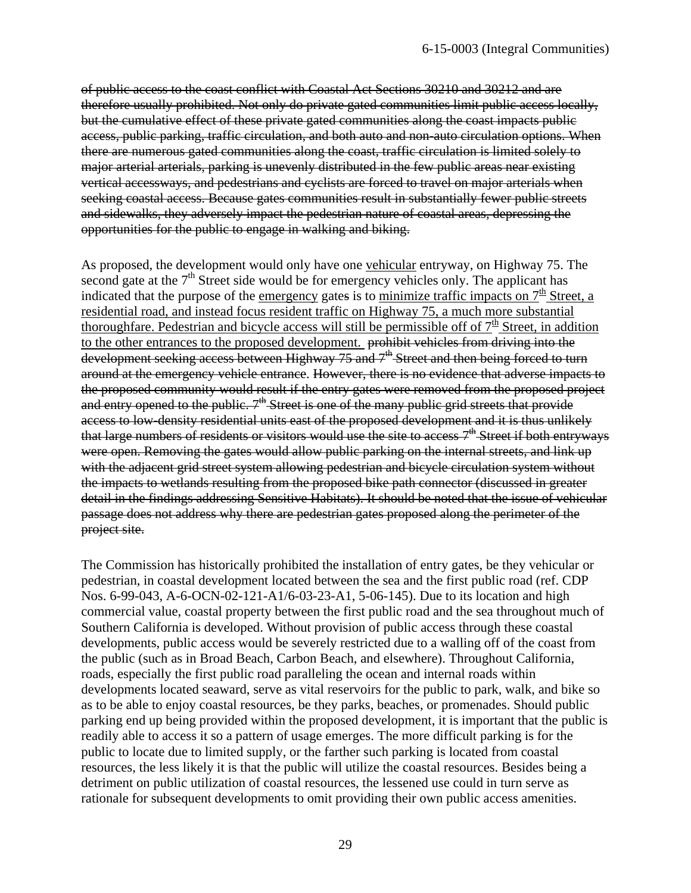~~of public access to the coast conflict with Coastal Act Sections 30210 and 30212 and are therefore usually prohibited. Not only do private gated communities limit public access locally, but the cumulative effect of these private gated communities along the coast impacts public access, public parking, traffic circulation, and both auto and non-auto circulation options. When there are numerous gated communities along the coast, traffic circulation is limited solely to major arterial arterials, parking is unevenly distributed in the few public areas near existing vertical accessways, and pedestrians and cyclists are forced to travel on major arterials when seeking coastal access. Because gates communities result in substantially fewer public streets and sidewalks, they adversely impact the pedestrian nature of coastal areas, depressing the opportunities for the public to engage in walking and biking.~~

As proposed, the development would only have one <u>vehicular</u> entryway, on Highway 75. The second gate at the 7th Street side would be for emergency vehicles only. The applicant has indicated that the purpose of the <u>emergency</u> gate~~s~~ is to <u>minimize traffic impacts on 7th Street, a residential road, and instead focus resident traffic on Highway 75, a much more substantial thoroughfare. Pedestrian and bicycle access will still be permissible off of 7th Street, in addition to the other entrances to the proposed development.</u> ~~prohibit vehicles from driving into the development seeking access between Highway 75 and 7th Street and then being forced to turn around at the emergency vehicle entrance. However, there is no evidence that adverse impacts to the proposed community would result if the entry gates were removed from the proposed project and entry opened to the public. 7th Street is one of the many public grid streets that provide access to low-density residential units east of the proposed development and it is thus unlikely that large numbers of residents or visitors would use the site to access 7th Street if both entryways were open. Removing the gates would allow public parking on the internal streets, and link up with the adjacent grid street system allowing pedestrian and bicycle circulation system without the impacts to wetlands resulting from the proposed bike path connector (discussed in greater detail in the findings addressing Sensitive Habitats). It should be noted that the issue of vehicular passage does not address why there are pedestrian gates proposed along the perimeter of the project site.~~

The Commission has historically prohibited the installation of entry gates, be they vehicular or pedestrian, in coastal development located between the sea and the first public road (ref. CDP Nos. 6-99-043, A-6-OCN-02-121-A1/6-03-23-A1, 5-06-145). Due to its location and high commercial value, coastal property between the first public road and the sea throughout much of Southern California is developed. Without provision of public access through these coastal developments, public access would be severely restricted due to a walling off of the coast from the public (such as in Broad Beach, Carbon Beach, and elsewhere). Throughout California, roads, especially the first public road paralleling the ocean and internal roads within developments located seaward, serve as vital reservoirs for the public to park, walk, and bike so as to be able to enjoy coastal resources, be they parks, beaches, or promenades. Should public parking end up being provided within the proposed development, it is important that the public is readily able to access it so a pattern of usage emerges. The more difficult parking is for the public to locate due to limited supply, or the farther such parking is located from coastal resources, the less likely it is that the public will utilize the coastal resources. Besides being a detriment on public utilization of coastal resources, the lessened use could in turn serve as rationale for subsequent developments to omit providing their own public access amenities.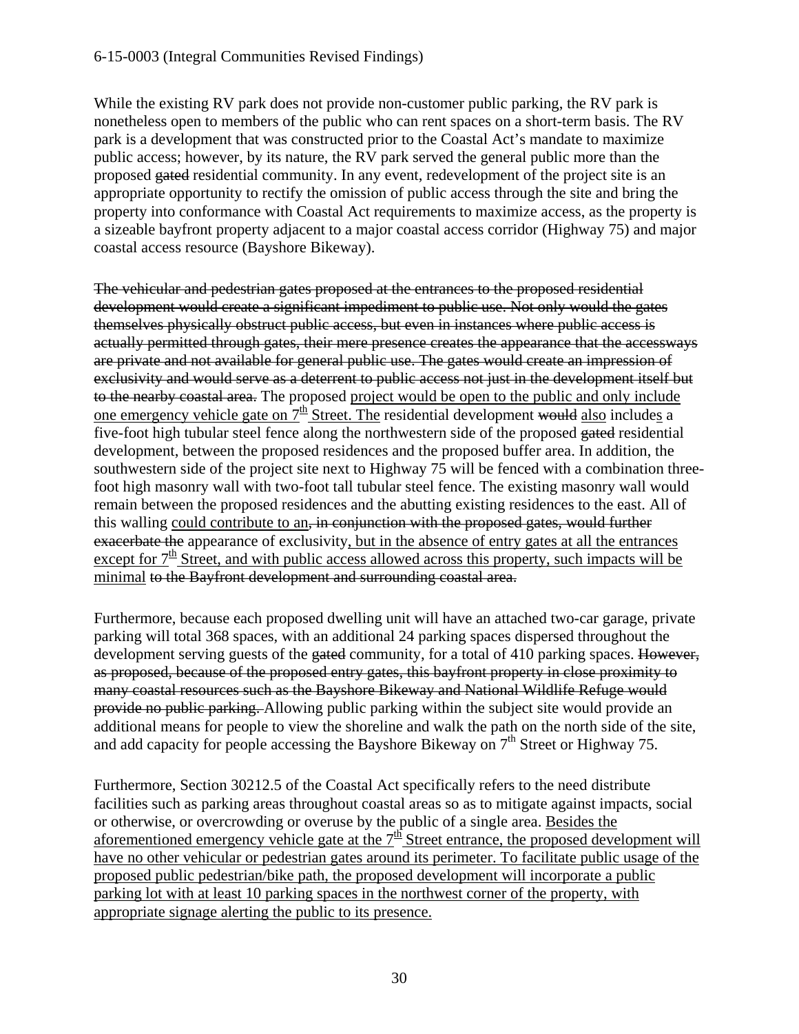While the existing RV park does not provide non-customer public parking, the RV park is nonetheless open to members of the public who can rent spaces on a short-term basis. The RV park is a development that was constructed prior to the Coastal Act's mandate to maximize public access; however, by its nature, the RV park served the general public more than the proposed ~~gated~~ residential community. In any event, redevelopment of the project site is an appropriate opportunity to rectify the omission of public access through the site and bring the property into conformance with Coastal Act requirements to maximize access, as the property is a sizeable bayfront property adjacent to a major coastal access corridor (Highway 75) and major coastal access resource (Bayshore Bikeway).

~~The vehicular and pedestrian gates proposed at the entrances to the proposed residential development would create a significant impediment to public use. Not only would the gates themselves physically obstruct public access, but even in instances where public access is actually permitted through gates, their mere presence creates the appearance that the accessways are private and not available for general public use. The gates would create an impression of exclusivity and would serve as a deterrent to public access not just in the development itself but to the nearby coastal area.~~ The proposed <u>project would be open to the public and only include one emergency vehicle gate on 7th Street. The</u> residential development ~~would~~ <u>also</u> include<u>s</u> a five-foot high tubular steel fence along the northwestern side of the proposed ~~gated~~ residential development, between the proposed residences and the proposed buffer area. In addition, the southwestern side of the project site next to Highway 75 will be fenced with a combination three-foot high masonry wall with two-foot tall tubular steel fence. The existing masonry wall would remain between the proposed residences and the abutting existing residences to the east. All of this walling <u>could contribute to an</u>~~, in conjunction with the proposed gates, would further exacerbate the~~ appearance of exclusivity<u>, but in the absence of entry gates at all the entrances except for 7th Street, and with public access allowed across this property, such impacts will be minimal</u> ~~to the Bayfront development and surrounding coastal area.~~

Furthermore, because each proposed dwelling unit will have an attached two-car garage, private parking will total 368 spaces, with an additional 24 parking spaces dispersed throughout the development serving guests of the ~~gated~~ community, for a total of 410 parking spaces. ~~However, as proposed, because of the proposed entry gates, this bayfront property in close proximity to many coastal resources such as the Bayshore Bikeway and National Wildlife Refuge would provide no public parking.~~ Allowing public parking within the subject site would provide an additional means for people to view the shoreline and walk the path on the north side of the site, and add capacity for people accessing the Bayshore Bikeway on 7th Street or Highway 75.

Furthermore, Section 30212.5 of the Coastal Act specifically refers to the need distribute facilities such as parking areas throughout coastal areas so as to mitigate against impacts, social or otherwise, or overcrowding or overuse by the public of a single area. <u>Besides the aforementioned emergency vehicle gate at the 7th Street entrance, the proposed development will have no other vehicular or pedestrian gates around its perimeter. To facilitate public usage of the proposed public pedestrian/bike path, the proposed development will incorporate a public parking lot with at least 10 parking spaces in the northwest corner of the property, with appropriate signage alerting the public to its presence.</u>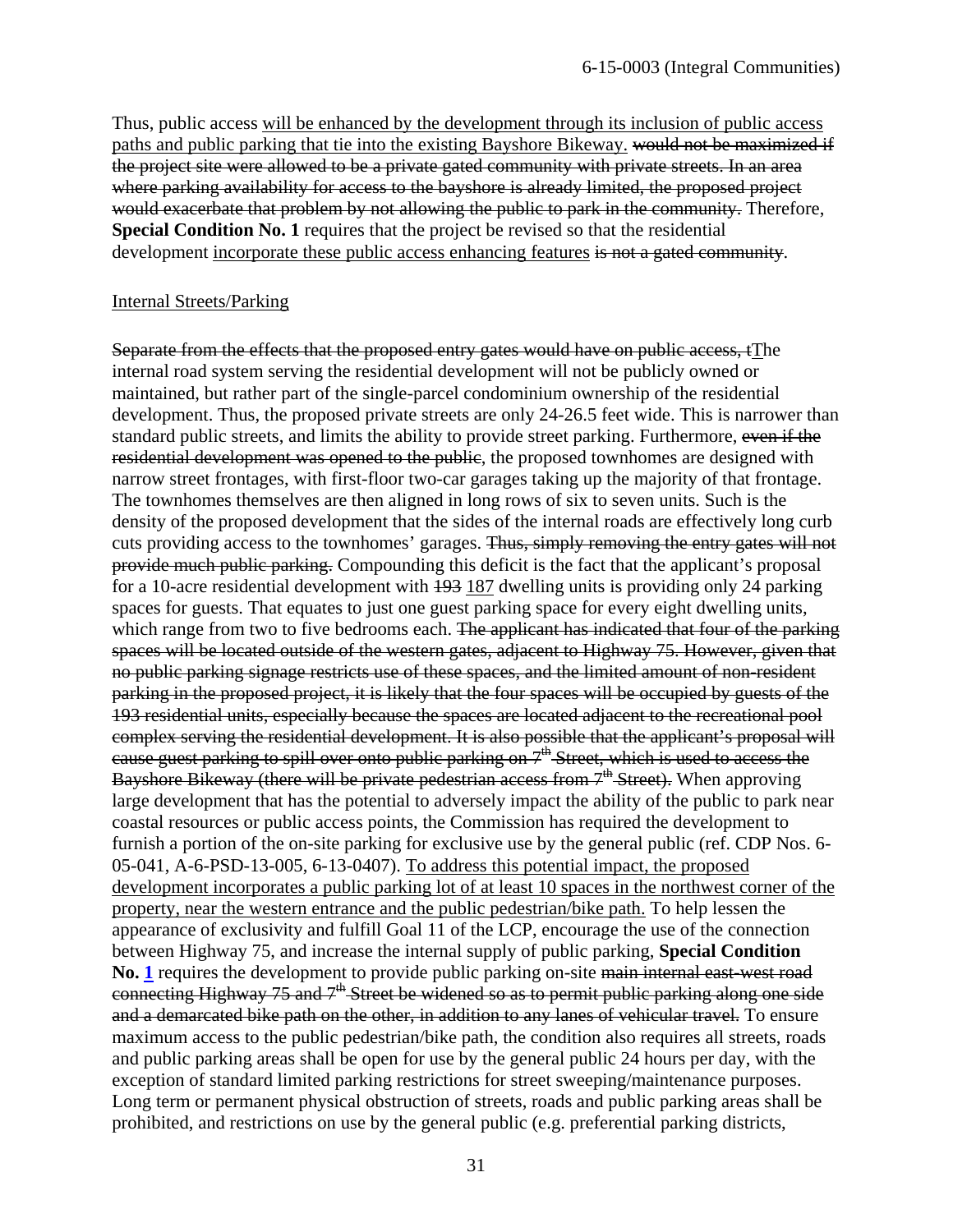Thus, public access <u>will be enhanced by the development through its inclusion of public access paths and public parking that tie into the existing Bayshore Bikeway.</u> ~~would not be maximized if the project site were allowed to be a private gated community with private streets. In an area where parking availability for access to the bayshore is already limited, the proposed project would exacerbate that problem by not allowing the public to park in the community.~~ Therefore, **Special Condition No. 1** requires that the project be revised so that the residential development <u>incorporate these public access enhancing features</u> ~~is not a gated community~~.

<u>Internal Streets/Parking</u>

~~Separate from the effects that the proposed entry gates would have on public access, t~~<u>T</u>he internal road system serving the residential development will not be publicly owned or maintained, but rather part of the single-parcel condominium ownership of the residential development. Thus, the proposed private streets are only 24-26.5 feet wide. This is narrower than standard public streets, and limits the ability to provide street parking. Furthermore, ~~even if the residential development was opened to the public~~, the proposed townhomes are designed with narrow street frontages, with first-floor two-car garages taking up the majority of that frontage. The townhomes themselves are then aligned in long rows of six to seven units. Such is the density of the proposed development that the sides of the internal roads are effectively long curb cuts providing access to the townhomes' garages. ~~Thus, simply removing the entry gates will not provide much public parking.~~ Compounding this deficit is the fact that the applicant's proposal for a 10-acre residential development with ~~193~~ <u>187</u> dwelling units is providing only 24 parking spaces for guests. That equates to just one guest parking space for every eight dwelling units, which range from two to five bedrooms each. ~~The applicant has indicated that four of the parking spaces will be located outside of the western gates, adjacent to Highway 75. However, given that no public parking signage restricts use of these spaces, and the limited amount of non-resident parking in the proposed project, it is likely that the four spaces will be occupied by guests of the 193 residential units, especially because the spaces are located adjacent to the recreational pool complex serving the residential development. It is also possible that the applicant's proposal will cause guest parking to spill over onto public parking on 7th Street, which is used to access the Bayshore Bikeway (there will be private pedestrian access from 7th Street).~~ When approving large development that has the potential to adversely impact the ability of the public to park near coastal resources or public access points, the Commission has required the development to furnish a portion of the on-site parking for exclusive use by the general public (ref. CDP Nos. 6-05-041, A-6-PSD-13-005, 6-13-0407). <u>To address this potential impact, the proposed development incorporates a public parking lot of at least 10 spaces in the northwest corner of the property, near the western entrance and the public pedestrian/bike path.</u> To help lessen the appearance of exclusivity and fulfill Goal 11 of the LCP, encourage the use of the connection between Highway 75, and increase the internal supply of public parking, **Special Condition No. 1** requires the development to provide public parking on-site ~~main internal east-west road connecting Highway 75 and 7th Street be widened so as to permit public parking along one side and a demarcated bike path on the other, in addition to any lanes of vehicular travel.~~ To ensure maximum access to the public pedestrian/bike path, the condition also requires all streets, roads and public parking areas shall be open for use by the general public 24 hours per day, with the exception of standard limited parking restrictions for street sweeping/maintenance purposes. Long term or permanent physical obstruction of streets, roads and public parking areas shall be prohibited, and restrictions on use by the general public (e.g. preferential parking districts,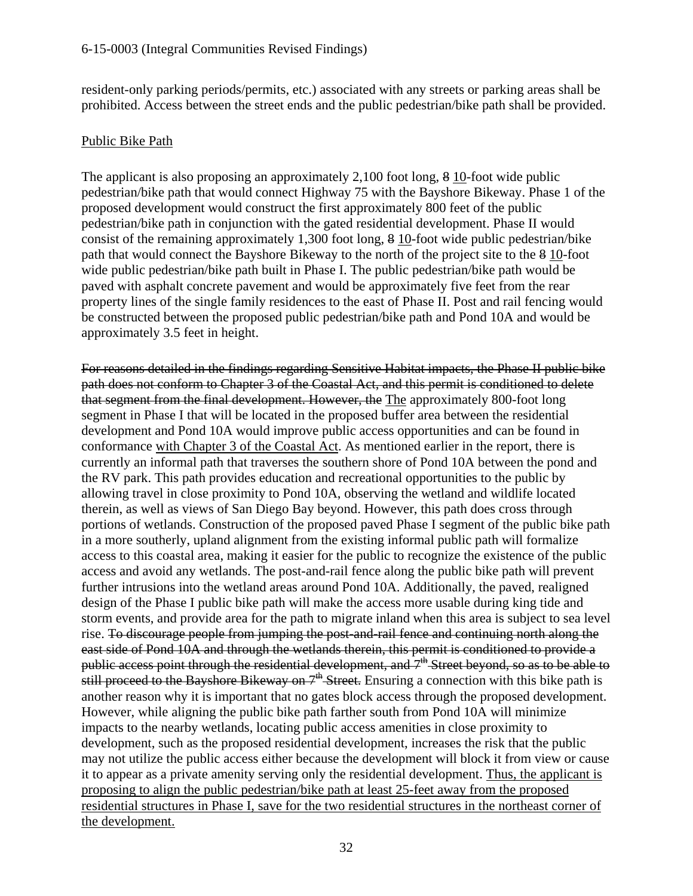resident-only parking periods/permits, etc.) associated with any streets or parking areas shall be prohibited. Access between the street ends and the public pedestrian/bike path shall be provided.

<u>Public Bike Path</u>

The applicant is also proposing an approximately 2,100 foot long, ~~8~~ <u>10</u>-foot wide public pedestrian/bike path that would connect Highway 75 with the Bayshore Bikeway. Phase 1 of the proposed development would construct the first approximately 800 feet of the public pedestrian/bike path in conjunction with the gated residential development. Phase II would consist of the remaining approximately 1,300 foot long, ~~8~~ <u>10</u>-foot wide public pedestrian/bike path that would connect the Bayshore Bikeway to the north of the project site to the ~~8~~ <u>10</u>-foot wide public pedestrian/bike path built in Phase I. The public pedestrian/bike path would be paved with asphalt concrete pavement and would be approximately five feet from the rear property lines of the single family residences to the east of Phase II. Post and rail fencing would be constructed between the proposed public pedestrian/bike path and Pond 10A and would be approximately 3.5 feet in height.

~~For reasons detailed in the findings regarding Sensitive Habitat impacts, the Phase II public bike path does not conform to Chapter 3 of the Coastal Act, and this permit is conditioned to delete that segment from the final development. However, the~~ <u>The</u> approximately 800-foot long segment in Phase I that will be located in the proposed buffer area between the residential development and Pond 10A would improve public access opportunities and can be found in conformance <u>with Chapter 3 of the Coastal Act</u>. As mentioned earlier in the report, there is currently an informal path that traverses the southern shore of Pond 10A between the pond and the RV park. This path provides education and recreational opportunities to the public by allowing travel in close proximity to Pond 10A, observing the wetland and wildlife located therein, as well as views of San Diego Bay beyond. However, this path does cross through portions of wetlands. Construction of the proposed paved Phase I segment of the public bike path in a more southerly, upland alignment from the existing informal public path will formalize access to this coastal area, making it easier for the public to recognize the existence of the public access and avoid any wetlands. The post-and-rail fence along the public bike path will prevent further intrusions into the wetland areas around Pond 10A. Additionally, the paved, realigned design of the Phase I public bike path will make the access more usable during king tide and storm events, and provide area for the path to migrate inland when this area is subject to sea level rise. ~~To discourage people from jumping the post-and-rail fence and continuing north along the east side of Pond 10A and through the wetlands therein, this permit is conditioned to provide a public access point through the residential development, and 7th Street beyond, so as to be able to still proceed to the Bayshore Bikeway on 7th Street.~~ Ensuring a connection with this bike path is another reason why it is important that no gates block access through the proposed development. However, while aligning the public bike path farther south from Pond 10A will minimize impacts to the nearby wetlands, locating public access amenities in close proximity to development, such as the proposed residential development, increases the risk that the public may not utilize the public access either because the development will block it from view or cause it to appear as a private amenity serving only the residential development. <u>Thus, the applicant is proposing to align the public pedestrian/bike path at least 25-feet away from the proposed residential structures in Phase I, save for the two residential structures in the northeast corner of the development.</u>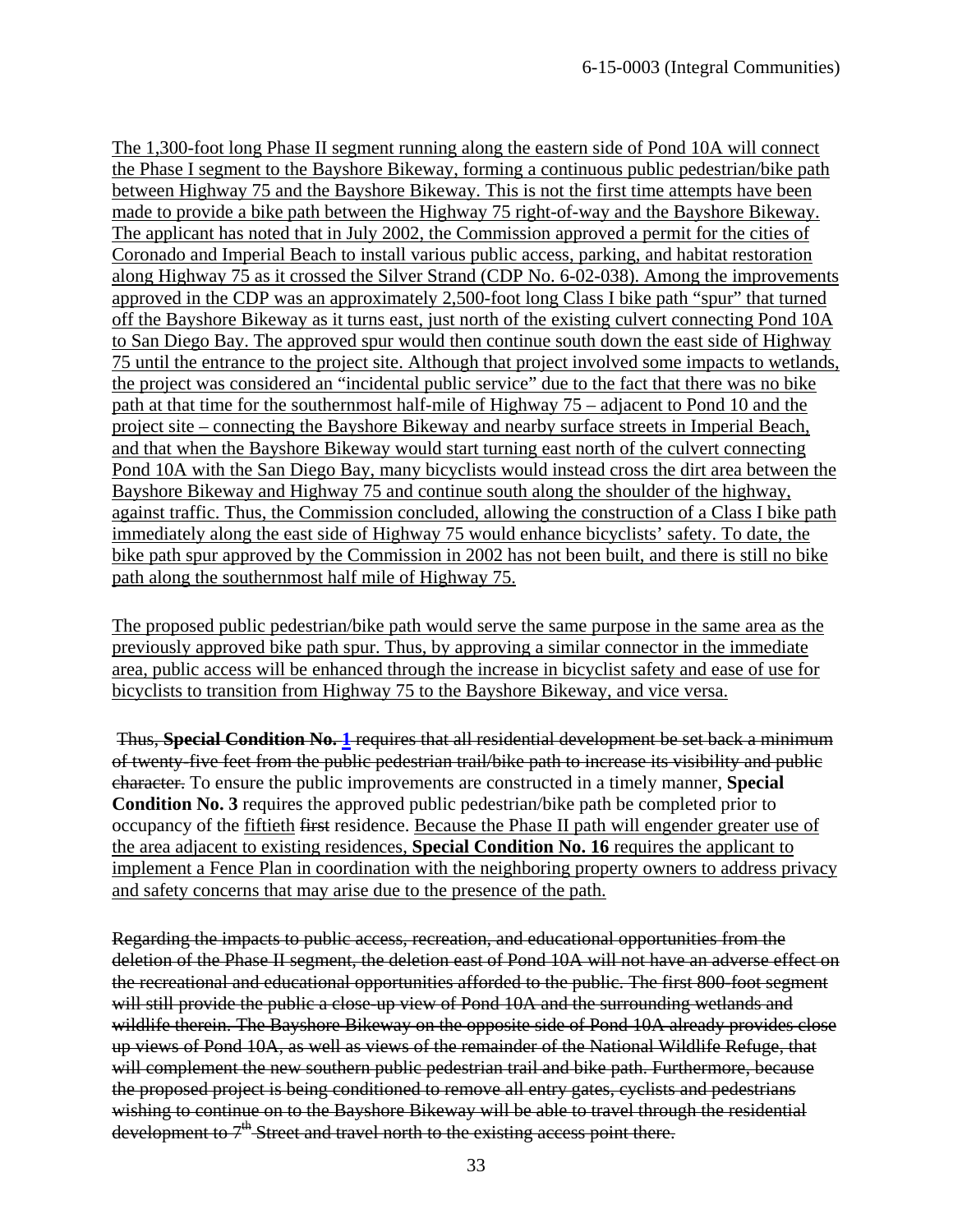<u>The 1,300-foot long Phase II segment running along the eastern side of Pond 10A will connect the Phase I segment to the Bayshore Bikeway, forming a continuous public pedestrian/bike path between Highway 75 and the Bayshore Bikeway. This is not the first time attempts have been made to provide a bike path between the Highway 75 right-of-way and the Bayshore Bikeway. The applicant has noted that in July 2002, the Commission approved a permit for the cities of Coronado and Imperial Beach to install various public access, parking, and habitat restoration along Highway 75 as it crossed the Silver Strand (CDP No. 6-02-038). Among the improvements approved in the CDP was an approximately 2,500-foot long Class I bike path "spur" that turned off the Bayshore Bikeway as it turns east, just north of the existing culvert connecting Pond 10A to San Diego Bay. The approved spur would then continue south down the east side of Highway 75 until the entrance to the project site. Although that project involved some impacts to wetlands, the project was considered an "incidental public service" due to the fact that there was no bike path at that time for the southernmost half-mile of Highway 75 – adjacent to Pond 10 and the project site – connecting the Bayshore Bikeway and nearby surface streets in Imperial Beach, and that when the Bayshore Bikeway would start turning east north of the culvert connecting Pond 10A with the San Diego Bay, many bicyclists would instead cross the dirt area between the Bayshore Bikeway and Highway 75 and continue south along the shoulder of the highway, against traffic. Thus, the Commission concluded, allowing the construction of a Class I bike path immediately along the east side of Highway 75 would enhance bicyclists' safety. To date, the bike path spur approved by the Commission in 2002 has not been built, and there is still no bike path along the southernmost half mile of Highway 75.</u>

<u>The proposed public pedestrian/bike path would serve the same purpose in the same area as the previously approved bike path spur. Thus, by approving a similar connector in the immediate area, public access will be enhanced through the increase in bicyclist safety and ease of use for bicyclists to transition from Highway 75 to the Bayshore Bikeway, and vice versa.</u>

~~Thus, **Special Condition No. 1** requires that all residential development be set back a minimum of twenty-five feet from the public pedestrian trail/bike path to increase its visibility and public character.~~ To ensure the public improvements are constructed in a timely manner, **Special Condition No. 3** requires the approved public pedestrian/bike path be completed prior to occupancy of the <u>fiftieth</u> ~~first~~ residence. <u>Because the Phase II path will engender greater use of the area adjacent to existing residences, **Special Condition No. 16** requires the applicant to implement a Fence Plan in coordination with the neighboring property owners to address privacy and safety concerns that may arise due to the presence of the path.</u>

~~Regarding the impacts to public access, recreation, and educational opportunities from the deletion of the Phase II segment, the deletion east of Pond 10A will not have an adverse effect on the recreational and educational opportunities afforded to the public. The first 800-foot segment will still provide the public a close-up view of Pond 10A and the surrounding wetlands and wildlife therein. The Bayshore Bikeway on the opposite side of Pond 10A already provides close up views of Pond 10A, as well as views of the remainder of the National Wildlife Refuge, that will complement the new southern public pedestrian trail and bike path. Furthermore, because the proposed project is being conditioned to remove all entry gates, cyclists and pedestrians wishing to continue on to the Bayshore Bikeway will be able to travel through the residential development to 7th Street and travel north to the existing access point there.~~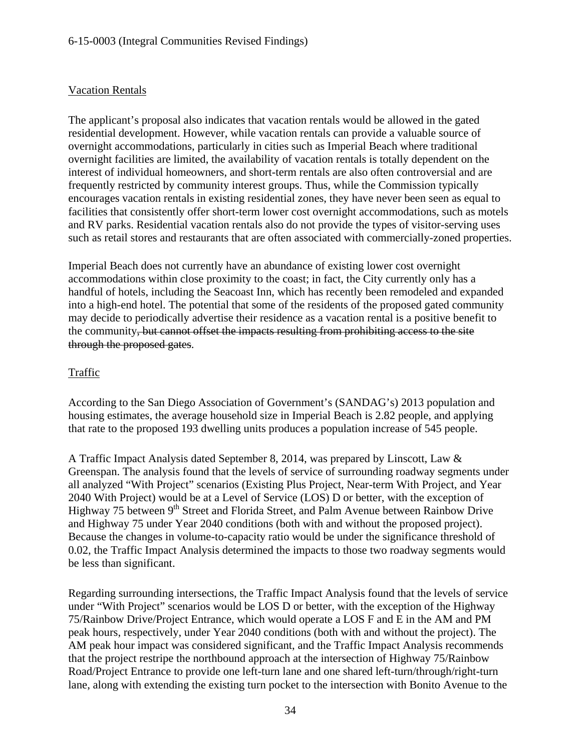<u>Vacation Rentals</u>

The applicant's proposal also indicates that vacation rentals would be allowed in the gated residential development. However, while vacation rentals can provide a valuable source of overnight accommodations, particularly in cities such as Imperial Beach where traditional overnight facilities are limited, the availability of vacation rentals is totally dependent on the interest of individual homeowners, and short-term rentals are also often controversial and are frequently restricted by community interest groups. Thus, while the Commission typically encourages vacation rentals in existing residential zones, they have never been seen as equal to facilities that consistently offer short-term lower cost overnight accommodations, such as motels and RV parks. Residential vacation rentals also do not provide the types of visitor-serving uses such as retail stores and restaurants that are often associated with commercially-zoned properties.

Imperial Beach does not currently have an abundance of existing lower cost overnight accommodations within close proximity to the coast; in fact, the City currently only has a handful of hotels, including the Seacoast Inn, which has recently been remodeled and expanded into a high-end hotel. The potential that some of the residents of the proposed gated community may decide to periodically advertise their residence as a vacation rental is a positive benefit to the community~~, but cannot offset the impacts resulting from prohibiting access to the site through the proposed gates~~.

<u>Traffic</u>

According to the San Diego Association of Government's (SANDAG's) 2013 population and housing estimates, the average household size in Imperial Beach is 2.82 people, and applying that rate to the proposed 193 dwelling units produces a population increase of 545 people.

A Traffic Impact Analysis dated September 8, 2014, was prepared by Linscott, Law & Greenspan. The analysis found that the levels of service of surrounding roadway segments under all analyzed "With Project" scenarios (Existing Plus Project, Near-term With Project, and Year 2040 With Project) would be at a Level of Service (LOS) D or better, with the exception of Highway 75 between 9th Street and Florida Street, and Palm Avenue between Rainbow Drive and Highway 75 under Year 2040 conditions (both with and without the proposed project). Because the changes in volume-to-capacity ratio would be under the significance threshold of 0.02, the Traffic Impact Analysis determined the impacts to those two roadway segments would be less than significant.

Regarding surrounding intersections, the Traffic Impact Analysis found that the levels of service under "With Project" scenarios would be LOS D or better, with the exception of the Highway 75/Rainbow Drive/Project Entrance, which would operate a LOS F and E in the AM and PM peak hours, respectively, under Year 2040 conditions (both with and without the project). The AM peak hour impact was considered significant, and the Traffic Impact Analysis recommends that the project restripe the northbound approach at the intersection of Highway 75/Rainbow Road/Project Entrance to provide one left-turn lane and one shared left-turn/through/right-turn lane, along with extending the existing turn pocket to the intersection with Bonito Avenue to the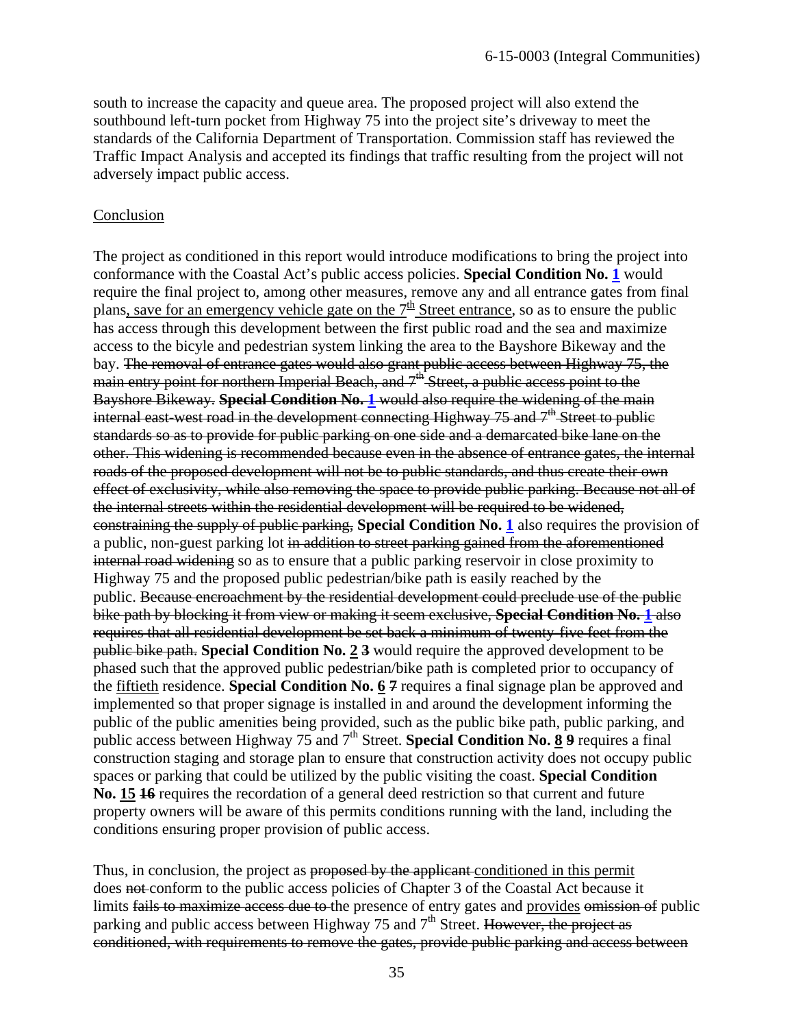south to increase the capacity and queue area. The proposed project will also extend the southbound left-turn pocket from Highway 75 into the project site's driveway to meet the standards of the California Department of Transportation. Commission staff has reviewed the Traffic Impact Analysis and accepted its findings that traffic resulting from the project will not adversely impact public access.

<u>Conclusion</u>

The project as conditioned in this report would introduce modifications to bring the project into conformance with the Coastal Act's public access policies. **Special Condition No. 1** would require the final project to, among other measures, remove any and all entrance gates from final plans<u>, save for an emergency vehicle gate on the 7th Street entrance</u>, so as to ensure the public has access through this development between the first public road and the sea and maximize access to the bicycle and pedestrian system linking the area to the Bayshore Bikeway and the bay. ~~The removal of entrance gates would also grant public access between Highway 75, the main entry point for northern Imperial Beach, and 7th Street, a public access point to the Bayshore Bikeway.~~ ~~**Special Condition No. 1** would also require the widening of the main internal east-west road in the development connecting Highway 75 and 7th Street to public standards so as to provide for public parking on one side and a demarcated bike lane on the other. This widening is recommended because even in the absence of entrance gates, the internal roads of the proposed development will not be to public standards, and thus create their own effect of exclusivity, while also removing the space to provide public parking. Because not all of the internal streets within the residential development will be required to be widened, constraining the supply of public parking,~~ **Special Condition No. 1** also requires the provision of a public, non-guest parking lot ~~in addition to street parking gained from the aforementioned internal road widening~~ so as to ensure that a public parking reservoir in close proximity to Highway 75 and the proposed public pedestrian/bike path is easily reached by the public. ~~Because encroachment by the residential development could preclude use of the public bike path by blocking it from view or making it seem exclusive,~~ ~~**Special Condition No. 1** also requires that all residential development be set back a minimum of twenty-five feet from the public bike path.~~ **Special Condition No.** <u>**2**</u> ~~**3**~~ would require the approved development to be phased such that the approved public pedestrian/bike path is completed prior to occupancy of the <u>fiftieth</u> residence. **Special Condition No.** <u>**6**</u> ~~**7**~~ requires a final signage plan be approved and implemented so that proper signage is installed in and around the development informing the public of the public amenities being provided, such as the public bike path, public parking, and public access between Highway 75 and 7th Street. **Special Condition No.** <u>**8**</u> ~~**9**~~ requires a final construction staging and storage plan to ensure that construction activity does not occupy public spaces or parking that could be utilized by the public visiting the coast. **Special Condition No.** <u>**15**</u> ~~**16**~~ requires the recordation of a general deed restriction so that current and future property owners will be aware of this permits conditions running with the land, including the conditions ensuring proper provision of public access.

Thus, in conclusion, the project as ~~proposed by the applicant~~ <u>conditioned in this permit</u> does ~~not~~ conform to the public access policies of Chapter 3 of the Coastal Act because it limits ~~fails to maximize access due to~~ the presence of entry gates and <u>provides</u> ~~omission of~~ public parking and public access between Highway 75 and 7th Street. ~~However, the project as conditioned, with requirements to remove the gates, provide public parking and access between~~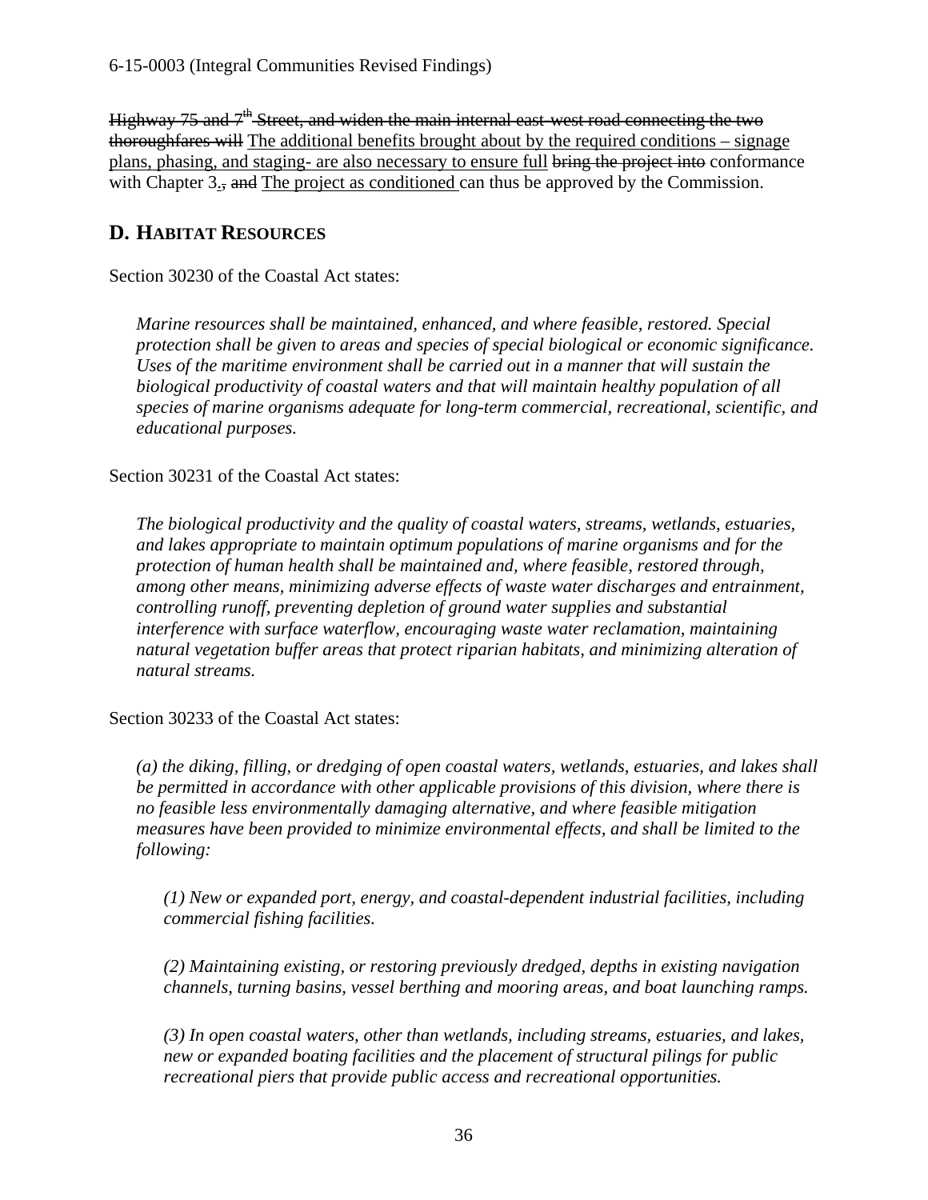~~Highway 75 and 7th Street, and widen the main internal east-west road connecting the two thoroughfares will~~ <u>The additional benefits brought about by the required conditions – signage plans, phasing, and staging- are also necessary to ensure full</u> ~~bring the project into~~ conformance with Chapter 3<u>.</u>~~,~~ ~~and~~ <u>The project as conditioned</u> can thus be approved by the Commission.

## D. HABITAT RESOURCES

Section 30230 of the Coastal Act states:

> *Marine resources shall be maintained, enhanced, and where feasible, restored. Special protection shall be given to areas and species of special biological or economic significance. Uses of the maritime environment shall be carried out in a manner that will sustain the biological productivity of coastal waters and that will maintain healthy population of all species of marine organisms adequate for long-term commercial, recreational, scientific, and educational purposes.*

Section 30231 of the Coastal Act states:

> *The biological productivity and the quality of coastal waters, streams, wetlands, estuaries, and lakes appropriate to maintain optimum populations of marine organisms and for the protection of human health shall be maintained and, where feasible, restored through, among other means, minimizing adverse effects of waste water discharges and entrainment, controlling runoff, preventing depletion of ground water supplies and substantial interference with surface waterflow, encouraging waste water reclamation, maintaining natural vegetation buffer areas that protect riparian habitats, and minimizing alteration of natural streams.*

Section 30233 of the Coastal Act states:

> *(a) the diking, filling, or dredging of open coastal waters, wetlands, estuaries, and lakes shall be permitted in accordance with other applicable provisions of this division, where there is no feasible less environmentally damaging alternative, and where feasible mitigation measures have been provided to minimize environmental effects, and shall be limited to the following:*
>
> > *(1) New or expanded port, energy, and coastal-dependent industrial facilities, including commercial fishing facilities.*
> >
> > *(2) Maintaining existing, or restoring previously dredged, depths in existing navigation channels, turning basins, vessel berthing and mooring areas, and boat launching ramps.*
> >
> > *(3) In open coastal waters, other than wetlands, including streams, estuaries, and lakes, new or expanded boating facilities and the placement of structural pilings for public recreational piers that provide public access and recreational opportunities.*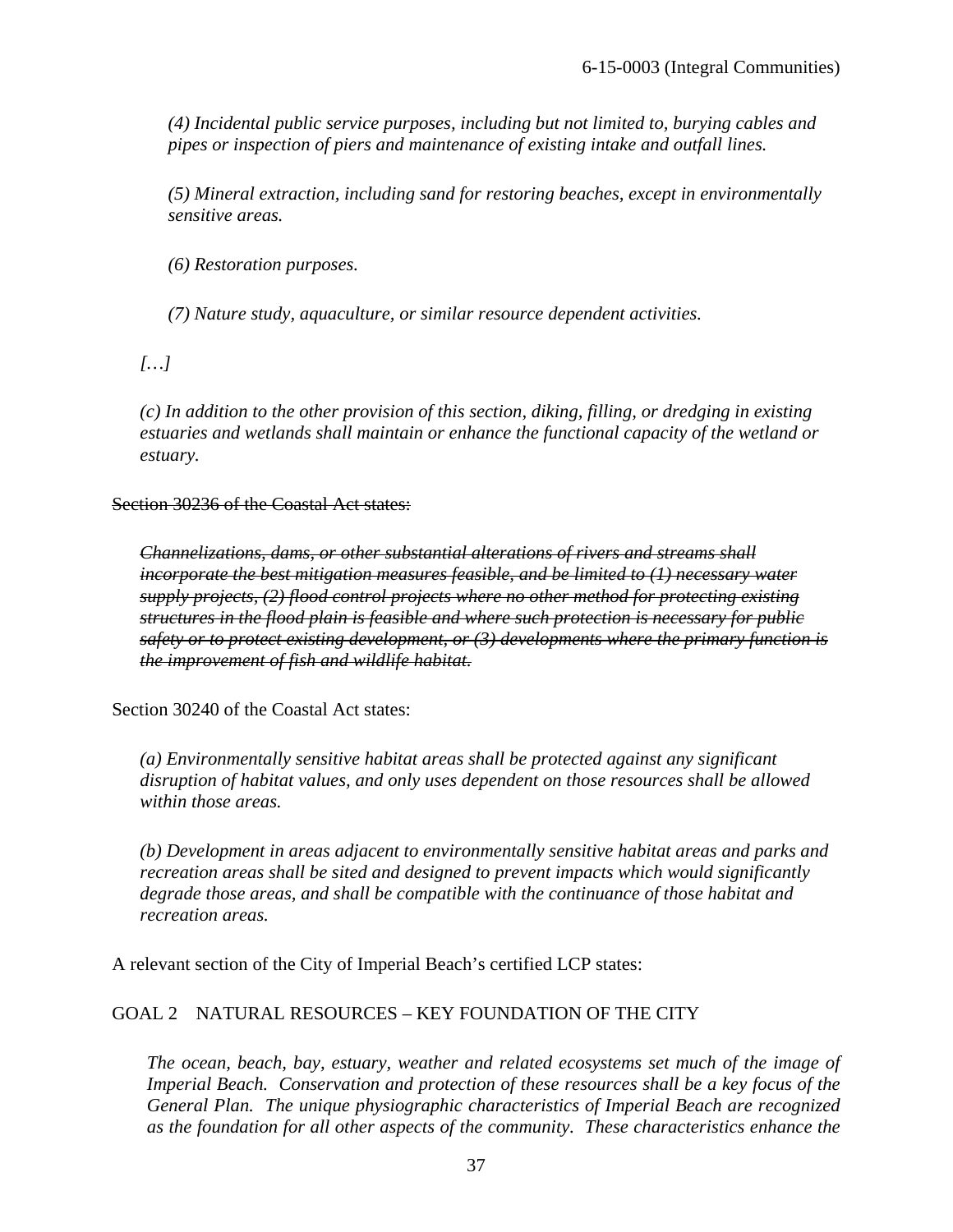*(4) Incidental public service purposes, including but not limited to, burying cables and pipes or inspection of piers and maintenance of existing intake and outfall lines.*

*(5) Mineral extraction, including sand for restoring beaches, except in environmentally sensitive areas.*

*(6) Restoration purposes.*

*(7) Nature study, aquaculture, or similar resource dependent activities.*

*[…]*

*(c) In addition to the other provision of this section, diking, filling, or dredging in existing estuaries and wetlands shall maintain or enhance the functional capacity of the wetland or estuary.*

~~Section 30236 of the Coastal Act states:~~

~~*Channelizations, dams, or other substantial alterations of rivers and streams shall incorporate the best mitigation measures feasible, and be limited to (1) necessary water supply projects, (2) flood control projects where no other method for protecting existing structures in the flood plain is feasible and where such protection is necessary for public safety or to protect existing development, or (3) developments where the primary function is the improvement of fish and wildlife habitat.*~~

Section 30240 of the Coastal Act states:

*(a) Environmentally sensitive habitat areas shall be protected against any significant disruption of habitat values, and only uses dependent on those resources shall be allowed within those areas.*

*(b) Development in areas adjacent to environmentally sensitive habitat areas and parks and recreation areas shall be sited and designed to prevent impacts which would significantly degrade those areas, and shall be compatible with the continuance of those habitat and recreation areas.*

A relevant section of the City of Imperial Beach's certified LCP states:

GOAL 2 NATURAL RESOURCES – KEY FOUNDATION OF THE CITY

*The ocean, beach, bay, estuary, weather and related ecosystems set much of the image of Imperial Beach. Conservation and protection of these resources shall be a key focus of the General Plan. The unique physiographic characteristics of Imperial Beach are recognized as the foundation for all other aspects of the community. These characteristics enhance the*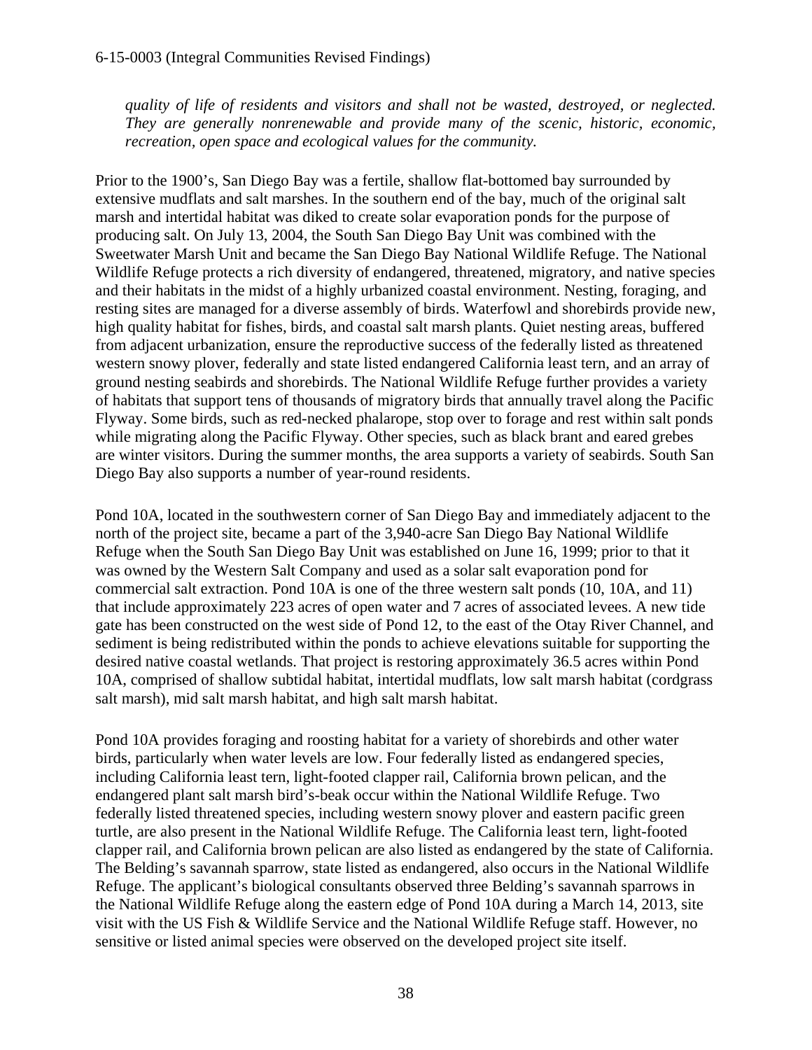*quality of life of residents and visitors and shall not be wasted, destroyed, or neglected. They are generally nonrenewable and provide many of the scenic, historic, economic, recreation, open space and ecological values for the community.*

Prior to the 1900's, San Diego Bay was a fertile, shallow flat-bottomed bay surrounded by extensive mudflats and salt marshes. In the southern end of the bay, much of the original salt marsh and intertidal habitat was diked to create solar evaporation ponds for the purpose of producing salt. On July 13, 2004, the South San Diego Bay Unit was combined with the Sweetwater Marsh Unit and became the San Diego Bay National Wildlife Refuge. The National Wildlife Refuge protects a rich diversity of endangered, threatened, migratory, and native species and their habitats in the midst of a highly urbanized coastal environment. Nesting, foraging, and resting sites are managed for a diverse assembly of birds. Waterfowl and shorebirds provide new, high quality habitat for fishes, birds, and coastal salt marsh plants. Quiet nesting areas, buffered from adjacent urbanization, ensure the reproductive success of the federally listed as threatened western snowy plover, federally and state listed endangered California least tern, and an array of ground nesting seabirds and shorebirds. The National Wildlife Refuge further provides a variety of habitats that support tens of thousands of migratory birds that annually travel along the Pacific Flyway. Some birds, such as red-necked phalarope, stop over to forage and rest within salt ponds while migrating along the Pacific Flyway. Other species, such as black brant and eared grebes are winter visitors. During the summer months, the area supports a variety of seabirds. South San Diego Bay also supports a number of year-round residents.

Pond 10A, located in the southwestern corner of San Diego Bay and immediately adjacent to the north of the project site, became a part of the 3,940-acre San Diego Bay National Wildlife Refuge when the South San Diego Bay Unit was established on June 16, 1999; prior to that it was owned by the Western Salt Company and used as a solar salt evaporation pond for commercial salt extraction. Pond 10A is one of the three western salt ponds (10, 10A, and 11) that include approximately 223 acres of open water and 7 acres of associated levees. A new tide gate has been constructed on the west side of Pond 12, to the east of the Otay River Channel, and sediment is being redistributed within the ponds to achieve elevations suitable for supporting the desired native coastal wetlands. That project is restoring approximately 36.5 acres within Pond 10A, comprised of shallow subtidal habitat, intertidal mudflats, low salt marsh habitat (cordgrass salt marsh), mid salt marsh habitat, and high salt marsh habitat.

Pond 10A provides foraging and roosting habitat for a variety of shorebirds and other water birds, particularly when water levels are low. Four federally listed as endangered species, including California least tern, light-footed clapper rail, California brown pelican, and the endangered plant salt marsh bird's-beak occur within the National Wildlife Refuge. Two federally listed threatened species, including western snowy plover and eastern pacific green turtle, are also present in the National Wildlife Refuge. The California least tern, light-footed clapper rail, and California brown pelican are also listed as endangered by the state of California. The Belding's savannah sparrow, state listed as endangered, also occurs in the National Wildlife Refuge. The applicant's biological consultants observed three Belding's savannah sparrows in the National Wildlife Refuge along the eastern edge of Pond 10A during a March 14, 2013, site visit with the US Fish & Wildlife Service and the National Wildlife Refuge staff. However, no sensitive or listed animal species were observed on the developed project site itself.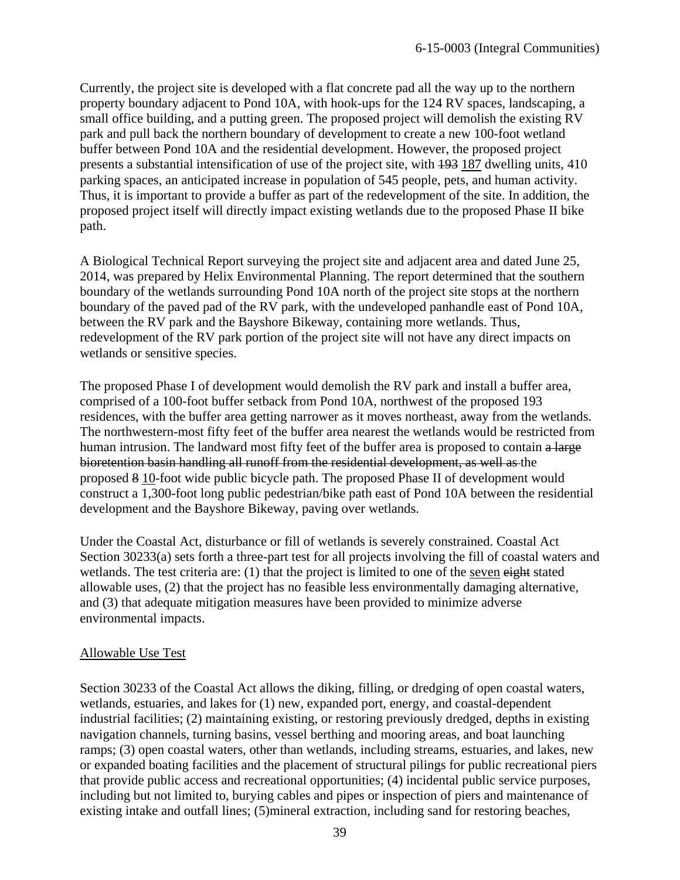Currently, the project site is developed with a flat concrete pad all the way up to the northern property boundary adjacent to Pond 10A, with hook-ups for the 124 RV spaces, landscaping, a small office building, and a putting green. The proposed project will demolish the existing RV park and pull back the northern boundary of development to create a new 100-foot wetland buffer between Pond 10A and the residential development. However, the proposed project presents a substantial intensification of use of the project site, with ~~193~~ <u>187</u> dwelling units, 410 parking spaces, an anticipated increase in population of 545 people, pets, and human activity. Thus, it is important to provide a buffer as part of the redevelopment of the site. In addition, the proposed project itself will directly impact existing wetlands due to the proposed Phase II bike path.

A Biological Technical Report surveying the project site and adjacent area and dated June 25, 2014, was prepared by Helix Environmental Planning. The report determined that the southern boundary of the wetlands surrounding Pond 10A north of the project site stops at the northern boundary of the paved pad of the RV park, with the undeveloped panhandle east of Pond 10A, between the RV park and the Bayshore Bikeway, containing more wetlands. Thus, redevelopment of the RV park portion of the project site will not have any direct impacts on wetlands or sensitive species.

The proposed Phase I of development would demolish the RV park and install a buffer area, comprised of a 100-foot buffer setback from Pond 10A, northwest of the proposed 193 residences, with the buffer area getting narrower as it moves northeast, away from the wetlands. The northwestern-most fifty feet of the buffer area nearest the wetlands would be restricted from human intrusion. The landward most fifty feet of the buffer area is proposed to contain ~~a large bioretention basin handling all runoff from the residential development, as well as~~ the proposed ~~8~~ <u>10</u>-foot wide public bicycle path. The proposed Phase II of development would construct a 1,300-foot long public pedestrian/bike path east of Pond 10A between the residential development and the Bayshore Bikeway, paving over wetlands.

Under the Coastal Act, disturbance or fill of wetlands is severely constrained. Coastal Act Section 30233(a) sets forth a three-part test for all projects involving the fill of coastal waters and wetlands. The test criteria are: (1) that the project is limited to one of the <u>seven</u> ~~eight~~ stated allowable uses, (2) that the project has no feasible less environmentally damaging alternative, and (3) that adequate mitigation measures have been provided to minimize adverse environmental impacts.

<u>Allowable Use Test</u>

Section 30233 of the Coastal Act allows the diking, filling, or dredging of open coastal waters, wetlands, estuaries, and lakes for (1) new, expanded port, energy, and coastal-dependent industrial facilities; (2) maintaining existing, or restoring previously dredged, depths in existing navigation channels, turning basins, vessel berthing and mooring areas, and boat launching ramps; (3) open coastal waters, other than wetlands, including streams, estuaries, and lakes, new or expanded boating facilities and the placement of structural pilings for public recreational piers that provide public access and recreational opportunities; (4) incidental public service purposes, including but not limited to, burying cables and pipes or inspection of piers and maintenance of existing intake and outfall lines; (5)mineral extraction, including sand for restoring beaches,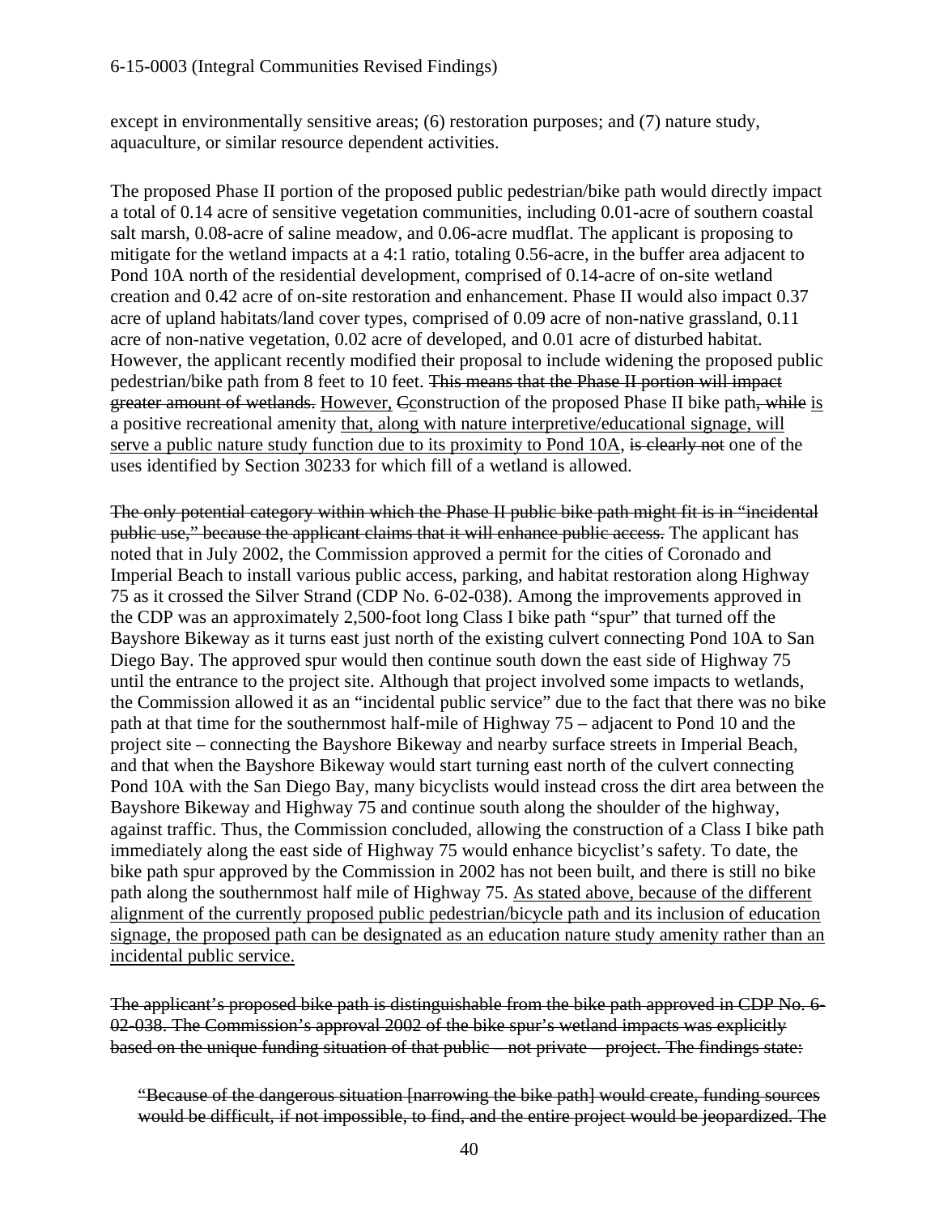except in environmentally sensitive areas; (6) restoration purposes; and (7) nature study, aquaculture, or similar resource dependent activities.

The proposed Phase II portion of the proposed public pedestrian/bike path would directly impact a total of 0.14 acre of sensitive vegetation communities, including 0.01-acre of southern coastal salt marsh, 0.08-acre of saline meadow, and 0.06-acre mudflat. The applicant is proposing to mitigate for the wetland impacts at a 4:1 ratio, totaling 0.56-acre, in the buffer area adjacent to Pond 10A north of the residential development, comprised of 0.14-acre of on-site wetland creation and 0.42 acre of on-site restoration and enhancement. Phase II would also impact 0.37 acre of upland habitats/land cover types, comprised of 0.09 acre of non-native grassland, 0.11 acre of non-native vegetation, 0.02 acre of developed, and 0.01 acre of disturbed habitat. However, the applicant recently modified their proposal to include widening the proposed public pedestrian/bike path from 8 feet to 10 feet. ~~This means that the Phase II portion will impact greater amount of wetlands.~~ <u>However,</u> ~~C~~<u>c</u>onstruction of the proposed Phase II bike path~~, while~~ <u>is</u> a positive recreational amenity <u>that, along with nature interpretive/educational signage, will serve a public nature study function due to its proximity to Pond 10A</u>, ~~is clearly not~~ one of the uses identified by Section 30233 for which fill of a wetland is allowed.

~~The only potential category within which the Phase II public bike path might fit is in "incidental public use," because the applicant claims that it will enhance public access.~~ The applicant has noted that in July 2002, the Commission approved a permit for the cities of Coronado and Imperial Beach to install various public access, parking, and habitat restoration along Highway 75 as it crossed the Silver Strand (CDP No. 6-02-038). Among the improvements approved in the CDP was an approximately 2,500-foot long Class I bike path "spur" that turned off the Bayshore Bikeway as it turns east just north of the existing culvert connecting Pond 10A to San Diego Bay. The approved spur would then continue south down the east side of Highway 75 until the entrance to the project site. Although that project involved some impacts to wetlands, the Commission allowed it as an "incidental public service" due to the fact that there was no bike path at that time for the southernmost half-mile of Highway 75 – adjacent to Pond 10 and the project site – connecting the Bayshore Bikeway and nearby surface streets in Imperial Beach, and that when the Bayshore Bikeway would start turning east north of the culvert connecting Pond 10A with the San Diego Bay, many bicyclists would instead cross the dirt area between the Bayshore Bikeway and Highway 75 and continue south along the shoulder of the highway, against traffic. Thus, the Commission concluded, allowing the construction of a Class I bike path immediately along the east side of Highway 75 would enhance bicyclist's safety. To date, the bike path spur approved by the Commission in 2002 has not been built, and there is still no bike path along the southernmost half mile of Highway 75. <u>As stated above, because of the different alignment of the currently proposed public pedestrian/bicycle path and its inclusion of education signage, the proposed path can be designated as an education nature study amenity rather than an incidental public service.</u>

~~The applicant's proposed bike path is distinguishable from the bike path approved in CDP No. 6-02-038. The Commission's approval 2002 of the bike spur's wetland impacts was explicitly based on the unique funding situation of that public – not private – project. The findings state:~~

> ~~"Because of the dangerous situation [narrowing the bike path] would create, funding sources would be difficult, if not impossible, to find, and the entire project would be jeopardized. The~~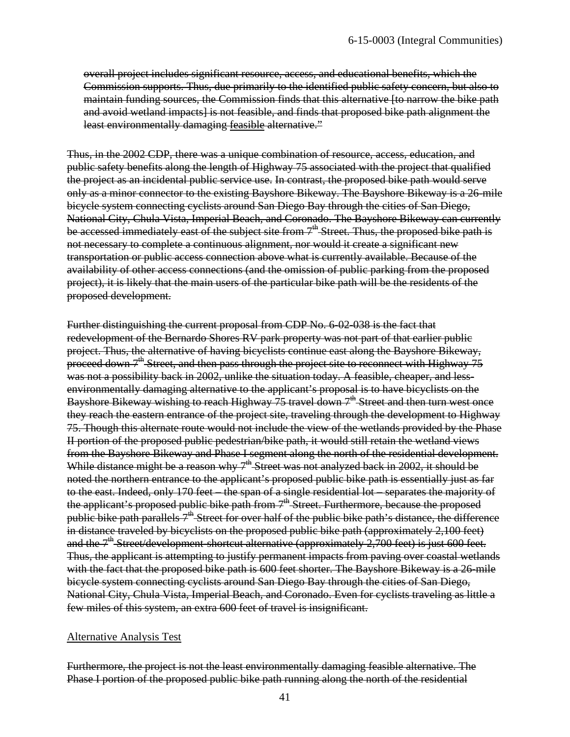~~overall project includes significant resource, access, and educational benefits, which the Commission supports. Thus, due primarily to the identified public safety concern, but also to maintain funding sources, the Commission finds that this alternative [to narrow the bike path and avoid wetland impacts] is not feasible, and finds that proposed bike path alignment the least environmentally damaging feasible alternative."~~

~~Thus, in the 2002 CDP, there was a unique combination of resource, access, education, and public safety benefits along the length of Highway 75 associated with the project that qualified the project as an incidental public service use. In contrast, the proposed bike path would serve only as a minor connector to the existing Bayshore Bikeway. The Bayshore Bikeway is a 26-mile bicycle system connecting cyclists around San Diego Bay through the cities of San Diego, National City, Chula Vista, Imperial Beach, and Coronado. The Bayshore Bikeway can currently be accessed immediately east of the subject site from 7th Street. Thus, the proposed bike path is not necessary to complete a continuous alignment, nor would it create a significant new transportation or public access connection above what is currently available. Because of the availability of other access connections (and the omission of public parking from the proposed project), it is likely that the main users of the particular bike path will be the residents of the proposed development.~~

~~Further distinguishing the current proposal from CDP No. 6-02-038 is the fact that redevelopment of the Bernardo Shores RV park property was not part of that earlier public project. Thus, the alternative of having bicyclists continue east along the Bayshore Bikeway, proceed down 7th Street, and then pass through the project site to reconnect with Highway 75 was not a possibility back in 2002, unlike the situation today. A feasible, cheaper, and less-environmentally damaging alternative to the applicant's proposal is to have bicyclists on the Bayshore Bikeway wishing to reach Highway 75 travel down 7th Street and then turn west once they reach the eastern entrance of the project site, traveling through the development to Highway 75. Though this alternate route would not include the view of the wetlands provided by the Phase II portion of the proposed public pedestrian/bike path, it would still retain the wetland views from the Bayshore Bikeway and Phase I segment along the north of the residential development. While distance might be a reason why 7th Street was not analyzed back in 2002, it should be noted the northern entrance to the applicant's proposed public bike path is essentially just as far to the east. Indeed, only 170 feet – the span of a single residential lot – separates the majority of the applicant's proposed public bike path from 7th Street. Furthermore, because the proposed public bike path parallels 7th Street for over half of the public bike path's distance, the difference in distance traveled by bicyclists on the proposed public bike path (approximately 2,100 feet) and the 7th Street/development-shortcut alternative (approximately 2,700 feet) is just 600 feet. Thus, the applicant is attempting to justify permanent impacts from paving over coastal wetlands with the fact that the proposed bike path is 600 feet shorter. The Bayshore Bikeway is a 26-mile bicycle system connecting cyclists around San Diego Bay through the cities of San Diego, National City, Chula Vista, Imperial Beach, and Coronado. Even for cyclists traveling as little a few miles of this system, an extra 600 feet of travel is insignificant.~~

Alternative Analysis Test

~~Furthermore, the project is not the least environmentally damaging feasible alternative. The Phase I portion of the proposed public bike path running along the north of the residential~~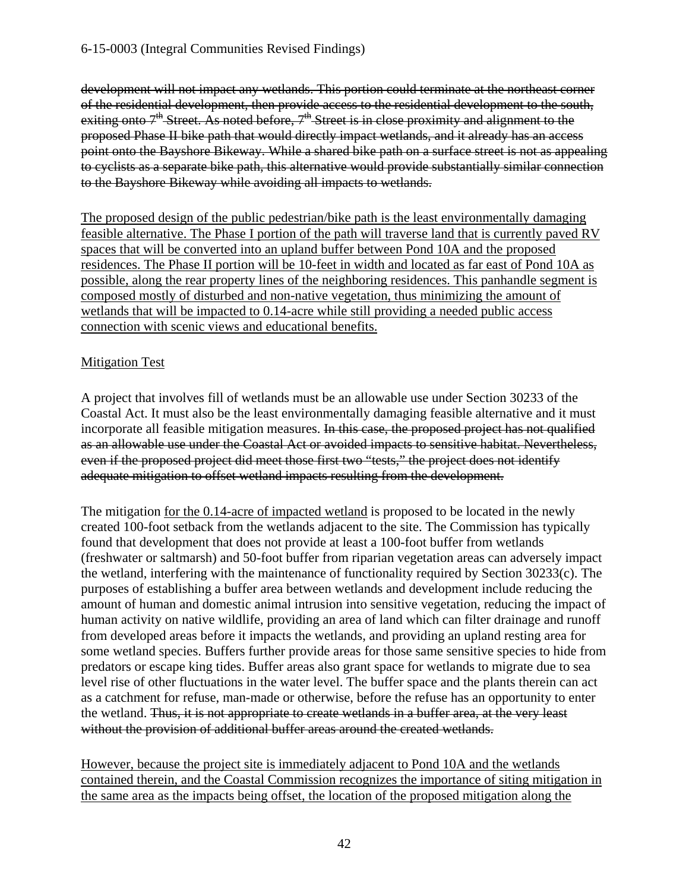~~development will not impact any wetlands. This portion could terminate at the northeast corner of the residential development, then provide access to the residential development to the south, exiting onto 7th Street. As noted before, 7th Street is in close proximity and alignment to the proposed Phase II bike path that would directly impact wetlands, and it already has an access point onto the Bayshore Bikeway. While a shared bike path on a surface street is not as appealing to cyclists as a separate bike path, this alternative would provide substantially similar connection to the Bayshore Bikeway while avoiding all impacts to wetlands.~~

<u>The proposed design of the public pedestrian/bike path is the least environmentally damaging feasible alternative. The Phase I portion of the path will traverse land that is currently paved RV spaces that will be converted into an upland buffer between Pond 10A and the proposed residences. The Phase II portion will be 10-feet in width and located as far east of Pond 10A as possible, along the rear property lines of the neighboring residences. This panhandle segment is composed mostly of disturbed and non-native vegetation, thus minimizing the amount of wetlands that will be impacted to 0.14-acre while still providing a needed public access connection with scenic views and educational benefits.</u>

<u>Mitigation Test</u>

A project that involves fill of wetlands must be an allowable use under Section 30233 of the Coastal Act. It must also be the least environmentally damaging feasible alternative and it must incorporate all feasible mitigation measures. ~~In this case, the proposed project has not qualified as an allowable use under the Coastal Act or avoided impacts to sensitive habitat. Nevertheless, even if the proposed project did meet those first two "tests," the project does not identify adequate mitigation to offset wetland impacts resulting from the development.~~

The mitigation <u>for the 0.14-acre of impacted wetland</u> is proposed to be located in the newly created 100-foot setback from the wetlands adjacent to the site. The Commission has typically found that development that does not provide at least a 100-foot buffer from wetlands (freshwater or saltmarsh) and 50-foot buffer from riparian vegetation areas can adversely impact the wetland, interfering with the maintenance of functionality required by Section 30233(c). The purposes of establishing a buffer area between wetlands and development include reducing the amount of human and domestic animal intrusion into sensitive vegetation, reducing the impact of human activity on native wildlife, providing an area of land which can filter drainage and runoff from developed areas before it impacts the wetlands, and providing an upland resting area for some wetland species. Buffers further provide areas for those same sensitive species to hide from predators or escape king tides. Buffer areas also grant space for wetlands to migrate due to sea level rise of other fluctuations in the water level. The buffer space and the plants therein can act as a catchment for refuse, man-made or otherwise, before the refuse has an opportunity to enter the wetland. ~~Thus, it is not appropriate to create wetlands in a buffer area, at the very least without the provision of additional buffer areas around the created wetlands.~~

<u>However, because the project site is immediately adjacent to Pond 10A and the wetlands contained therein, and the Coastal Commission recognizes the importance of siting mitigation in the same area as the impacts being offset, the location of the proposed mitigation along the</u>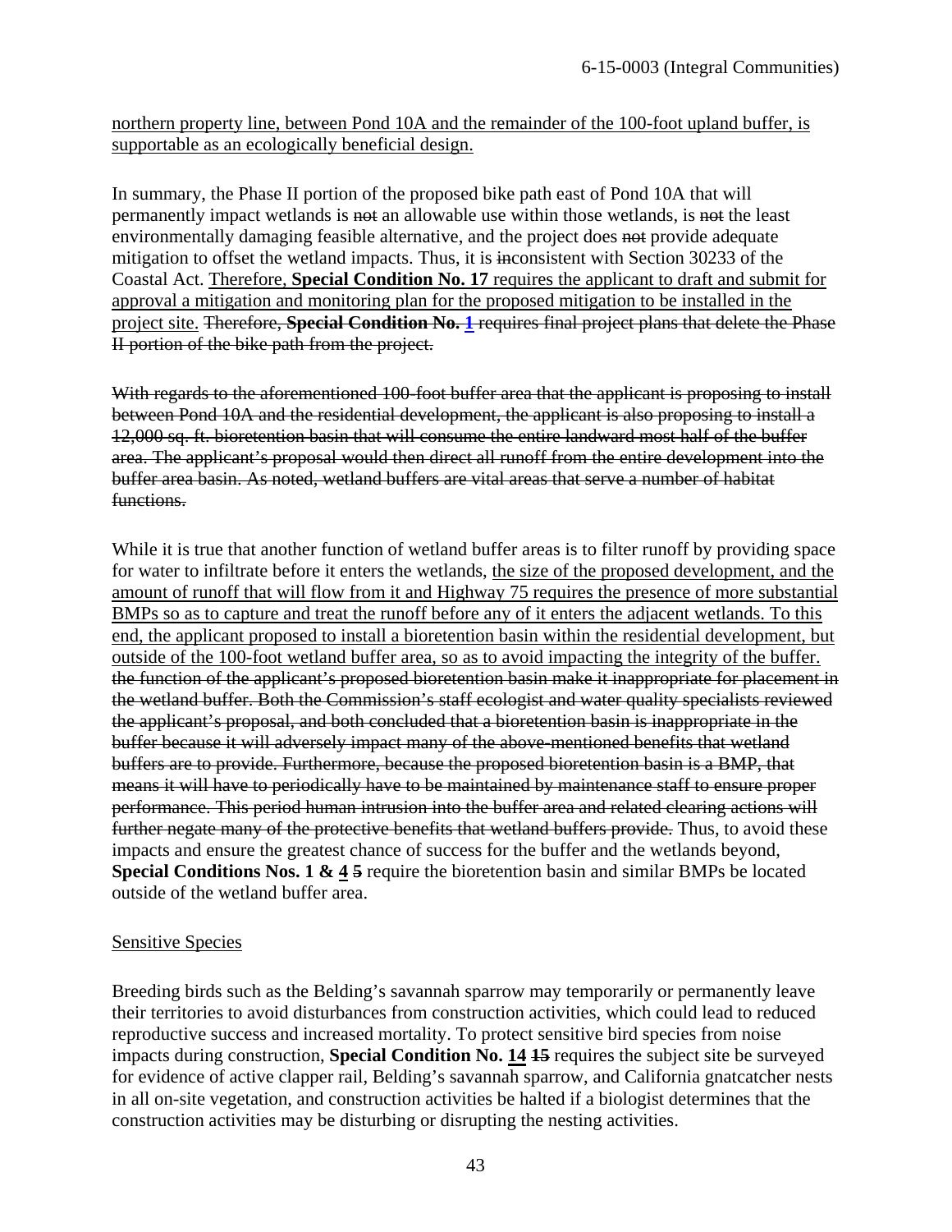<u>northern property line, between Pond 10A and the remainder of the 100-foot upland buffer, is supportable as an ecologically beneficial design.</u>

In summary, the Phase II portion of the proposed bike path east of Pond 10A that will permanently impact wetlands is ~~not~~ an allowable use within those wetlands, is ~~not~~ the least environmentally damaging feasible alternative, and the project does ~~not~~ provide adequate mitigation to offset the wetland impacts. Thus, it is ~~in~~consistent with Section 30233 of the Coastal Act. <u>Therefore, **Special Condition No. 17** requires the applicant to draft and submit for approval a mitigation and monitoring plan for the proposed mitigation to be installed in the project site.</u> ~~Therefore, **Special Condition No. 1** requires final project plans that delete the Phase II portion of the bike path from the project.~~

~~With regards to the aforementioned 100-foot buffer area that the applicant is proposing to install between Pond 10A and the residential development, the applicant is also proposing to install a 12,000 sq. ft. bioretention basin that will consume the entire landward most half of the buffer area. The applicant's proposal would then direct all runoff from the entire development into the buffer area basin. As noted, wetland buffers are vital areas that serve a number of habitat functions.~~

While it is true that another function of wetland buffer areas is to filter runoff by providing space for water to infiltrate before it enters the wetlands, <u>the size of the proposed development, and the amount of runoff that will flow from it and Highway 75 requires the presence of more substantial BMPs so as to capture and treat the runoff before any of it enters the adjacent wetlands. To this end, the applicant proposed to install a bioretention basin within the residential development, but outside of the 100-foot wetland buffer area, so as to avoid impacting the integrity of the buffer.</u> ~~the function of the applicant's proposed bioretention basin make it inappropriate for placement in the wetland buffer. Both the Commission's staff ecologist and water quality specialists reviewed the applicant's proposal, and both concluded that a bioretention basin is inappropriate in the buffer because it will adversely impact many of the above-mentioned benefits that wetland buffers are to provide. Furthermore, because the proposed bioretention basin is a BMP, that means it will have to periodically have to be maintained by maintenance staff to ensure proper performance. This period human intrusion into the buffer area and related clearing actions will further negate many of the protective benefits that wetland buffers provide.~~ Thus, to avoid these impacts and ensure the greatest chance of success for the buffer and the wetlands beyond, **Special Conditions Nos. 1 & <u>4</u> ~~5~~** require the bioretention basin and similar BMPs be located outside of the wetland buffer area.

<u>Sensitive Species</u>

Breeding birds such as the Belding's savannah sparrow may temporarily or permanently leave their territories to avoid disturbances from construction activities, which could lead to reduced reproductive success and increased mortality. To protect sensitive bird species from noise impacts during construction, **Special Condition No. <u>14</u> ~~15~~** requires the subject site be surveyed for evidence of active clapper rail, Belding's savannah sparrow, and California gnatcatcher nests in all on-site vegetation, and construction activities be halted if a biologist determines that the construction activities may be disturbing or disrupting the nesting activities.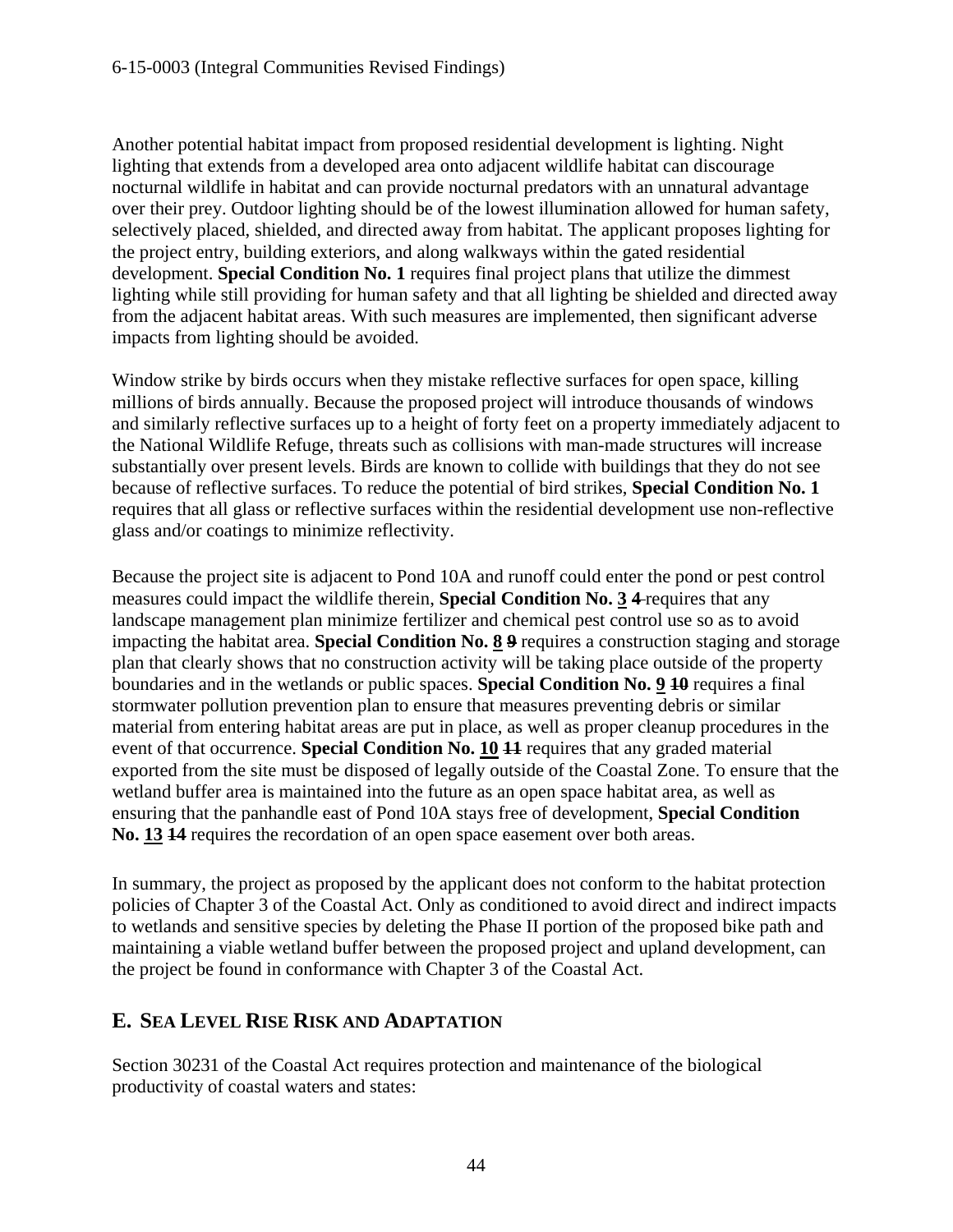Another potential habitat impact from proposed residential development is lighting. Night lighting that extends from a developed area onto adjacent wildlife habitat can discourage nocturnal wildlife in habitat and can provide nocturnal predators with an unnatural advantage over their prey. Outdoor lighting should be of the lowest illumination allowed for human safety, selectively placed, shielded, and directed away from habitat. The applicant proposes lighting for the project entry, building exteriors, and along walkways within the gated residential development. **Special Condition No. 1** requires final project plans that utilize the dimmest lighting while still providing for human safety and that all lighting be shielded and directed away from the adjacent habitat areas. With such measures are implemented, then significant adverse impacts from lighting should be avoided.

Window strike by birds occurs when they mistake reflective surfaces for open space, killing millions of birds annually. Because the proposed project will introduce thousands of windows and similarly reflective surfaces up to a height of forty feet on a property immediately adjacent to the National Wildlife Refuge, threats such as collisions with man-made structures will increase substantially over present levels. Birds are known to collide with buildings that they do not see because of reflective surfaces. To reduce the potential of bird strikes, **Special Condition No. 1** requires that all glass or reflective surfaces within the residential development use non-reflective glass and/or coatings to minimize reflectivity.

Because the project site is adjacent to Pond 10A and runoff could enter the pond or pest control measures could impact the wildlife therein, **Special Condition No. <u>3</u> ~~4~~** requires that any landscape management plan minimize fertilizer and chemical pest control use so as to avoid impacting the habitat area. **Special Condition No. <u>8</u> ~~9~~** requires a construction staging and storage plan that clearly shows that no construction activity will be taking place outside of the property boundaries and in the wetlands or public spaces. **Special Condition No. <u>9</u> ~~10~~** requires a final stormwater pollution prevention plan to ensure that measures preventing debris or similar material from entering habitat areas are put in place, as well as proper cleanup procedures in the event of that occurrence. **Special Condition No. <u>10</u> ~~11~~** requires that any graded material exported from the site must be disposed of legally outside of the Coastal Zone. To ensure that the wetland buffer area is maintained into the future as an open space habitat area, as well as ensuring that the panhandle east of Pond 10A stays free of development, **Special Condition No. <u>13</u> ~~14~~** requires the recordation of an open space easement over both areas.

In summary, the project as proposed by the applicant does not conform to the habitat protection policies of Chapter 3 of the Coastal Act. Only as conditioned to avoid direct and indirect impacts to wetlands and sensitive species by deleting the Phase II portion of the proposed bike path and maintaining a viable wetland buffer between the proposed project and upland development, can the project be found in conformance with Chapter 3 of the Coastal Act.

## E. Sea Level Rise Risk and Adaptation

Section 30231 of the Coastal Act requires protection and maintenance of the biological productivity of coastal waters and states: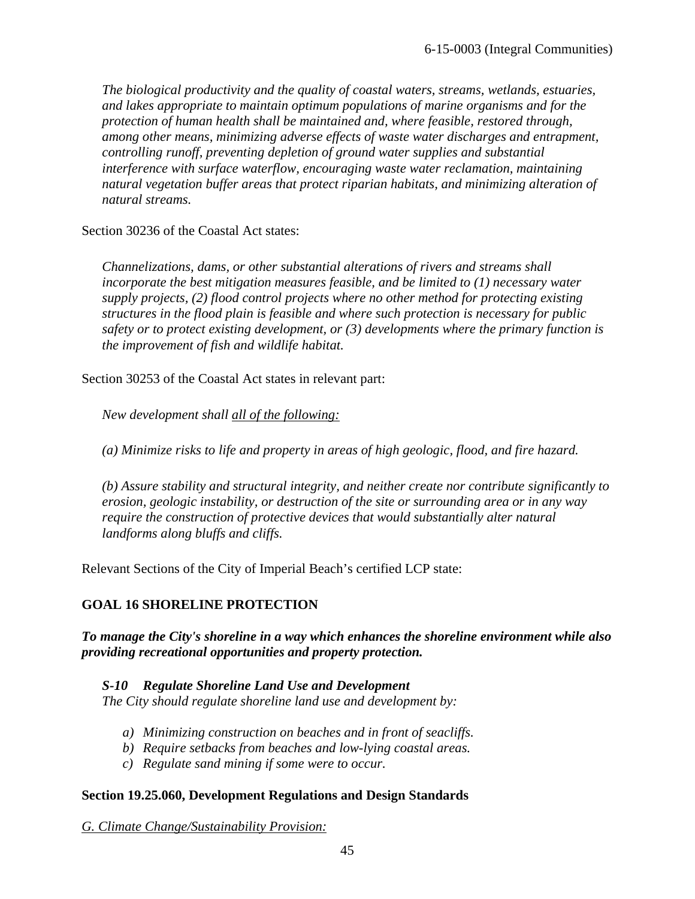*The biological productivity and the quality of coastal waters, streams, wetlands, estuaries, and lakes appropriate to maintain optimum populations of marine organisms and for the protection of human health shall be maintained and, where feasible, restored through, among other means, minimizing adverse effects of waste water discharges and entrapment, controlling runoff, preventing depletion of ground water supplies and substantial interference with surface waterflow, encouraging waste water reclamation, maintaining natural vegetation buffer areas that protect riparian habitats, and minimizing alteration of natural streams.*

Section 30236 of the Coastal Act states:

*Channelizations, dams, or other substantial alterations of rivers and streams shall incorporate the best mitigation measures feasible, and be limited to (1) necessary water supply projects, (2) flood control projects where no other method for protecting existing structures in the flood plain is feasible and where such protection is necessary for public safety or to protect existing development, or (3) developments where the primary function is the improvement of fish and wildlife habitat.*

Section 30253 of the Coastal Act states in relevant part:

*New development shall <u>all of the following:</u>*

*(a) Minimize risks to life and property in areas of high geologic, flood, and fire hazard.*

*(b) Assure stability and structural integrity, and neither create nor contribute significantly to erosion, geologic instability, or destruction of the site or surrounding area or in any way require the construction of protective devices that would substantially alter natural landforms along bluffs and cliffs.*

Relevant Sections of the City of Imperial Beach's certified LCP state:

## GOAL 16 SHORELINE PROTECTION

***To manage the City's shoreline in a way which enhances the shoreline environment while also providing recreational opportunities and property protection.***

***S-10 Regulate Shoreline Land Use and Development***

*The City should regulate shoreline land use and development by:*

*a) Minimizing construction on beaches and in front of seacliffs.*
*b) Require setbacks from beaches and low-lying coastal areas.*
*c) Regulate sand mining if some were to occur.*

**Section 19.25.060, Development Regulations and Design Standards**

*<u>G. Climate Change/Sustainability Provision:</u>*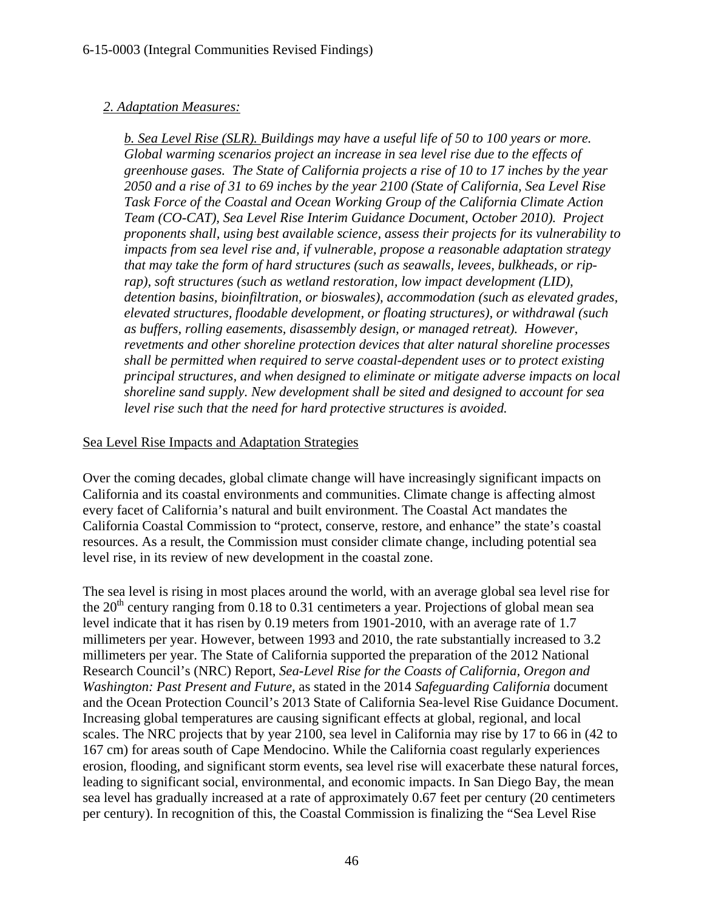*2. Adaptation Measures:*

> *b. Sea Level Rise (SLR). Buildings may have a useful life of 50 to 100 years or more. Global warming scenarios project an increase in sea level rise due to the effects of greenhouse gases. The State of California projects a rise of 10 to 17 inches by the year 2050 and a rise of 31 to 69 inches by the year 2100 (State of California, Sea Level Rise Task Force of the Coastal and Ocean Working Group of the California Climate Action Team (CO-CAT), Sea Level Rise Interim Guidance Document, October 2010). Project proponents shall, using best available science, assess their projects for its vulnerability to impacts from sea level rise and, if vulnerable, propose a reasonable adaptation strategy that may take the form of hard structures (such as seawalls, levees, bulkheads, or rip-rap), soft structures (such as wetland restoration, low impact development (LID), detention basins, bioinfiltration, or bioswales), accommodation (such as elevated grades, elevated structures, floodable development, or floating structures), or withdrawal (such as buffers, rolling easements, disassembly design, or managed retreat). However, revetments and other shoreline protection devices that alter natural shoreline processes shall be permitted when required to serve coastal-dependent uses or to protect existing principal structures, and when designed to eliminate or mitigate adverse impacts on local shoreline sand supply. New development shall be sited and designed to account for sea level rise such that the need for hard protective structures is avoided.*

Sea Level Rise Impacts and Adaptation Strategies

Over the coming decades, global climate change will have increasingly significant impacts on California and its coastal environments and communities. Climate change is affecting almost every facet of California's natural and built environment. The Coastal Act mandates the California Coastal Commission to "protect, conserve, restore, and enhance" the state's coastal resources. As a result, the Commission must consider climate change, including potential sea level rise, in its review of new development in the coastal zone.

The sea level is rising in most places around the world, with an average global sea level rise for the 20th century ranging from 0.18 to 0.31 centimeters a year. Projections of global mean sea level indicate that it has risen by 0.19 meters from 1901-2010, with an average rate of 1.7 millimeters per year. However, between 1993 and 2010, the rate substantially increased to 3.2 millimeters per year. The State of California supported the preparation of the 2012 National Research Council's (NRC) Report, *Sea-Level Rise for the Coasts of California, Oregon and Washington: Past Present and Future*, as stated in the 2014 *Safeguarding California* document and the Ocean Protection Council's 2013 State of California Sea-level Rise Guidance Document. Increasing global temperatures are causing significant effects at global, regional, and local scales. The NRC projects that by year 2100, sea level in California may rise by 17 to 66 in (42 to 167 cm) for areas south of Cape Mendocino. While the California coast regularly experiences erosion, flooding, and significant storm events, sea level rise will exacerbate these natural forces, leading to significant social, environmental, and economic impacts. In San Diego Bay, the mean sea level has gradually increased at a rate of approximately 0.67 feet per century (20 centimeters per century). In recognition of this, the Coastal Commission is finalizing the "Sea Level Rise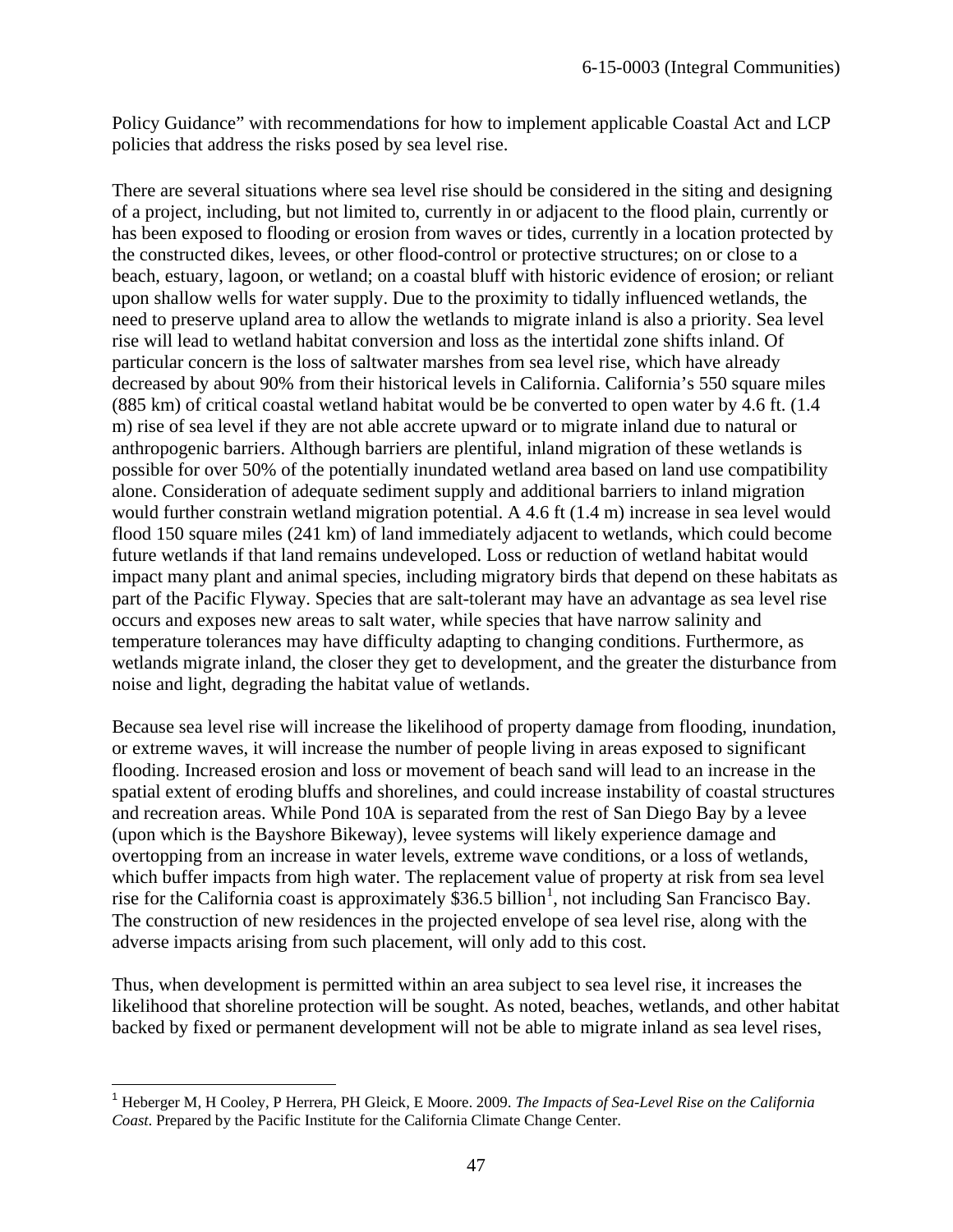Policy Guidance" with recommendations for how to implement applicable Coastal Act and LCP policies that address the risks posed by sea level rise.

There are several situations where sea level rise should be considered in the siting and designing of a project, including, but not limited to, currently in or adjacent to the flood plain, currently or has been exposed to flooding or erosion from waves or tides, currently in a location protected by the constructed dikes, levees, or other flood-control or protective structures; on or close to a beach, estuary, lagoon, or wetland; on a coastal bluff with historic evidence of erosion; or reliant upon shallow wells for water supply. Due to the proximity to tidally influenced wetlands, the need to preserve upland area to allow the wetlands to migrate inland is also a priority. Sea level rise will lead to wetland habitat conversion and loss as the intertidal zone shifts inland. Of particular concern is the loss of saltwater marshes from sea level rise, which have already decreased by about 90% from their historical levels in California. California's 550 square miles (885 km) of critical coastal wetland habitat would be be converted to open water by 4.6 ft. (1.4 m) rise of sea level if they are not able accrete upward or to migrate inland due to natural or anthropogenic barriers. Although barriers are plentiful, inland migration of these wetlands is possible for over 50% of the potentially inundated wetland area based on land use compatibility alone. Consideration of adequate sediment supply and additional barriers to inland migration would further constrain wetland migration potential. A 4.6 ft (1.4 m) increase in sea level would flood 150 square miles (241 km) of land immediately adjacent to wetlands, which could become future wetlands if that land remains undeveloped. Loss or reduction of wetland habitat would impact many plant and animal species, including migratory birds that depend on these habitats as part of the Pacific Flyway. Species that are salt-tolerant may have an advantage as sea level rise occurs and exposes new areas to salt water, while species that have narrow salinity and temperature tolerances may have difficulty adapting to changing conditions. Furthermore, as wetlands migrate inland, the closer they get to development, and the greater the disturbance from noise and light, degrading the habitat value of wetlands.

Because sea level rise will increase the likelihood of property damage from flooding, inundation, or extreme waves, it will increase the number of people living in areas exposed to significant flooding. Increased erosion and loss or movement of beach sand will lead to an increase in the spatial extent of eroding bluffs and shorelines, and could increase instability of coastal structures and recreation areas. While Pond 10A is separated from the rest of San Diego Bay by a levee (upon which is the Bayshore Bikeway), levee systems will likely experience damage and overtopping from an increase in water levels, extreme wave conditions, or a loss of wetlands, which buffer impacts from high water. The replacement value of property at risk from sea level rise for the California coast is approximately $36.5 billion[1], not including San Francisco Bay. The construction of new residences in the projected envelope of sea level rise, along with the adverse impacts arising from such placement, will only add to this cost.

Thus, when development is permitted within an area subject to sea level rise, it increases the likelihood that shoreline protection will be sought. As noted, beaches, wetlands, and other habitat backed by fixed or permanent development will not be able to migrate inland as sea level rises,

[1] Heberger M, H Cooley, P Herrera, PH Gleick, E Moore. 2009. *The Impacts of Sea-Level Rise on the California Coast*. Prepared by the Pacific Institute for the California Climate Change Center.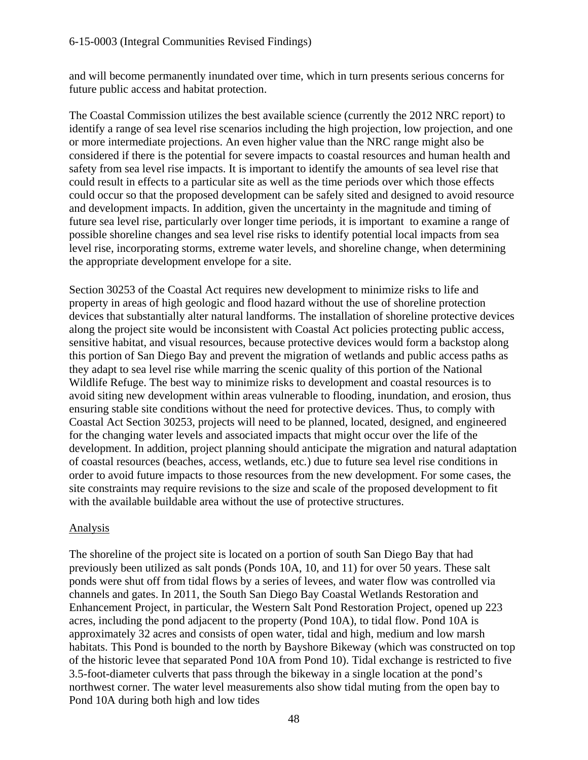and will become permanently inundated over time, which in turn presents serious concerns for future public access and habitat protection.

The Coastal Commission utilizes the best available science (currently the 2012 NRC report) to identify a range of sea level rise scenarios including the high projection, low projection, and one or more intermediate projections. An even higher value than the NRC range might also be considered if there is the potential for severe impacts to coastal resources and human health and safety from sea level rise impacts. It is important to identify the amounts of sea level rise that could result in effects to a particular site as well as the time periods over which those effects could occur so that the proposed development can be safely sited and designed to avoid resource and development impacts. In addition, given the uncertainty in the magnitude and timing of future sea level rise, particularly over longer time periods, it is important to examine a range of possible shoreline changes and sea level rise risks to identify potential local impacts from sea level rise, incorporating storms, extreme water levels, and shoreline change, when determining the appropriate development envelope for a site.

Section 30253 of the Coastal Act requires new development to minimize risks to life and property in areas of high geologic and flood hazard without the use of shoreline protection devices that substantially alter natural landforms. The installation of shoreline protective devices along the project site would be inconsistent with Coastal Act policies protecting public access, sensitive habitat, and visual resources, because protective devices would form a backstop along this portion of San Diego Bay and prevent the migration of wetlands and public access paths as they adapt to sea level rise while marring the scenic quality of this portion of the National Wildlife Refuge. The best way to minimize risks to development and coastal resources is to avoid siting new development within areas vulnerable to flooding, inundation, and erosion, thus ensuring stable site conditions without the need for protective devices. Thus, to comply with Coastal Act Section 30253, projects will need to be planned, located, designed, and engineered for the changing water levels and associated impacts that might occur over the life of the development. In addition, project planning should anticipate the migration and natural adaptation of coastal resources (beaches, access, wetlands, etc.) due to future sea level rise conditions in order to avoid future impacts to those resources from the new development. For some cases, the site constraints may require revisions to the size and scale of the proposed development to fit with the available buildable area without the use of protective structures.

Analysis

The shoreline of the project site is located on a portion of south San Diego Bay that had previously been utilized as salt ponds (Ponds 10A, 10, and 11) for over 50 years. These salt ponds were shut off from tidal flows by a series of levees, and water flow was controlled via channels and gates. In 2011, the South San Diego Bay Coastal Wetlands Restoration and Enhancement Project, in particular, the Western Salt Pond Restoration Project, opened up 223 acres, including the pond adjacent to the property (Pond 10A), to tidal flow. Pond 10A is approximately 32 acres and consists of open water, tidal and high, medium and low marsh habitats. This Pond is bounded to the north by Bayshore Bikeway (which was constructed on top of the historic levee that separated Pond 10A from Pond 10). Tidal exchange is restricted to five 3.5-foot-diameter culverts that pass through the bikeway in a single location at the pond's northwest corner. The water level measurements also show tidal muting from the open bay to Pond 10A during both high and low tides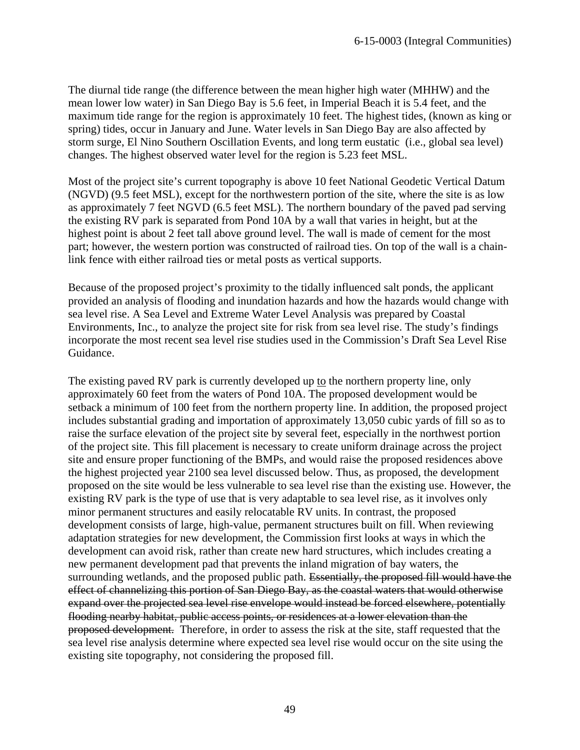The diurnal tide range (the difference between the mean higher high water (MHHW) and the mean lower low water) in San Diego Bay is 5.6 feet, in Imperial Beach it is 5.4 feet, and the maximum tide range for the region is approximately 10 feet. The highest tides, (known as king or spring) tides, occur in January and June. Water levels in San Diego Bay are also affected by storm surge, El Nino Southern Oscillation Events, and long term eustatic (i.e., global sea level) changes. The highest observed water level for the region is 5.23 feet MSL.

Most of the project site's current topography is above 10 feet National Geodetic Vertical Datum (NGVD) (9.5 feet MSL), except for the northwestern portion of the site, where the site is as low as approximately 7 feet NGVD (6.5 feet MSL). The northern boundary of the paved pad serving the existing RV park is separated from Pond 10A by a wall that varies in height, but at the highest point is about 2 feet tall above ground level. The wall is made of cement for the most part; however, the western portion was constructed of railroad ties. On top of the wall is a chain-link fence with either railroad ties or metal posts as vertical supports.

Because of the proposed project's proximity to the tidally influenced salt ponds, the applicant provided an analysis of flooding and inundation hazards and how the hazards would change with sea level rise. A Sea Level and Extreme Water Level Analysis was prepared by Coastal Environments, Inc., to analyze the project site for risk from sea level rise. The study's findings incorporate the most recent sea level rise studies used in the Commission's Draft Sea Level Rise Guidance.

The existing paved RV park is currently developed up <u>to</u> the northern property line, only approximately 60 feet from the waters of Pond 10A. The proposed development would be setback a minimum of 100 feet from the northern property line. In addition, the proposed project includes substantial grading and importation of approximately 13,050 cubic yards of fill so as to raise the surface elevation of the project site by several feet, especially in the northwest portion of the project site. This fill placement is necessary to create uniform drainage across the project site and ensure proper functioning of the BMPs, and would raise the proposed residences above the highest projected year 2100 sea level discussed below. Thus, as proposed, the development proposed on the site would be less vulnerable to sea level rise than the existing use. However, the existing RV park is the type of use that is very adaptable to sea level rise, as it involves only minor permanent structures and easily relocatable RV units. In contrast, the proposed development consists of large, high-value, permanent structures built on fill. When reviewing adaptation strategies for new development, the Commission first looks at ways in which the development can avoid risk, rather than create new hard structures, which includes creating a new permanent development pad that prevents the inland migration of bay waters, the surrounding wetlands, and the proposed public path. ~~Essentially, the proposed fill would have the effect of channelizing this portion of San Diego Bay, as the coastal waters that would otherwise expand over the projected sea level rise envelope would instead be forced elsewhere, potentially flooding nearby habitat, public access points, or residences at a lower elevation than the proposed development.~~ Therefore, in order to assess the risk at the site, staff requested that the sea level rise analysis determine where expected sea level rise would occur on the site using the existing site topography, not considering the proposed fill.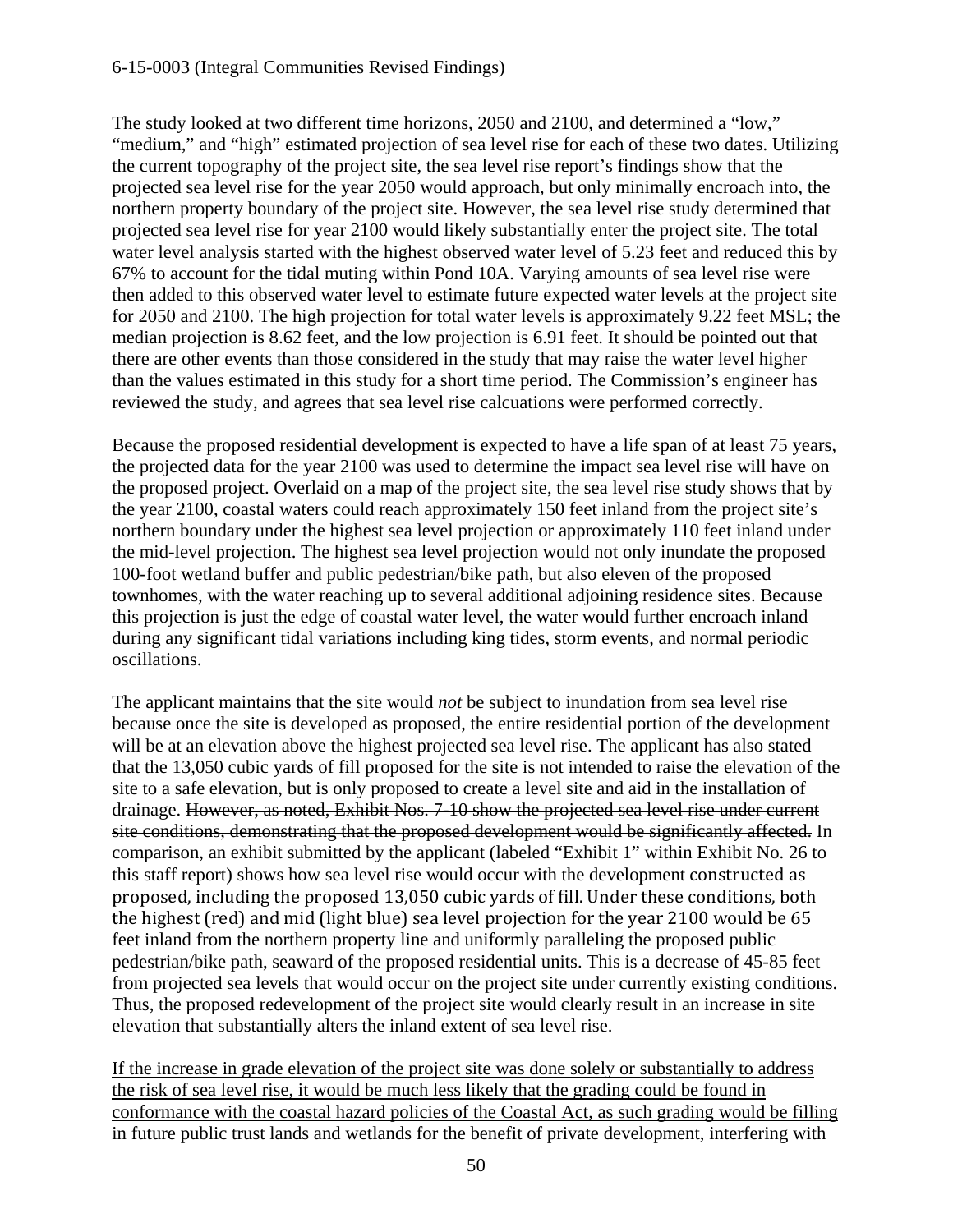The study looked at two different time horizons, 2050 and 2100, and determined a "low," "medium," and "high" estimated projection of sea level rise for each of these two dates. Utilizing the current topography of the project site, the sea level rise report's findings show that the projected sea level rise for the year 2050 would approach, but only minimally encroach into, the northern property boundary of the project site. However, the sea level rise study determined that projected sea level rise for year 2100 would likely substantially enter the project site. The total water level analysis started with the highest observed water level of 5.23 feet and reduced this by 67% to account for the tidal muting within Pond 10A. Varying amounts of sea level rise were then added to this observed water level to estimate future expected water levels at the project site for 2050 and 2100. The high projection for total water levels is approximately 9.22 feet MSL; the median projection is 8.62 feet, and the low projection is 6.91 feet. It should be pointed out that there are other events than those considered in the study that may raise the water level higher than the values estimated in this study for a short time period. The Commission's engineer has reviewed the study, and agrees that sea level rise calcuations were performed correctly.

Because the proposed residential development is expected to have a life span of at least 75 years, the projected data for the year 2100 was used to determine the impact sea level rise will have on the proposed project. Overlaid on a map of the project site, the sea level rise study shows that by the year 2100, coastal waters could reach approximately 150 feet inland from the project site's northern boundary under the highest sea level projection or approximately 110 feet inland under the mid-level projection. The highest sea level projection would not only inundate the proposed 100-foot wetland buffer and public pedestrian/bike path, but also eleven of the proposed townhomes, with the water reaching up to several additional adjoining residence sites. Because this projection is just the edge of coastal water level, the water would further encroach inland during any significant tidal variations including king tides, storm events, and normal periodic oscillations.

The applicant maintains that the site would *not* be subject to inundation from sea level rise because once the site is developed as proposed, the entire residential portion of the development will be at an elevation above the highest projected sea level rise. The applicant has also stated that the 13,050 cubic yards of fill proposed for the site is not intended to raise the elevation of the site to a safe elevation, but is only proposed to create a level site and aid in the installation of drainage. ~~However, as noted, Exhibit Nos. 7-10 show the projected sea level rise under current site conditions, demonstrating that the proposed development would be significantly affected.~~ In comparison, an exhibit submitted by the applicant (labeled "Exhibit 1" within Exhibit No. 26 to this staff report) shows how sea level rise would occur with the development constructed as proposed, including the proposed 13,050 cubic yards of fill. Under these conditions, both the highest (red) and mid (light blue) sea level projection for the year 2100 would be 65 feet inland from the northern property line and uniformly paralleling the proposed public pedestrian/bike path, seaward of the proposed residential units. This is a decrease of 45-85 feet from projected sea levels that would occur on the project site under currently existing conditions. Thus, the proposed redevelopment of the project site would clearly result in an increase in site elevation that substantially alters the inland extent of sea level rise.

<u>If the increase in grade elevation of the project site was done solely or substantially to address the risk of sea level rise, it would be much less likely that the grading could be found in conformance with the coastal hazard policies of the Coastal Act, as such grading would be filling in future public trust lands and wetlands for the benefit of private development, interfering with</u>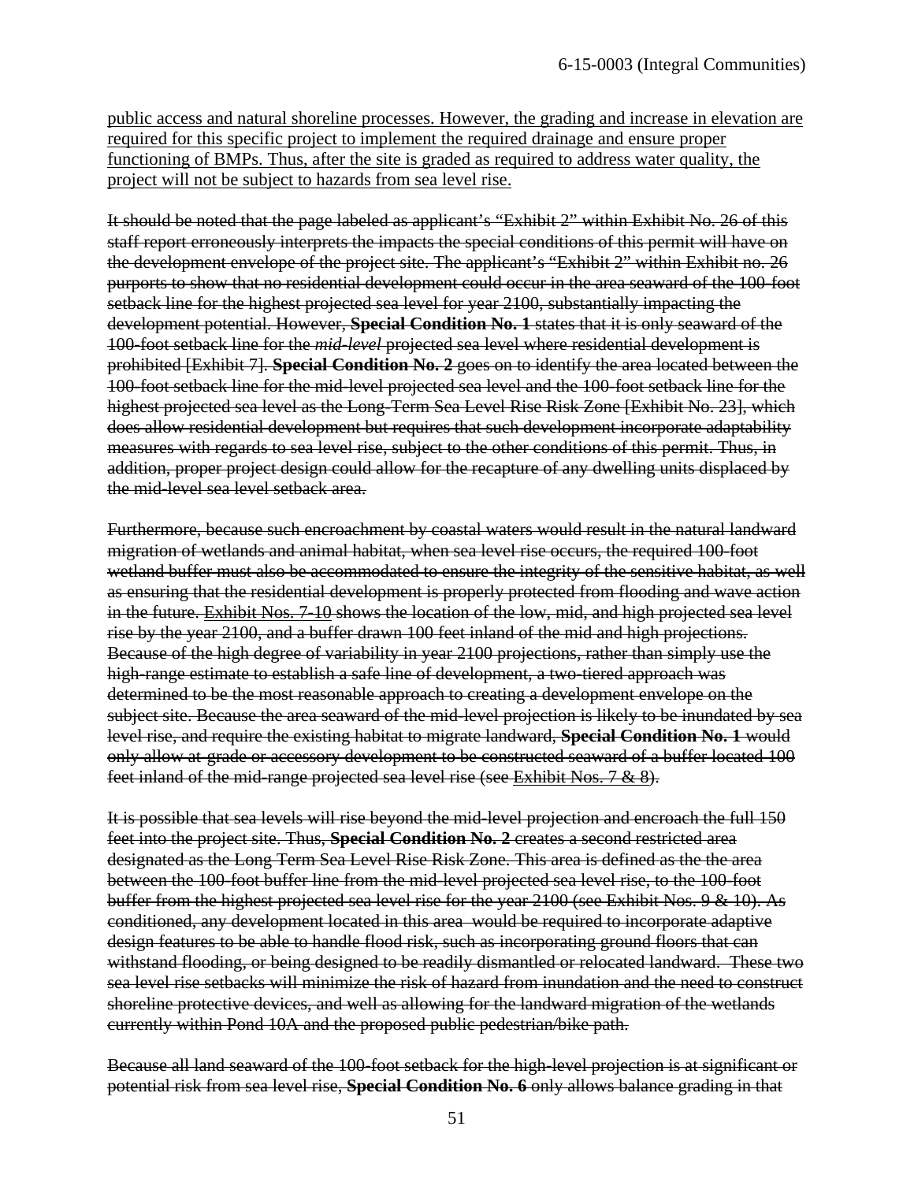<u>public access and natural shoreline processes. However, the grading and increase in elevation are required for this specific project to implement the required drainage and ensure proper functioning of BMPs. Thus, after the site is graded as required to address water quality, the project will not be subject to hazards from sea level rise.</u>

~~It should be noted that the page labeled as applicant's "Exhibit 2" within Exhibit No. 26 of this staff report erroneously interprets the impacts the special conditions of this permit will have on the development envelope of the project site. The applicant's "Exhibit 2" within Exhibit no. 26 purports to show that no residential development could occur in the area seaward of the 100-foot setback line for the highest projected sea level for year 2100, substantially impacting the development potential. However, **Special Condition No. 1** states that it is only seaward of the 100-foot setback line for the *mid-level* projected sea level where residential development is prohibited [Exhibit 7]. **Special Condition No. 2** goes on to identify the area located between the 100-foot setback line for the mid-level projected sea level and the 100-foot setback line for the highest projected sea level as the Long-Term Sea Level Rise Risk Zone [Exhibit No. 23], which does allow residential development but requires that such development incorporate adaptability measures with regards to sea level rise, subject to the other conditions of this permit. Thus, in addition, proper project design could allow for the recapture of any dwelling units displaced by the mid-level sea level setback area.~~

~~Furthermore, because such encroachment by coastal waters would result in the natural landward migration of wetlands and animal habitat, when sea level rise occurs, the required 100-foot wetland buffer must also be accommodated to ensure the integrity of the sensitive habitat, as well as ensuring that the residential development is properly protected from flooding and wave action in the future. <u>Exhibit Nos. 7-10</u> shows the location of the low, mid, and high projected sea level rise by the year 2100, and a buffer drawn 100 feet inland of the mid and high projections. Because of the high degree of variability in year 2100 projections, rather than simply use the high-range estimate to establish a safe line of development, a two-tiered approach was determined to be the most reasonable approach to creating a development envelope on the subject site. Because the area seaward of the mid-level projection is likely to be inundated by sea level rise, and require the existing habitat to migrate landward, **Special Condition No. 1** would only allow at-grade or accessory development to be constructed seaward of a buffer located 100 feet inland of the mid-range projected sea level rise (see <u>Exhibit Nos. 7 & 8</u>).~~

~~It is possible that sea levels will rise beyond the mid-level projection and encroach the full 150 feet into the project site. Thus, **Special Condition No. 2** creates a second restricted area designated as the Long Term Sea Level Rise Risk Zone. This area is defined as the the area between the 100-foot buffer line from the mid-level projected sea level rise, to the 100-foot buffer from the highest projected sea level rise for the year 2100 (see Exhibit Nos. 9 & 10). As conditioned, any development located in this area would be required to incorporate adaptive design features to be able to handle flood risk, such as incorporating ground floors that can withstand flooding, or being designed to be readily dismantled or relocated landward. These two sea level rise setbacks will minimize the risk of hazard from inundation and the need to construct shoreline protective devices, and well as allowing for the landward migration of the wetlands currently within Pond 10A and the proposed public pedestrian/bike path.~~

~~Because all land seaward of the 100-foot setback for the high-level projection is at significant or potential risk from sea level rise, **Special Condition No. 6** only allows balance grading in that~~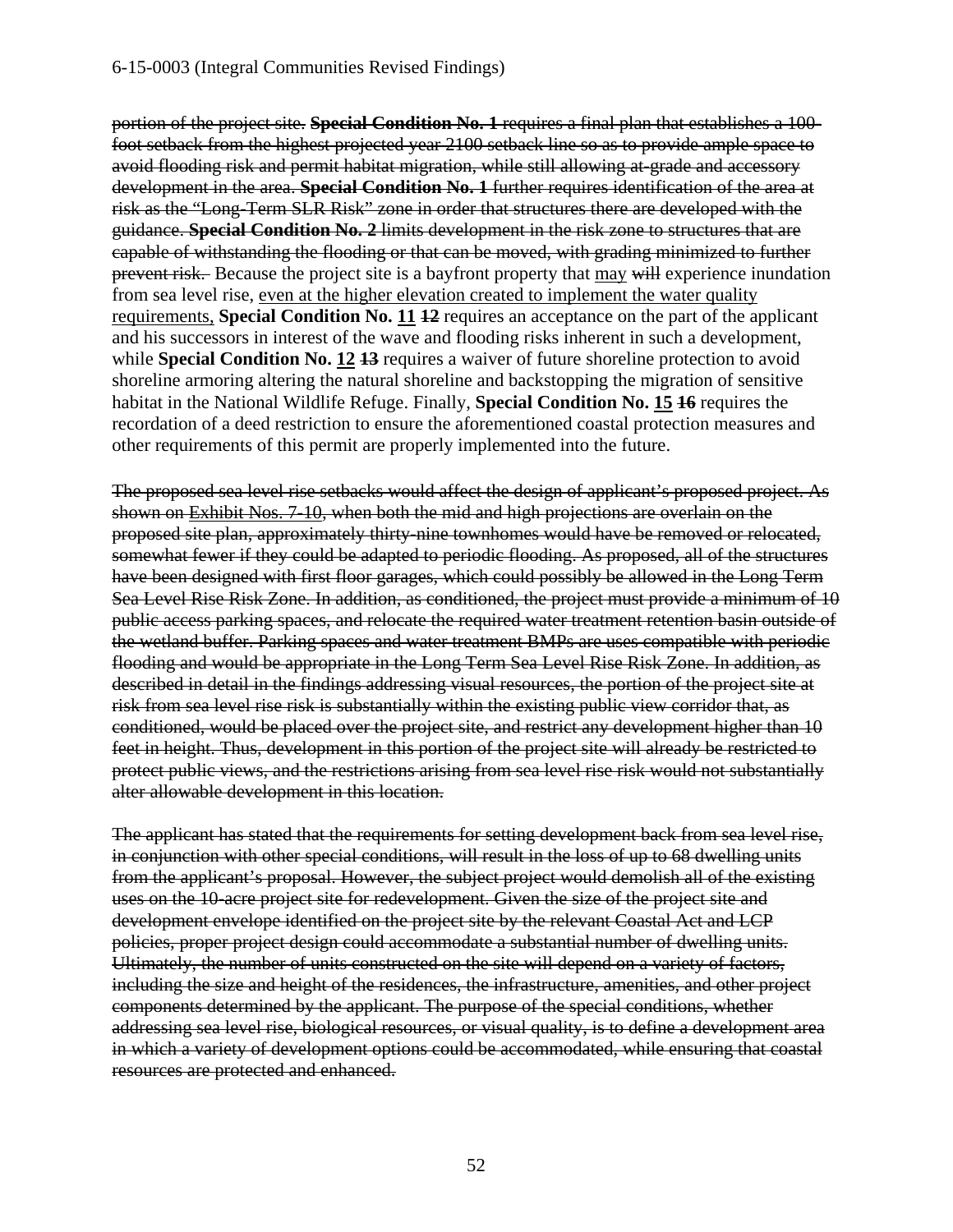~~portion of the project site. **Special Condition No. 1** requires a final plan that establishes a 100-foot setback from the highest projected year 2100 setback line so as to provide ample space to avoid flooding risk and permit habitat migration, while still allowing at-grade and accessory development in the area. **Special Condition No. 1** further requires identification of the area at risk as the "Long-Term SLR Risk" zone in order that structures there are developed with the guidance. **Special Condition No. 2** limits development in the risk zone to structures that are capable of withstanding the flooding or that can be moved, with grading minimized to further prevent risk.~~ Because the project site is a bayfront property that <u>may</u> ~~will~~ experience inundation from sea level rise, <u>even at the higher elevation created to implement the water quality requirements,</u> **Special Condition No. <u>11</u> ~~12~~** requires an acceptance on the part of the applicant and his successors in interest of the wave and flooding risks inherent in such a development, while **Special Condition No. <u>12</u> ~~13~~** requires a waiver of future shoreline protection to avoid shoreline armoring altering the natural shoreline and backstopping the migration of sensitive habitat in the National Wildlife Refuge. Finally, **Special Condition No. <u>15</u> ~~16~~** requires the recordation of a deed restriction to ensure the aforementioned coastal protection measures and other requirements of this permit are properly implemented into the future.

~~The proposed sea level rise setbacks would affect the design of applicant's proposed project. As shown on <u>Exhibit Nos. 7-10</u>, when both the mid and high projections are overlain on the proposed site plan, approximately thirty-nine townhomes would have be removed or relocated, somewhat fewer if they could be adapted to periodic flooding. As proposed, all of the structures have been designed with first floor garages, which could possibly be allowed in the Long Term Sea Level Rise Risk Zone. In addition, as conditioned, the project must provide a minimum of 10 public access parking spaces, and relocate the required water treatment retention basin outside of the wetland buffer. Parking spaces and water treatment BMPs are uses compatible with periodic flooding and would be appropriate in the Long Term Sea Level Rise Risk Zone. In addition, as described in detail in the findings addressing visual resources, the portion of the project site at risk from sea level rise risk is substantially within the existing public view corridor that, as conditioned, would be placed over the project site, and restrict any development higher than 10 feet in height. Thus, development in this portion of the project site will already be restricted to protect public views, and the restrictions arising from sea level rise risk would not substantially alter allowable development in this location.~~

~~The applicant has stated that the requirements for setting development back from sea level rise, in conjunction with other special conditions, will result in the loss of up to 68 dwelling units from the applicant's proposal. However, the subject project would demolish all of the existing uses on the 10-acre project site for redevelopment. Given the size of the project site and development envelope identified on the project site by the relevant Coastal Act and LCP policies, proper project design could accommodate a substantial number of dwelling units. Ultimately, the number of units constructed on the site will depend on a variety of factors, including the size and height of the residences, the infrastructure, amenities, and other project components determined by the applicant. The purpose of the special conditions, whether addressing sea level rise, biological resources, or visual quality, is to define a development area in which a variety of development options could be accommodated, while ensuring that coastal resources are protected and enhanced.~~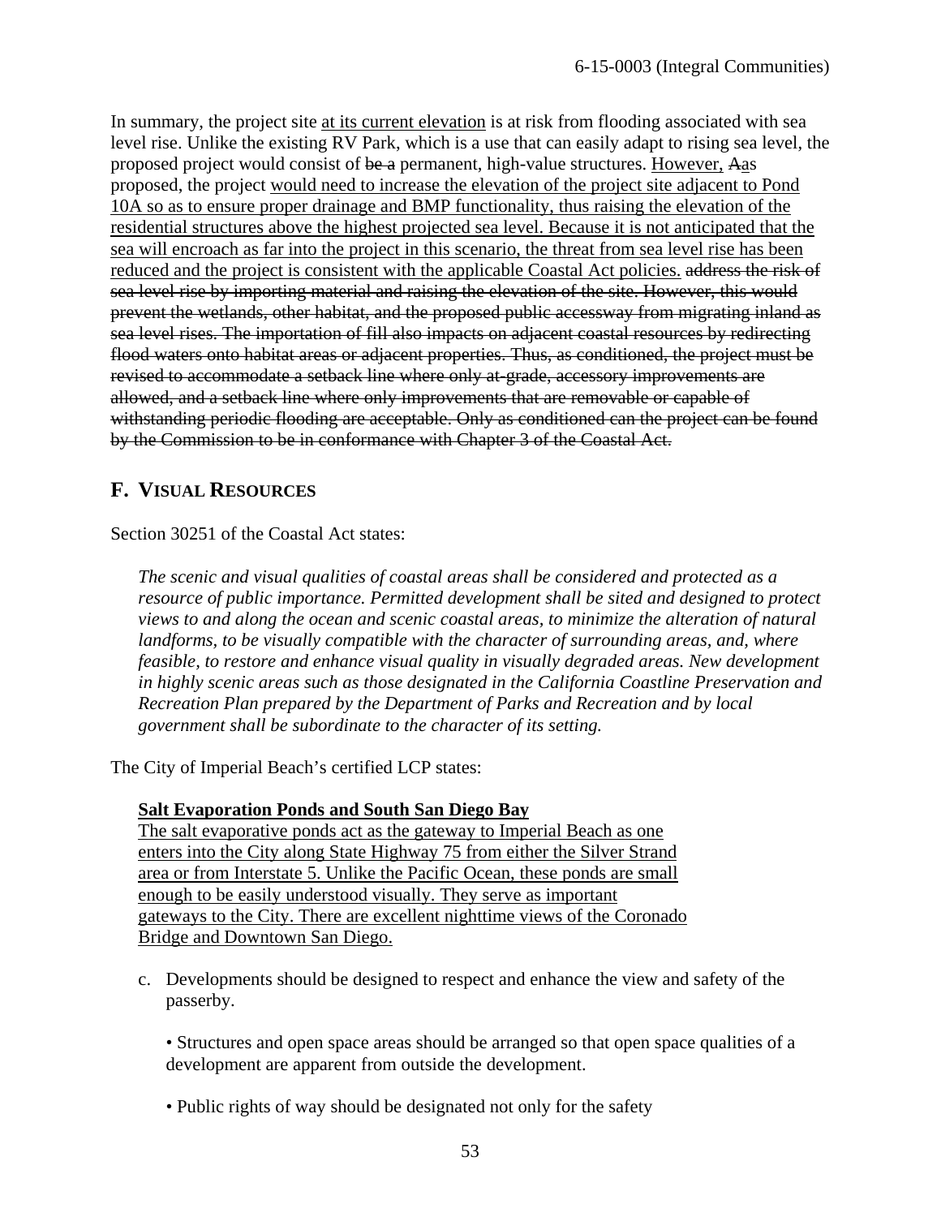In summary, the project site <u>at its current elevation</u> is at risk from flooding associated with sea level rise. Unlike the existing RV Park, which is a use that can easily adapt to rising sea level, the proposed project would consist of ~~be a~~ permanent, high-value structures. <u>However,</u> ~~A~~<u>a</u>s proposed, the project <u>would need to increase the elevation of the project site adjacent to Pond 10A so as to ensure proper drainage and BMP functionality, thus raising the elevation of the residential structures above the highest projected sea level. Because it is not anticipated that the sea will encroach as far into the project in this scenario, the threat from sea level rise has been reduced and the project is consistent with the applicable Coastal Act policies.</u> ~~address the risk of sea level rise by importing material and raising the elevation of the site. However, this would prevent the wetlands, other habitat, and the proposed public accessway from migrating inland as sea level rises. The importation of fill also impacts on adjacent coastal resources by redirecting flood waters onto habitat areas or adjacent properties. Thus, as conditioned, the project must be revised to accommodate a setback line where only at-grade, accessory improvements are allowed, and a setback line where only improvements that are removable or capable of withstanding periodic flooding are acceptable. Only as conditioned can the project can be found by the Commission to be in conformance with Chapter 3 of the Coastal Act.~~

## F. VISUAL RESOURCES

Section 30251 of the Coastal Act states:

> *The scenic and visual qualities of coastal areas shall be considered and protected as a resource of public importance. Permitted development shall be sited and designed to protect views to and along the ocean and scenic coastal areas, to minimize the alteration of natural landforms, to be visually compatible with the character of surrounding areas, and, where feasible, to restore and enhance visual quality in visually degraded areas. New development in highly scenic areas such as those designated in the California Coastline Preservation and Recreation Plan prepared by the Department of Parks and Recreation and by local government shall be subordinate to the character of its setting.*

The City of Imperial Beach's certified LCP states:

> **<u>Salt Evaporation Ponds and South San Diego Bay</u>**
> <u>The salt evaporative ponds act as the gateway to Imperial Beach as one enters into the City along State Highway 75 from either the Silver Strand area or from Interstate 5. Unlike the Pacific Ocean, these ponds are small enough to be easily understood visually. They serve as important gateways to the City. There are excellent nighttime views of the Coronado Bridge and Downtown San Diego.</u>

c. Developments should be designed to respect and enhance the view and safety of the passerby.

   • Structures and open space areas should be arranged so that open space qualities of a development are apparent from outside the development.

   • Public rights of way should be designated not only for the safety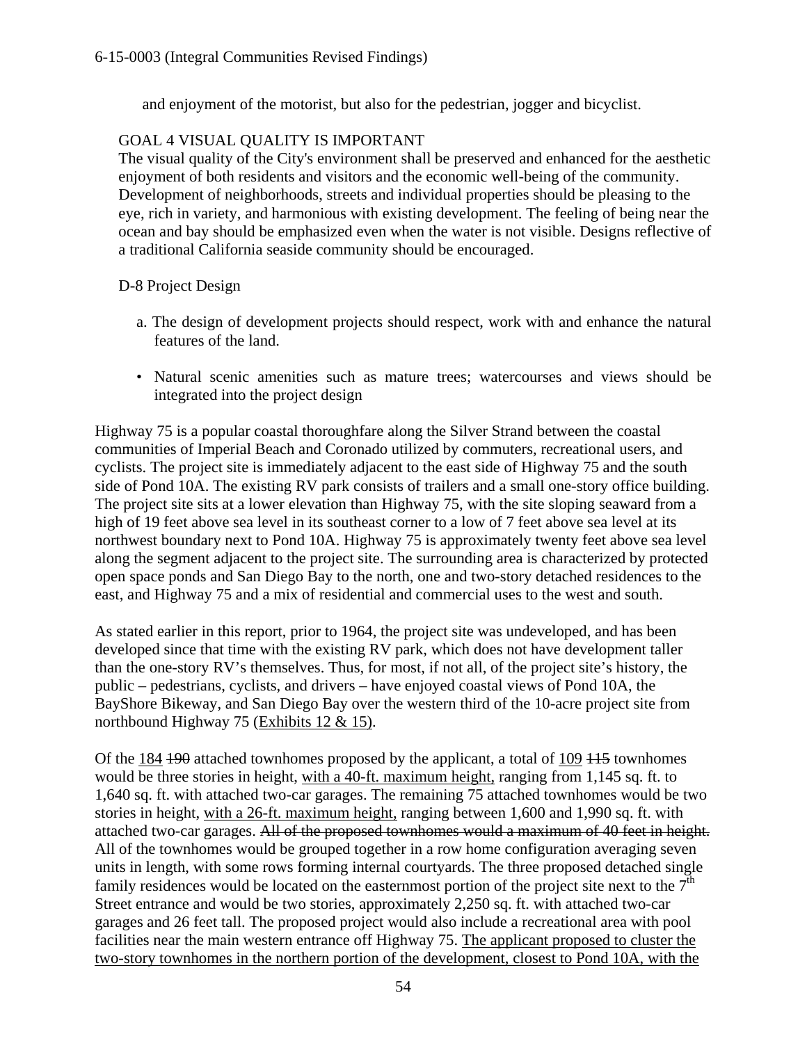and enjoyment of the motorist, but also for the pedestrian, jogger and bicyclist.

GOAL 4 VISUAL QUALITY IS IMPORTANT
The visual quality of the City's environment shall be preserved and enhanced for the aesthetic enjoyment of both residents and visitors and the economic well-being of the community. Development of neighborhoods, streets and individual properties should be pleasing to the eye, rich in variety, and harmonious with existing development. The feeling of being near the ocean and bay should be emphasized even when the water is not visible. Designs reflective of a traditional California seaside community should be encouraged.

D-8 Project Design

a. The design of development projects should respect, work with and enhance the natural features of the land.

- Natural scenic amenities such as mature trees; watercourses and views should be integrated into the project design

Highway 75 is a popular coastal thoroughfare along the Silver Strand between the coastal communities of Imperial Beach and Coronado utilized by commuters, recreational users, and cyclists. The project site is immediately adjacent to the east side of Highway 75 and the south side of Pond 10A. The existing RV park consists of trailers and a small one-story office building. The project site sits at a lower elevation than Highway 75, with the site sloping seaward from a high of 19 feet above sea level in its southeast corner to a low of 7 feet above sea level at its northwest boundary next to Pond 10A. Highway 75 is approximately twenty feet above sea level along the segment adjacent to the project site. The surrounding area is characterized by protected open space ponds and San Diego Bay to the north, one and two-story detached residences to the east, and Highway 75 and a mix of residential and commercial uses to the west and south.

As stated earlier in this report, prior to 1964, the project site was undeveloped, and has been developed since that time with the existing RV park, which does not have development taller than the one-story RV's themselves. Thus, for most, if not all, of the project site's history, the public – pedestrians, cyclists, and drivers – have enjoyed coastal views of Pond 10A, the BayShore Bikeway, and San Diego Bay over the western third of the 10-acre project site from northbound Highway 75 (Exhibits 12 & 15).

Of the <u>184</u> ~~190~~ attached townhomes proposed by the applicant, a total of <u>109</u> ~~115~~ townhomes would be three stories in height, <u>with a 40-ft. maximum height,</u> ranging from 1,145 sq. ft. to 1,640 sq. ft. with attached two-car garages. The remaining 75 attached townhomes would be two stories in height, <u>with a 26-ft. maximum height,</u> ranging between 1,600 and 1,990 sq. ft. with attached two-car garages. ~~All of the proposed townhomes would a maximum of 40 feet in height.~~ All of the townhomes would be grouped together in a row home configuration averaging seven units in length, with some rows forming internal courtyards. The three proposed detached single family residences would be located on the easternmost portion of the project site next to the 7th Street entrance and would be two stories, approximately 2,250 sq. ft. with attached two-car garages and 26 feet tall. The proposed project would also include a recreational area with pool facilities near the main western entrance off Highway 75. <u>The applicant proposed to cluster the two-story townhomes in the northern portion of the development, closest to Pond 10A, with the</u>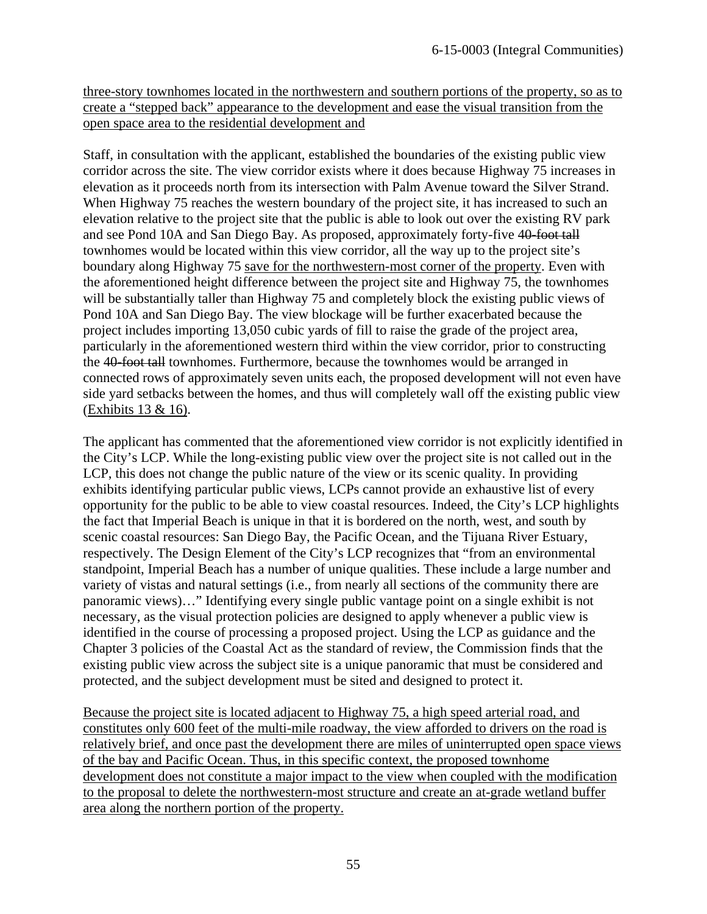three-story townhomes located in the northwestern and southern portions of the property, so as to create a "stepped back" appearance to the development and ease the visual transition from the open space area to the residential development and

Staff, in consultation with the applicant, established the boundaries of the existing public view corridor across the site. The view corridor exists where it does because Highway 75 increases in elevation as it proceeds north from its intersection with Palm Avenue toward the Silver Strand. When Highway 75 reaches the western boundary of the project site, it has increased to such an elevation relative to the project site that the public is able to look out over the existing RV park and see Pond 10A and San Diego Bay. As proposed, approximately forty-five ~~40-foot tall~~ townhomes would be located within this view corridor, all the way up to the project site's boundary along Highway 75 save for the northwestern-most corner of the property. Even with the aforementioned height difference between the project site and Highway 75, the townhomes will be substantially taller than Highway 75 and completely block the existing public views of Pond 10A and San Diego Bay. The view blockage will be further exacerbated because the project includes importing 13,050 cubic yards of fill to raise the grade of the project area, particularly in the aforementioned western third within the view corridor, prior to constructing the ~~40-foot tall~~ townhomes. Furthermore, because the townhomes would be arranged in connected rows of approximately seven units each, the proposed development will not even have side yard setbacks between the homes, and thus will completely wall off the existing public view (Exhibits 13 & 16).

The applicant has commented that the aforementioned view corridor is not explicitly identified in the City's LCP. While the long-existing public view over the project site is not called out in the LCP, this does not change the public nature of the view or its scenic quality. In providing exhibits identifying particular public views, LCPs cannot provide an exhaustive list of every opportunity for the public to be able to view coastal resources. Indeed, the City's LCP highlights the fact that Imperial Beach is unique in that it is bordered on the north, west, and south by scenic coastal resources: San Diego Bay, the Pacific Ocean, and the Tijuana River Estuary, respectively. The Design Element of the City's LCP recognizes that "from an environmental standpoint, Imperial Beach has a number of unique qualities. These include a large number and variety of vistas and natural settings (i.e., from nearly all sections of the community there are panoramic views)…" Identifying every single public vantage point on a single exhibit is not necessary, as the visual protection policies are designed to apply whenever a public view is identified in the course of processing a proposed project. Using the LCP as guidance and the Chapter 3 policies of the Coastal Act as the standard of review, the Commission finds that the existing public view across the subject site is a unique panoramic that must be considered and protected, and the subject development must be sited and designed to protect it.

Because the project site is located adjacent to Highway 75, a high speed arterial road, and constitutes only 600 feet of the multi-mile roadway, the view afforded to drivers on the road is relatively brief, and once past the development there are miles of uninterrupted open space views of the bay and Pacific Ocean. Thus, in this specific context, the proposed townhome development does not constitute a major impact to the view when coupled with the modification to the proposal to delete the northwestern-most structure and create an at-grade wetland buffer area along the northern portion of the property.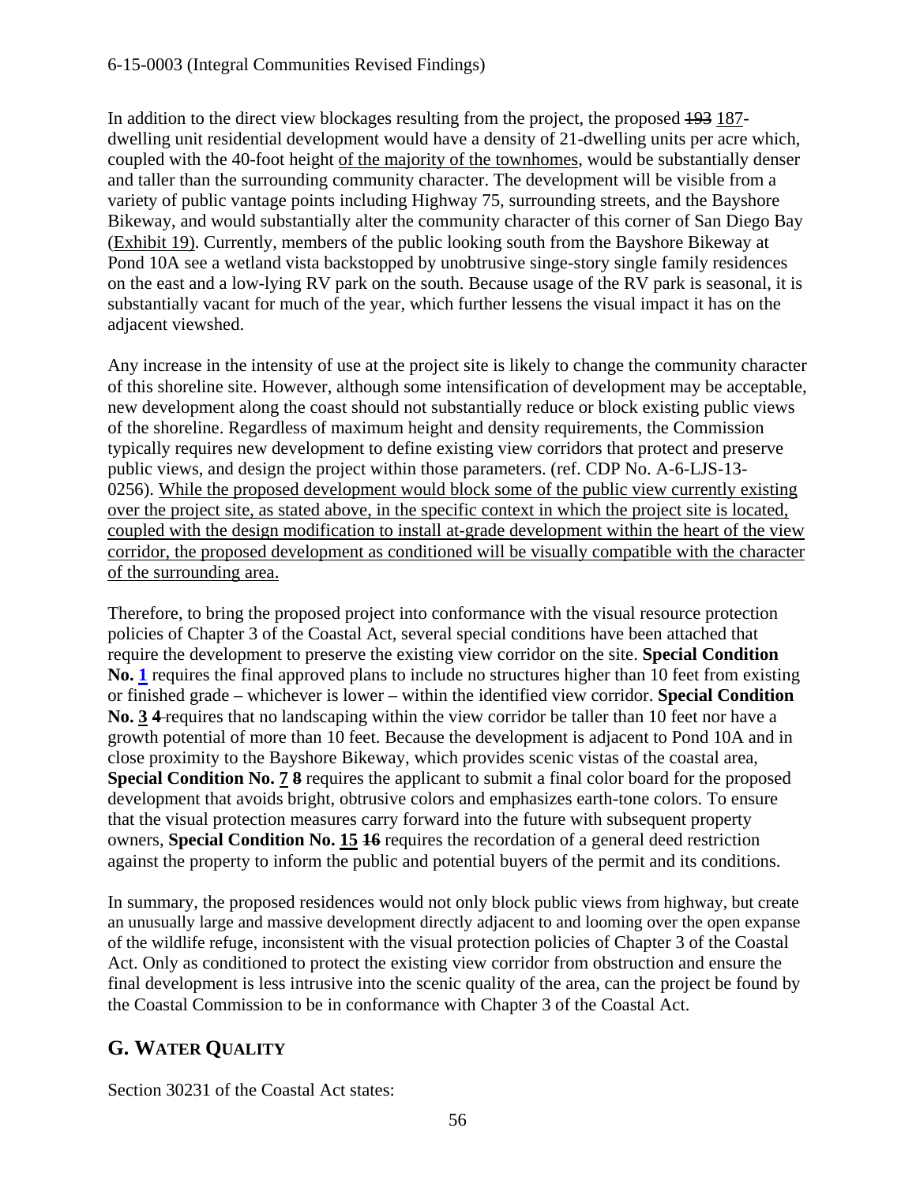In addition to the direct view blockages resulting from the project, the proposed ~~193~~ <u>187</u>-dwelling unit residential development would have a density of 21-dwelling units per acre which, coupled with the 40-foot height <u>of the majority of the townhomes</u>, would be substantially denser and taller than the surrounding community character. The development will be visible from a variety of public vantage points including Highway 75, surrounding streets, and the Bayshore Bikeway, and would substantially alter the community character of this corner of San Diego Bay (<u>Exhibit 19</u>). Currently, members of the public looking south from the Bayshore Bikeway at Pond 10A see a wetland vista backstopped by unobtrusive singe-story single family residences on the east and a low-lying RV park on the south. Because usage of the RV park is seasonal, it is substantially vacant for much of the year, which further lessens the visual impact it has on the adjacent viewshed.

Any increase in the intensity of use at the project site is likely to change the community character of this shoreline site. However, although some intensification of development may be acceptable, new development along the coast should not substantially reduce or block existing public views of the shoreline. Regardless of maximum height and density requirements, the Commission typically requires new development to define existing view corridors that protect and preserve public views, and design the project within those parameters. (ref. CDP No. A-6-LJS-13-0256). <u>While the proposed development would block some of the public view currently existing over the project site, as stated above, in the specific context in which the project site is located, coupled with the design modification to install at-grade development within the heart of the view corridor, the proposed development as conditioned will be visually compatible with the character of the surrounding area.</u>

Therefore, to bring the proposed project into conformance with the visual resource protection policies of Chapter 3 of the Coastal Act, several special conditions have been attached that require the development to preserve the existing view corridor on the site. **Special Condition No. <u>1</u>** requires the final approved plans to include no structures higher than 10 feet from existing or finished grade – whichever is lower – within the identified view corridor. **Special Condition No. <u>3</u> ~~4~~** requires that no landscaping within the view corridor be taller than 10 feet nor have a growth potential of more than 10 feet. Because the development is adjacent to Pond 10A and in close proximity to the Bayshore Bikeway, which provides scenic vistas of the coastal area, **Special Condition No. <u>7</u> ~~8~~** requires the applicant to submit a final color board for the proposed development that avoids bright, obtrusive colors and emphasizes earth-tone colors. To ensure that the visual protection measures carry forward into the future with subsequent property owners, **Special Condition No. <u>15</u> ~~16~~** requires the recordation of a general deed restriction against the property to inform the public and potential buyers of the permit and its conditions.

In summary, the proposed residences would not only block public views from highway, but create an unusually large and massive development directly adjacent to and looming over the open expanse of the wildlife refuge, inconsistent with the visual protection policies of Chapter 3 of the Coastal Act. Only as conditioned to protect the existing view corridor from obstruction and ensure the final development is less intrusive into the scenic quality of the area, can the project be found by the Coastal Commission to be in conformance with Chapter 3 of the Coastal Act.

## G. WATER QUALITY

Section 30231 of the Coastal Act states: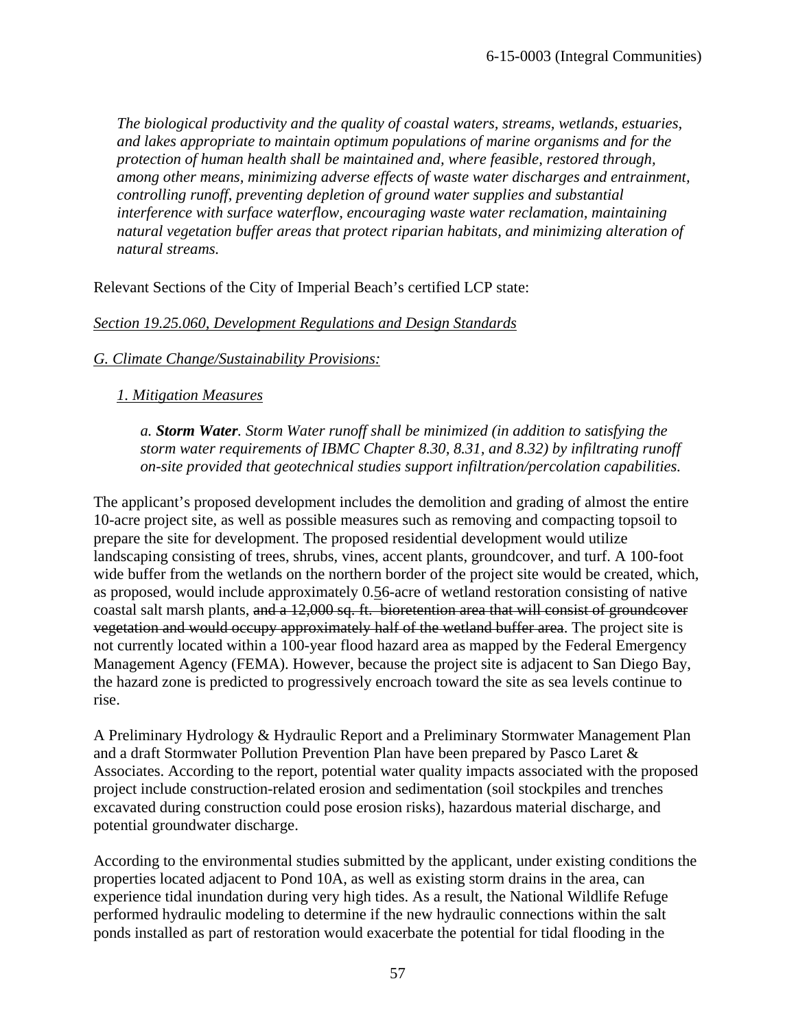*The biological productivity and the quality of coastal waters, streams, wetlands, estuaries, and lakes appropriate to maintain optimum populations of marine organisms and for the protection of human health shall be maintained and, where feasible, restored through, among other means, minimizing adverse effects of waste water discharges and entrainment, controlling runoff, preventing depletion of ground water supplies and substantial interference with surface waterflow, encouraging waste water reclamation, maintaining natural vegetation buffer areas that protect riparian habitats, and minimizing alteration of natural streams.*

Relevant Sections of the City of Imperial Beach's certified LCP state:

<u>*Section 19.25.060, Development Regulations and Design Standards*</u>

<u>*G. Climate Change/Sustainability Provisions:*</u>

<u>*1. Mitigation Measures*</u>

*a. **Storm Water**. Storm Water runoff shall be minimized (in addition to satisfying the storm water requirements of IBMC Chapter 8.30, 8.31, and 8.32) by infiltrating runoff on-site provided that geotechnical studies support infiltration/percolation capabilities.*

The applicant's proposed development includes the demolition and grading of almost the entire 10-acre project site, as well as possible measures such as removing and compacting topsoil to prepare the site for development. The proposed residential development would utilize landscaping consisting of trees, shrubs, vines, accent plants, groundcover, and turf. A 100-foot wide buffer from the wetlands on the northern border of the project site would be created, which, as proposed, would include approximately 0.<u>5</u>6-acre of wetland restoration consisting of native coastal salt marsh plants, ~~and a 12,000 sq. ft. bioretention area that will consist of groundcover vegetation and would occupy approximately half of the wetland buffer area~~. The project site is not currently located within a 100-year flood hazard area as mapped by the Federal Emergency Management Agency (FEMA). However, because the project site is adjacent to San Diego Bay, the hazard zone is predicted to progressively encroach toward the site as sea levels continue to rise.

A Preliminary Hydrology & Hydraulic Report and a Preliminary Stormwater Management Plan and a draft Stormwater Pollution Prevention Plan have been prepared by Pasco Laret & Associates. According to the report, potential water quality impacts associated with the proposed project include construction-related erosion and sedimentation (soil stockpiles and trenches excavated during construction could pose erosion risks), hazardous material discharge, and potential groundwater discharge.

According to the environmental studies submitted by the applicant, under existing conditions the properties located adjacent to Pond 10A, as well as existing storm drains in the area, can experience tidal inundation during very high tides. As a result, the National Wildlife Refuge performed hydraulic modeling to determine if the new hydraulic connections within the salt ponds installed as part of restoration would exacerbate the potential for tidal flooding in the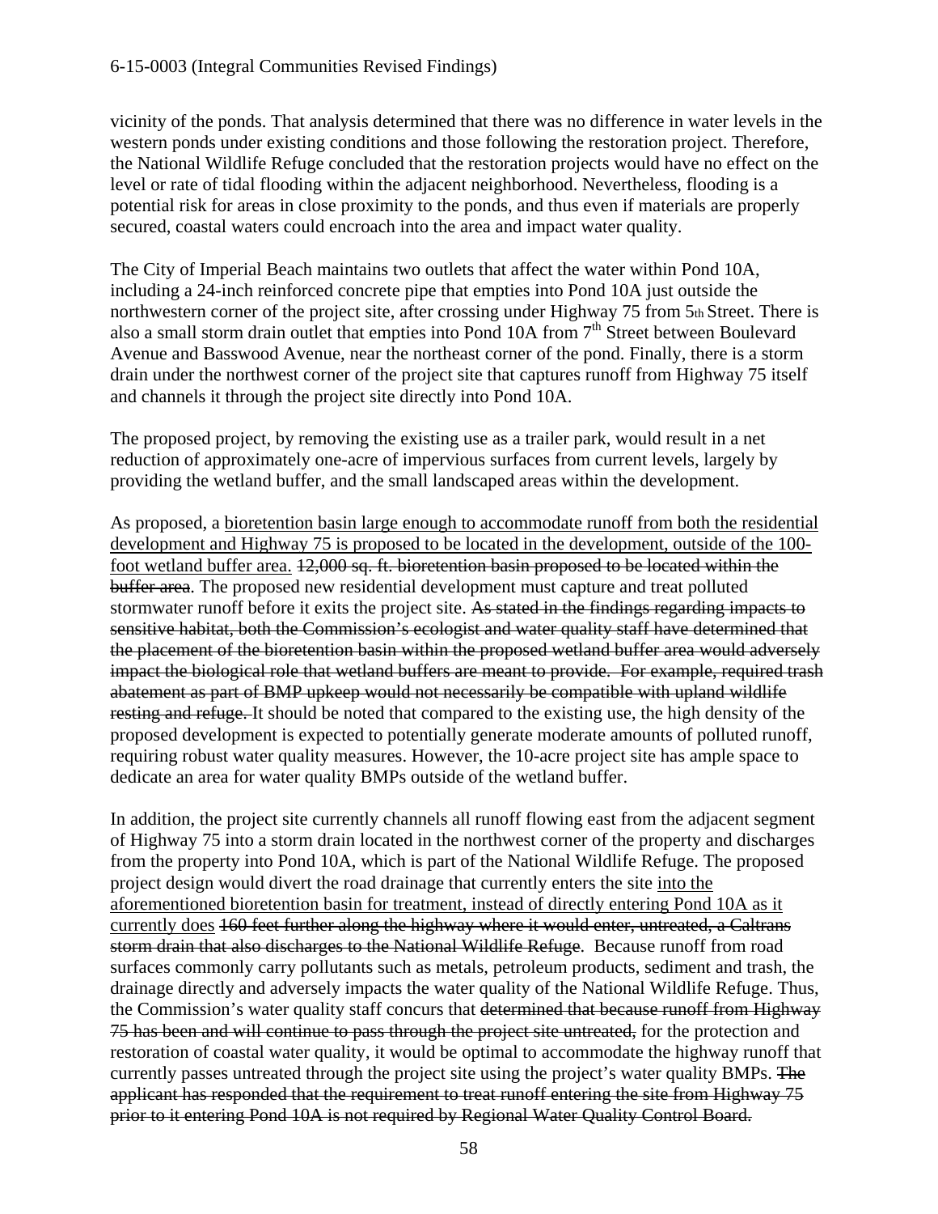vicinity of the ponds. That analysis determined that there was no difference in water levels in the western ponds under existing conditions and those following the restoration project. Therefore, the National Wildlife Refuge concluded that the restoration projects would have no effect on the level or rate of tidal flooding within the adjacent neighborhood. Nevertheless, flooding is a potential risk for areas in close proximity to the ponds, and thus even if materials are properly secured, coastal waters could encroach into the area and impact water quality.

The City of Imperial Beach maintains two outlets that affect the water within Pond 10A, including a 24-inch reinforced concrete pipe that empties into Pond 10A just outside the northwestern corner of the project site, after crossing under Highway 75 from 5th Street. There is also a small storm drain outlet that empties into Pond 10A from 7th Street between Boulevard Avenue and Basswood Avenue, near the northeast corner of the pond. Finally, there is a storm drain under the northwest corner of the project site that captures runoff from Highway 75 itself and channels it through the project site directly into Pond 10A.

The proposed project, by removing the existing use as a trailer park, would result in a net reduction of approximately one-acre of impervious surfaces from current levels, largely by providing the wetland buffer, and the small landscaped areas within the development.

As proposed, a <u>bioretention basin large enough to accommodate runoff from both the residential development and Highway 75 is proposed to be located in the development, outside of the 100-foot wetland buffer area.</u> ~~12,000 sq. ft. bioretention basin proposed to be located within the buffer area~~. The proposed new residential development must capture and treat polluted stormwater runoff before it exits the project site. ~~As stated in the findings regarding impacts to sensitive habitat, both the Commission's ecologist and water quality staff have determined that the placement of the bioretention basin within the proposed wetland buffer area would adversely impact the biological role that wetland buffers are meant to provide. For example, required trash abatement as part of BMP upkeep would not necessarily be compatible with upland wildlife resting and refuge.~~ It should be noted that compared to the existing use, the high density of the proposed development is expected to potentially generate moderate amounts of polluted runoff, requiring robust water quality measures. However, the 10-acre project site has ample space to dedicate an area for water quality BMPs outside of the wetland buffer.

In addition, the project site currently channels all runoff flowing east from the adjacent segment of Highway 75 into a storm drain located in the northwest corner of the property and discharges from the property into Pond 10A, which is part of the National Wildlife Refuge. The proposed project design would divert the road drainage that currently enters the site <u>into the aforementioned bioretention basin for treatment, instead of directly entering Pond 10A as it currently does</u> ~~160 feet further along the highway where it would enter, untreated, a Caltrans storm drain that also discharges to the National Wildlife Refuge~~. Because runoff from road surfaces commonly carry pollutants such as metals, petroleum products, sediment and trash, the drainage directly and adversely impacts the water quality of the National Wildlife Refuge. Thus, the Commission's water quality staff concurs that ~~determined that because runoff from Highway 75 has been and will continue to pass through the project site untreated,~~ for the protection and restoration of coastal water quality, it would be optimal to accommodate the highway runoff that currently passes untreated through the project site using the project's water quality BMPs. ~~The applicant has responded that the requirement to treat runoff entering the site from Highway 75 prior to it entering Pond 10A is not required by Regional Water Quality Control Board.~~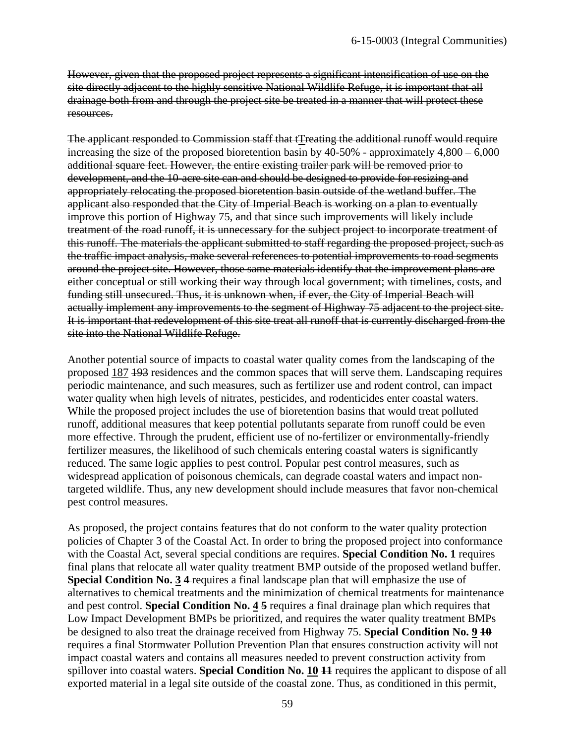~~However, given that the proposed project represents a significant intensification of use on the site directly adjacent to the highly sensitive National Wildlife Refuge, it is important that all drainage both from and through the project site be treated in a manner that will protect these resources.~~

~~The applicant responded to Commission staff that t~~<u>T</u>~~reating the additional runoff would require increasing the size of the proposed bioretention basin by 40-50% - approximately 4,800 – 6,000 additional square feet. However, the entire existing trailer park will be removed prior to development, and the 10-acre site can and should be designed to provide for resizing and appropriately relocating the proposed bioretention basin outside of the wetland buffer. The applicant also responded that the City of Imperial Beach is working on a plan to eventually improve this portion of Highway 75, and that since such improvements will likely include treatment of the road runoff, it is unnecessary for the subject project to incorporate treatment of this runoff. The materials the applicant submitted to staff regarding the proposed project, such as the traffic impact analysis, make several references to potential improvements to road segments around the project site. However, those same materials identify that the improvement plans are either conceptual or still working their way through local government; with timelines, costs, and funding still unsecured. Thus, it is unknown when, if ever, the City of Imperial Beach will actually implement any improvements to the segment of Highway 75 adjacent to the project site. It is important that redevelopment of this site treat all runoff that is currently discharged from the site into the National Wildlife Refuge.~~

Another potential source of impacts to coastal water quality comes from the landscaping of the proposed <u>187</u> ~~193~~ residences and the common spaces that will serve them. Landscaping requires periodic maintenance, and such measures, such as fertilizer use and rodent control, can impact water quality when high levels of nitrates, pesticides, and rodenticides enter coastal waters. While the proposed project includes the use of bioretention basins that would treat polluted runoff, additional measures that keep potential pollutants separate from runoff could be even more effective. Through the prudent, efficient use of no-fertilizer or environmentally-friendly fertilizer measures, the likelihood of such chemicals entering coastal waters is significantly reduced. The same logic applies to pest control. Popular pest control measures, such as widespread application of poisonous chemicals, can degrade coastal waters and impact non-targeted wildlife. Thus, any new development should include measures that favor non-chemical pest control measures.

As proposed, the project contains features that do not conform to the water quality protection policies of Chapter 3 of the Coastal Act. In order to bring the proposed project into conformance with the Coastal Act, several special conditions are requires. **Special Condition No. 1** requires final plans that relocate all water quality treatment BMP outside of the proposed wetland buffer. **Special Condition No. <u>3</u> ~~4~~** requires a final landscape plan that will emphasize the use of alternatives to chemical treatments and the minimization of chemical treatments for maintenance and pest control. **Special Condition No. <u>4</u> ~~5~~** requires a final drainage plan which requires that Low Impact Development BMPs be prioritized, and requires the water quality treatment BMPs be designed to also treat the drainage received from Highway 75. **Special Condition No. <u>9</u> ~~10~~** requires a final Stormwater Pollution Prevention Plan that ensures construction activity will not impact coastal waters and contains all measures needed to prevent construction activity from spillover into coastal waters. **Special Condition No. <u>10</u> ~~11~~** requires the applicant to dispose of all exported material in a legal site outside of the coastal zone. Thus, as conditioned in this permit,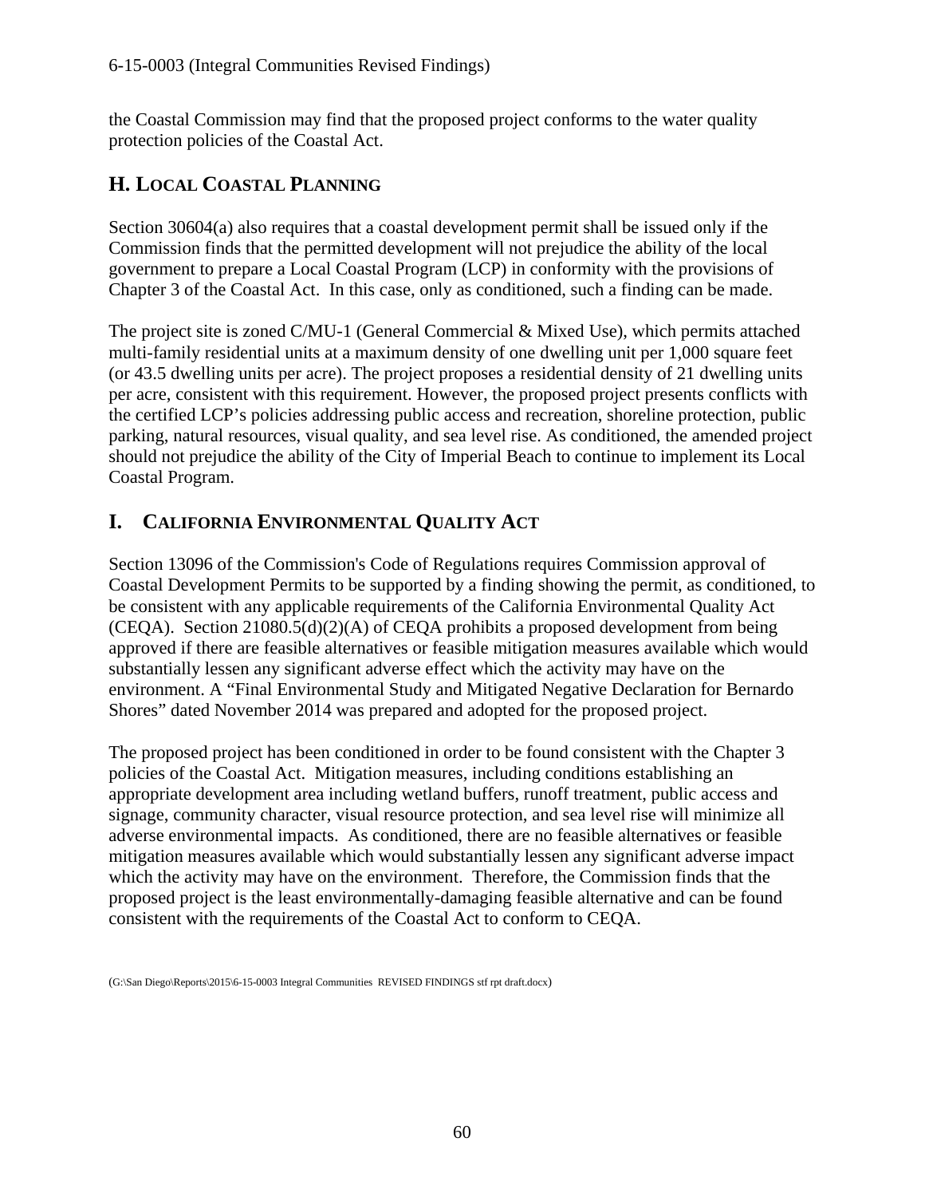the Coastal Commission may find that the proposed project conforms to the water quality protection policies of the Coastal Act.

## H. LOCAL COASTAL PLANNING

Section 30604(a) also requires that a coastal development permit shall be issued only if the Commission finds that the permitted development will not prejudice the ability of the local government to prepare a Local Coastal Program (LCP) in conformity with the provisions of Chapter 3 of the Coastal Act. In this case, only as conditioned, such a finding can be made.

The project site is zoned C/MU-1 (General Commercial & Mixed Use), which permits attached multi-family residential units at a maximum density of one dwelling unit per 1,000 square feet (or 43.5 dwelling units per acre). The project proposes a residential density of 21 dwelling units per acre, consistent with this requirement. However, the proposed project presents conflicts with the certified LCP's policies addressing public access and recreation, shoreline protection, public parking, natural resources, visual quality, and sea level rise. As conditioned, the amended project should not prejudice the ability of the City of Imperial Beach to continue to implement its Local Coastal Program.

## I. CALIFORNIA ENVIRONMENTAL QUALITY ACT

Section 13096 of the Commission's Code of Regulations requires Commission approval of Coastal Development Permits to be supported by a finding showing the permit, as conditioned, to be consistent with any applicable requirements of the California Environmental Quality Act (CEQA). Section 21080.5(d)(2)(A) of CEQA prohibits a proposed development from being approved if there are feasible alternatives or feasible mitigation measures available which would substantially lessen any significant adverse effect which the activity may have on the environment. A "Final Environmental Study and Mitigated Negative Declaration for Bernardo Shores" dated November 2014 was prepared and adopted for the proposed project.

The proposed project has been conditioned in order to be found consistent with the Chapter 3 policies of the Coastal Act. Mitigation measures, including conditions establishing an appropriate development area including wetland buffers, runoff treatment, public access and signage, community character, visual resource protection, and sea level rise will minimize all adverse environmental impacts. As conditioned, there are no feasible alternatives or feasible mitigation measures available which would substantially lessen any significant adverse impact which the activity may have on the environment. Therefore, the Commission finds that the proposed project is the least environmentally-damaging feasible alternative and can be found consistent with the requirements of the Coastal Act to conform to CEQA.

(G:\San Diego\Reports\2015\6-15-0003 Integral Communities REVISED FINDINGS stf rpt draft.docx)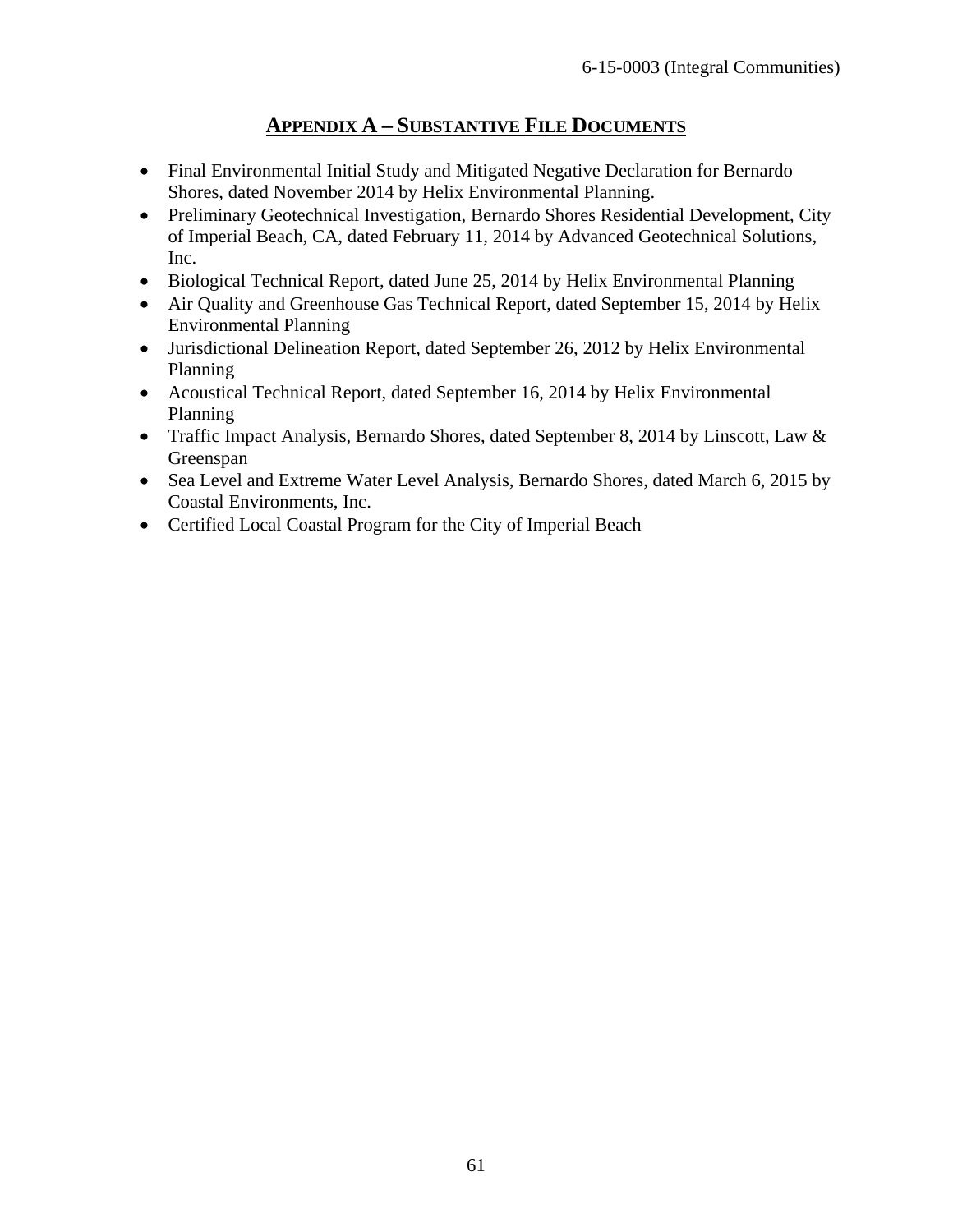## Appendix A – Substantive File Documents

- Final Environmental Initial Study and Mitigated Negative Declaration for Bernardo Shores, dated November 2014 by Helix Environmental Planning.
- Preliminary Geotechnical Investigation, Bernardo Shores Residential Development, City of Imperial Beach, CA, dated February 11, 2014 by Advanced Geotechnical Solutions, Inc.
- Biological Technical Report, dated June 25, 2014 by Helix Environmental Planning
- Air Quality and Greenhouse Gas Technical Report, dated September 15, 2014 by Helix Environmental Planning
- Jurisdictional Delineation Report, dated September 26, 2012 by Helix Environmental Planning
- Acoustical Technical Report, dated September 16, 2014 by Helix Environmental Planning
- Traffic Impact Analysis, Bernardo Shores, dated September 8, 2014 by Linscott, Law & Greenspan
- Sea Level and Extreme Water Level Analysis, Bernardo Shores, dated March 6, 2015 by Coastal Environments, Inc.
- Certified Local Coastal Program for the City of Imperial Beach